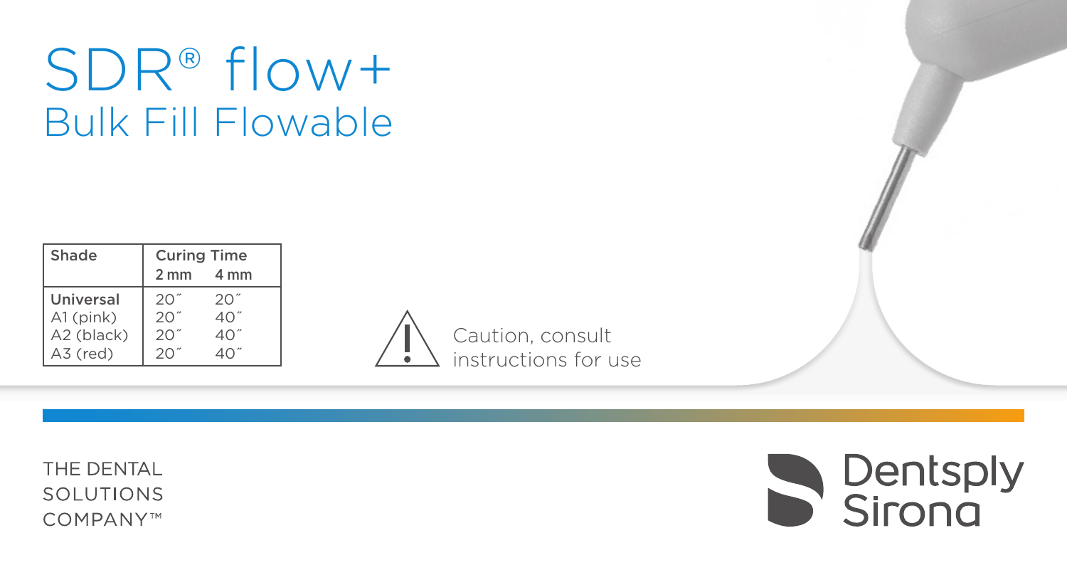# SDR® flow+

## Bulk Fill Flowable

| Shade | Curing Time | |
|---|---|---|
| | 2 mm | 4 mm |
| Universal | 20″ | 20″ |
| A1 (pink) | 20″ | 40″ |
| A2 (black) | 20″ | 40″ |
| A3 (red) | 20″ | 40″ |

Caution, consult instructions for use

THE DENTAL SOLUTIONS COMPANY™

Dentsply Sirona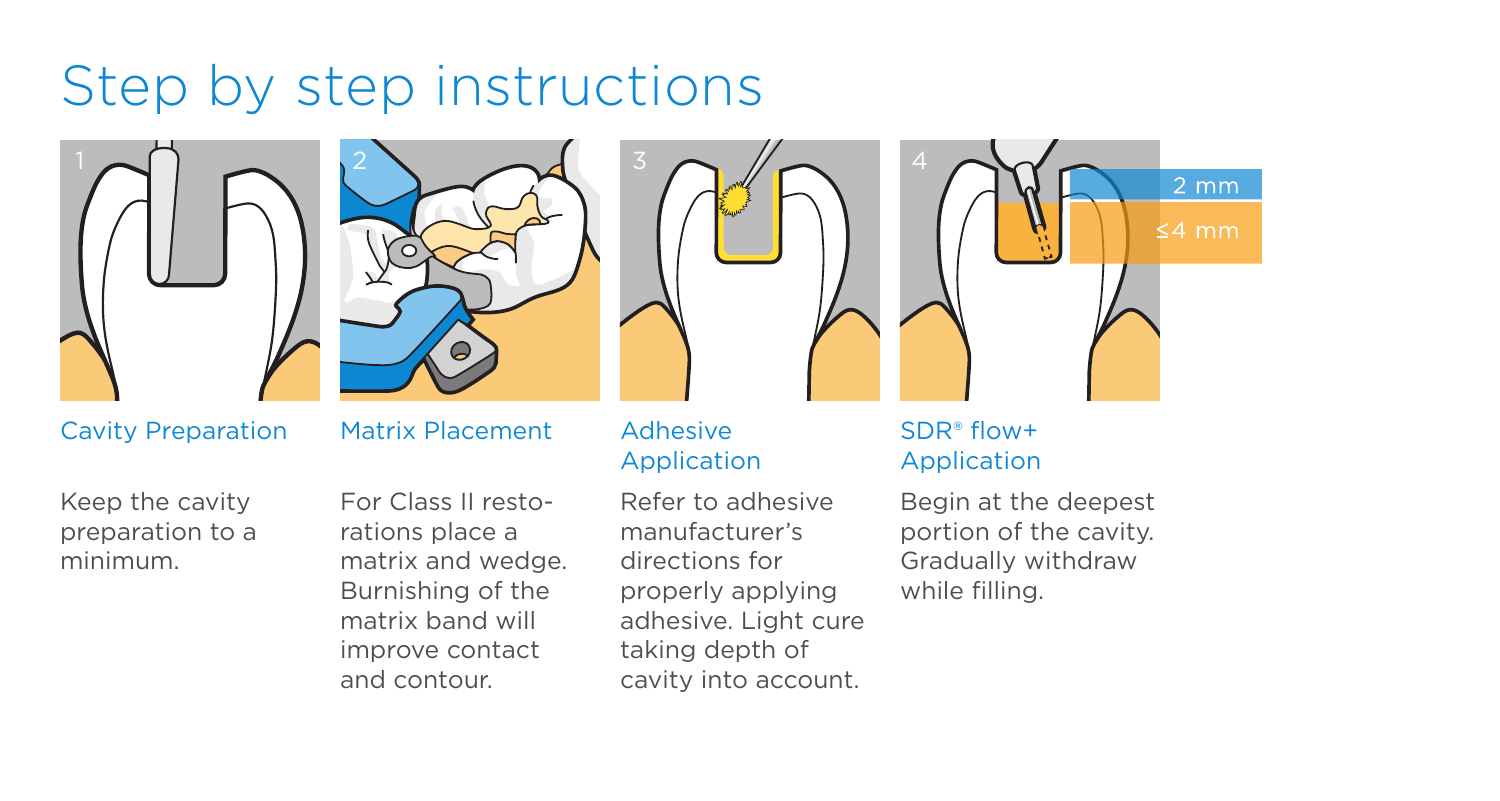# Step by step instructions

1

## Cavity Preparation

Keep the cavity preparation to a minimum.

2

## Matrix Placement

For Class II restorations place a matrix and wedge. Burnishing of the matrix band will improve contact and contour.

3

## Adhesive Application

Refer to adhesive manufacturer's directions for properly applying adhesive. Light cure taking depth of cavity into account.

4

2 mm

≤4 mm

## SDR® flow+ Application

Begin at the deepest portion of the cavity. Gradually withdraw while filling.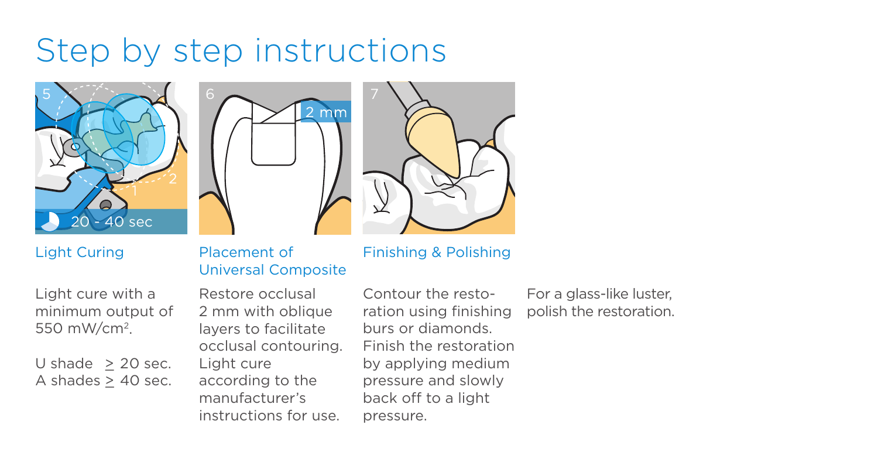# Step by step instructions

### Light Curing

Light cure with a minimum output of 550 mW/cm$^2$.

U shade $\geq$ 20 sec.
A shades $\geq$ 40 sec.

### Placement of Universal Composite

Restore occlusal 2 mm with oblique layers to facilitate occlusal contouring. Light cure according to the manufacturer's instructions for use.

### Finishing & Polishing

Contour the restoration using finishing burs or diamonds. Finish the restoration by applying medium pressure and slowly back off to a light pressure.

For a glass-like luster, polish the restoration.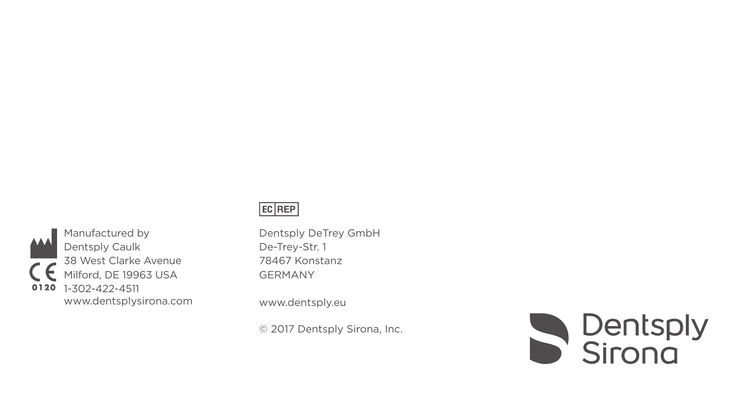Manufactured by
Dentsply Caulk
38 West Clarke Avenue
Milford, DE 19963 USA
1-302-422-4511
www.dentsplysirona.com

CE 0120

EC REP

Dentsply DeTrey GmbH
De-Trey-Str. 1
78467 Konstanz
GERMANY

www.dentsply.eu

© 2017 Dentsply Sirona, Inc.

Dentsply Sirona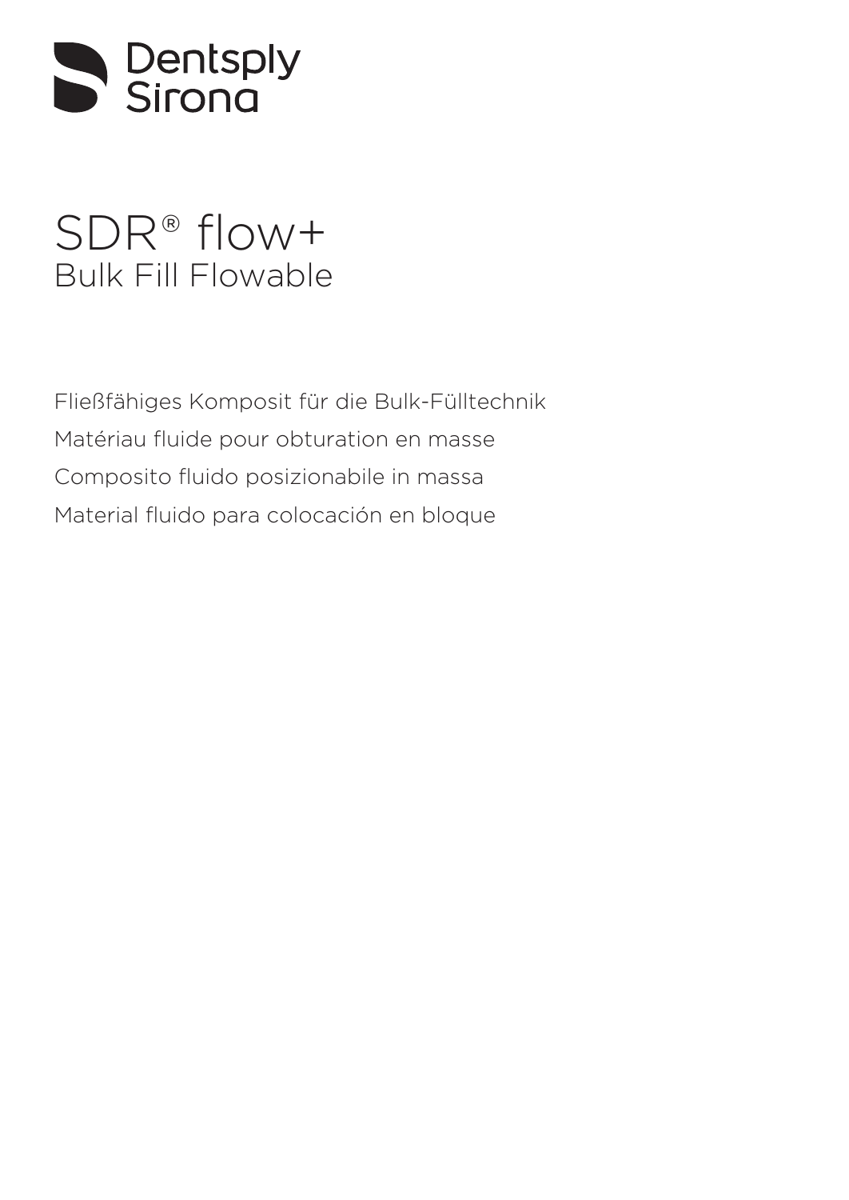Dentsply Sirona

# SDR® flow+

## Bulk Fill Flowable

Fließfähiges Komposit für die Bulk-Fülltechnik

Matériau fluide pour obturation en masse

Composito fluido posizionabile in massa

Material fluido para colocación en bloque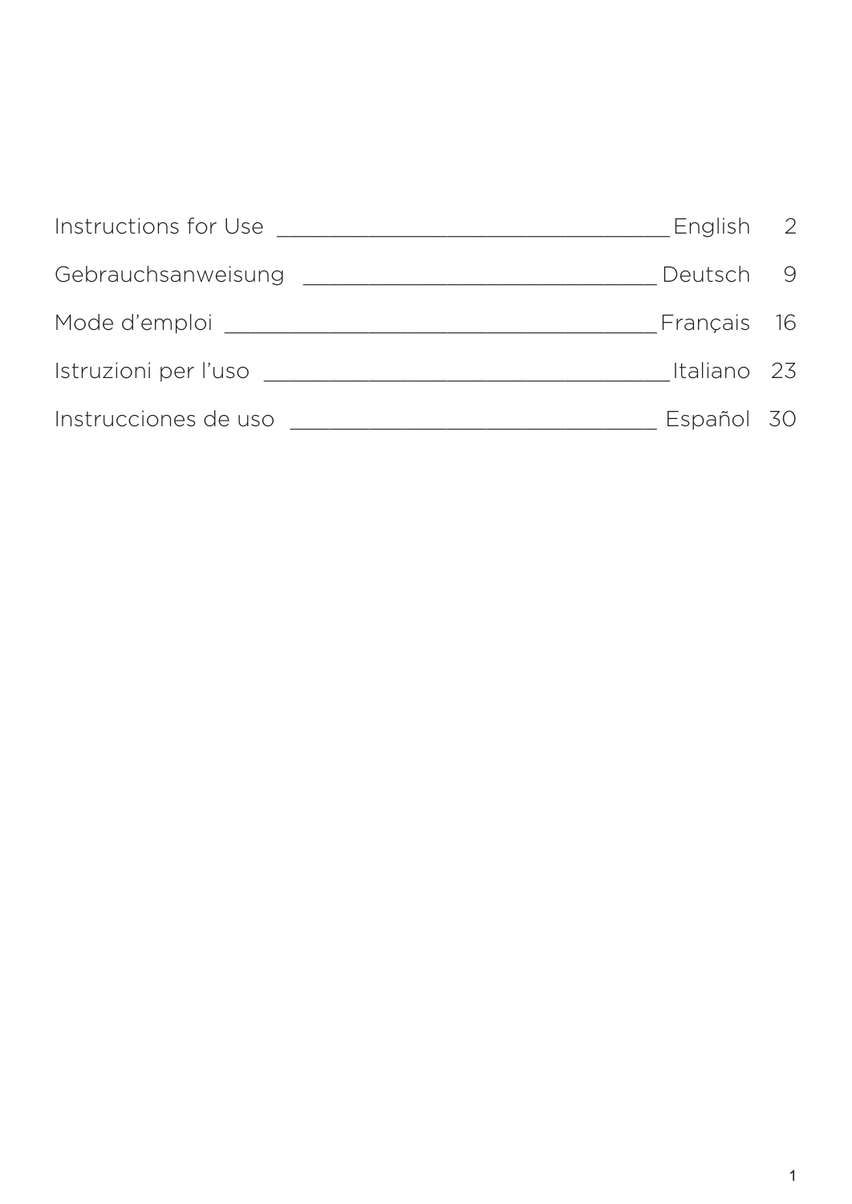| | | |
|---|---|---|
| Instructions for Use | English | 2 |
| Gebrauchsanweisung | Deutsch | 9 |
| Mode d'emploi | Français | 16 |
| Istruzioni per l'uso | Italiano | 23 |
| Instrucciones de uso | Español | 30 |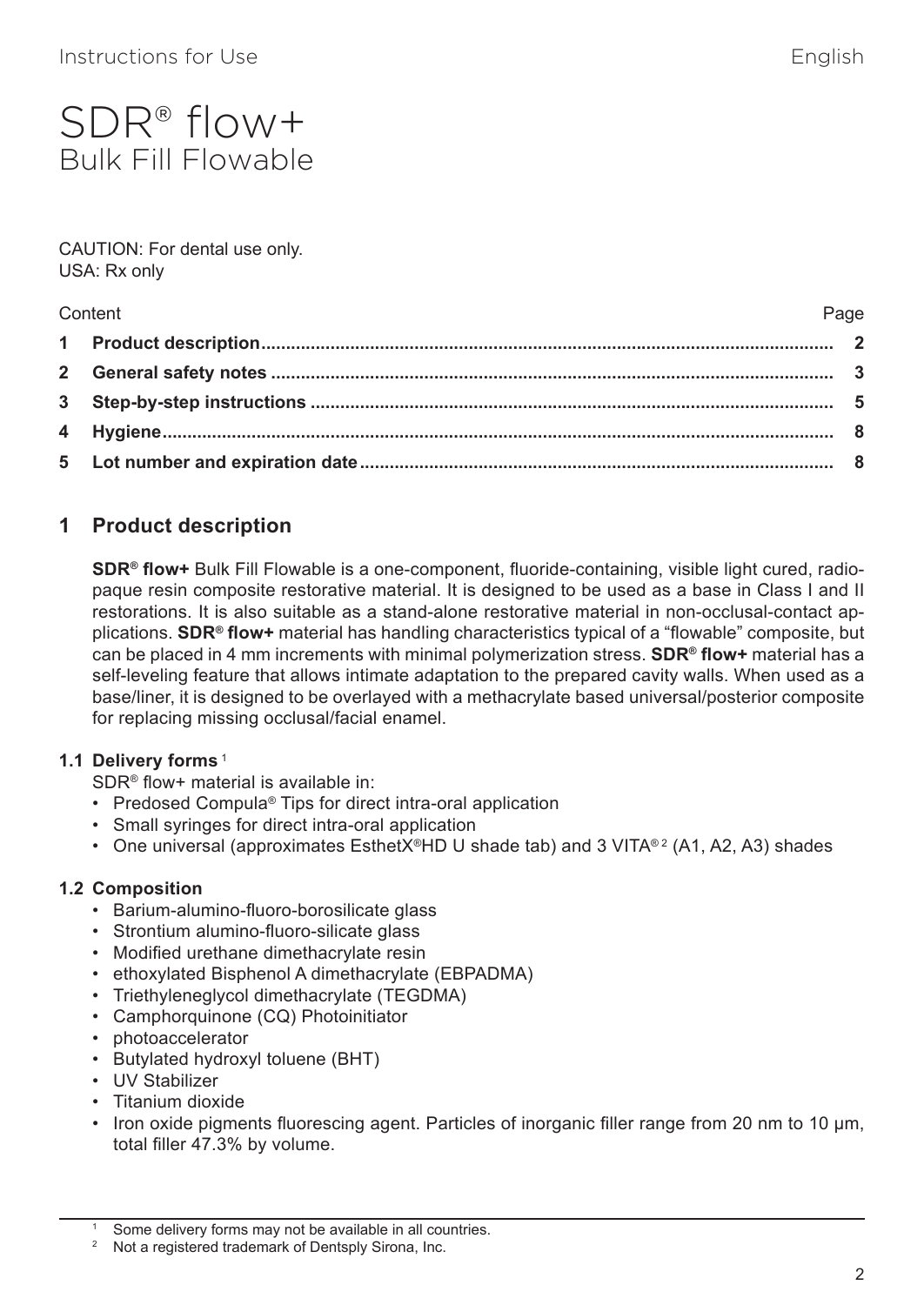Instructions for Use English

# SDR® flow+
## Bulk Fill Flowable

CAUTION: For dental use only.
USA: Rx only

| Content | Page |
|---|---|
| **1 Product description** | **2** |
| **2 General safety notes** | **3** |
| **3 Step-by-step instructions** | **5** |
| **4 Hygiene** | **8** |
| **5 Lot number and expiration date** | **8** |

## 1 Product description

**SDR® flow+** Bulk Fill Flowable is a one-component, fluoride-containing, visible light cured, radiopaque resin composite restorative material. It is designed to be used as a base in Class I and II restorations. It is also suitable as a stand-alone restorative material in non-occlusal-contact applications. **SDR® flow+** material has handling characteristics typical of a "flowable" composite, but can be placed in 4 mm increments with minimal polymerization stress. **SDR® flow+** material has a self-leveling feature that allows intimate adaptation to the prepared cavity walls. When used as a base/liner, it is designed to be overlayed with a methacrylate based universal/posterior composite for replacing missing occlusal/facial enamel.

### 1.1 Delivery forms [1]

SDR® flow+ material is available in:

- Predosed Compula® Tips for direct intra-oral application
- Small syringes for direct intra-oral application
- One universal (approximates EsthetX®HD U shade tab) and 3 VITA® [2] (A1, A2, A3) shades

### 1.2 Composition

- Barium-alumino-fluoro-borosilicate glass
- Strontium alumino-fluoro-silicate glass
- Modified urethane dimethacrylate resin
- ethoxylated Bisphenol A dimethacrylate (EBPADMA)
- Triethyleneglycol dimethacrylate (TEGDMA)
- Camphorquinone (CQ) Photoinitiator
- photoaccelerator
- Butylated hydroxyl toluene (BHT)
- UV Stabilizer
- Titanium dioxide
- Iron oxide pigments fluorescing agent. Particles of inorganic filler range from 20 nm to 10 µm, total filler 47.3% by volume.

[1] Some delivery forms may not be available in all countries.
[2] Not a registered trademark of Dentsply Sirona, Inc.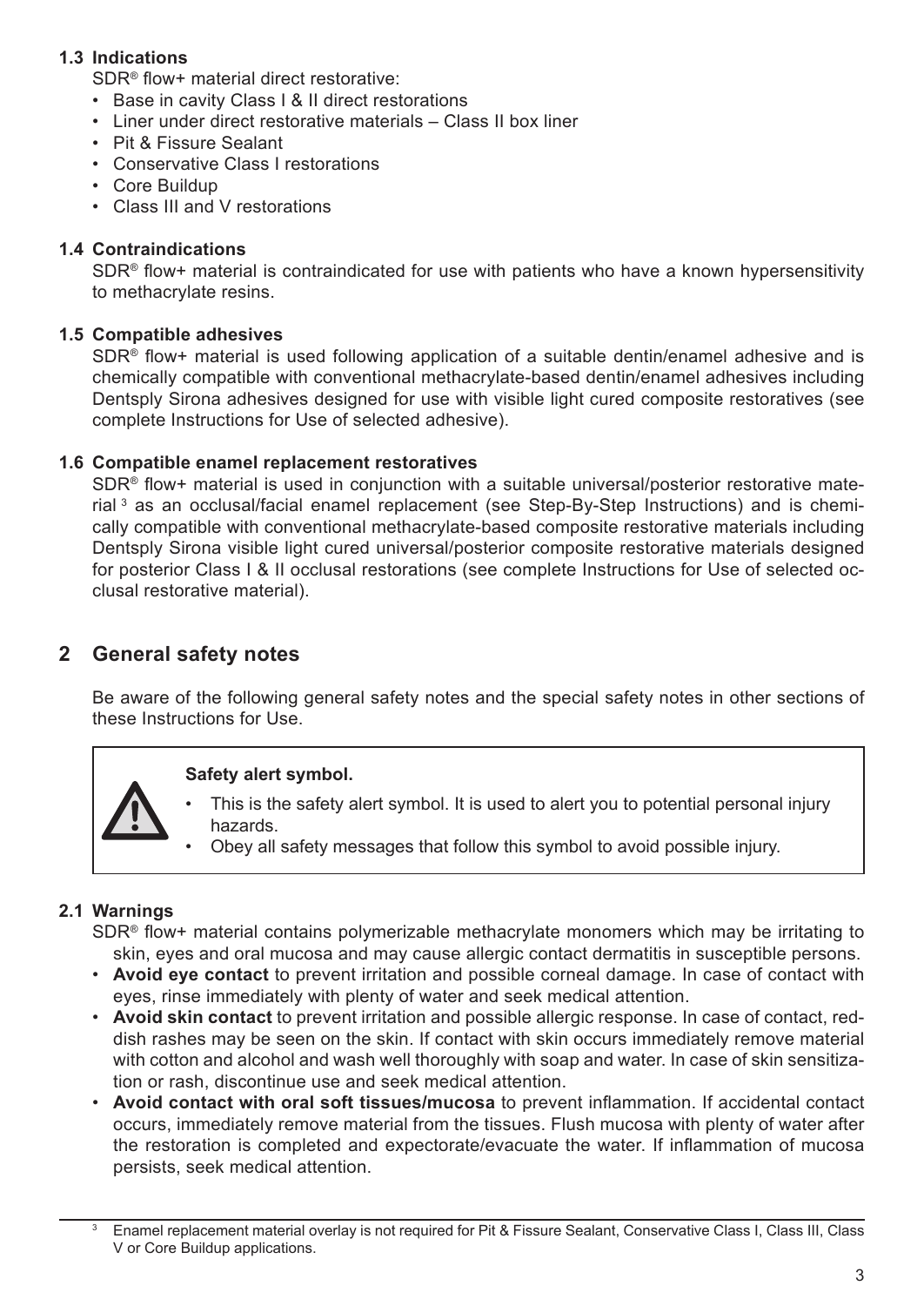### 1.3 Indications

SDR® flow+ material direct restorative:

- Base in cavity Class I & II direct restorations
- Liner under direct restorative materials – Class II box liner
- Pit & Fissure Sealant
- Conservative Class I restorations
- Core Buildup
- Class III and V restorations

### 1.4 Contraindications

SDR® flow+ material is contraindicated for use with patients who have a known hypersensitivity to methacrylate resins.

### 1.5 Compatible adhesives

SDR® flow+ material is used following application of a suitable dentin/enamel adhesive and is chemically compatible with conventional methacrylate-based dentin/enamel adhesives including Dentsply Sirona adhesives designed for use with visible light cured composite restoratives (see complete Instructions for Use of selected adhesive).

### 1.6 Compatible enamel replacement restoratives

SDR® flow+ material is used in conjunction with a suitable universal/posterior restorative material [3] as an occlusal/facial enamel replacement (see Step-By-Step Instructions) and is chemically compatible with conventional methacrylate-based composite restorative materials including Dentsply Sirona visible light cured universal/posterior composite restorative materials designed for posterior Class I & II occlusal restorations (see complete Instructions for Use of selected occlusal restorative material).

## 2 General safety notes

Be aware of the following general safety notes and the special safety notes in other sections of these Instructions for Use.

**Safety alert symbol.**

- This is the safety alert symbol. It is used to alert you to potential personal injury hazards.
- Obey all safety messages that follow this symbol to avoid possible injury.

### 2.1 Warnings

SDR® flow+ material contains polymerizable methacrylate monomers which may be irritating to skin, eyes and oral mucosa and may cause allergic contact dermatitis in susceptible persons.

- **Avoid eye contact** to prevent irritation and possible corneal damage. In case of contact with eyes, rinse immediately with plenty of water and seek medical attention.
- **Avoid skin contact** to prevent irritation and possible allergic response. In case of contact, reddish rashes may be seen on the skin. If contact with skin occurs immediately remove material with cotton and alcohol and wash well thoroughly with soap and water. In case of skin sensitization or rash, discontinue use and seek medical attention.
- **Avoid contact with oral soft tissues/mucosa** to prevent inflammation. If accidental contact occurs, immediately remove material from the tissues. Flush mucosa with plenty of water after the restoration is completed and expectorate/evacuate the water. If inflammation of mucosa persists, seek medical attention.

[3] Enamel replacement material overlay is not required for Pit & Fissure Sealant, Conservative Class I, Class III, Class V or Core Buildup applications.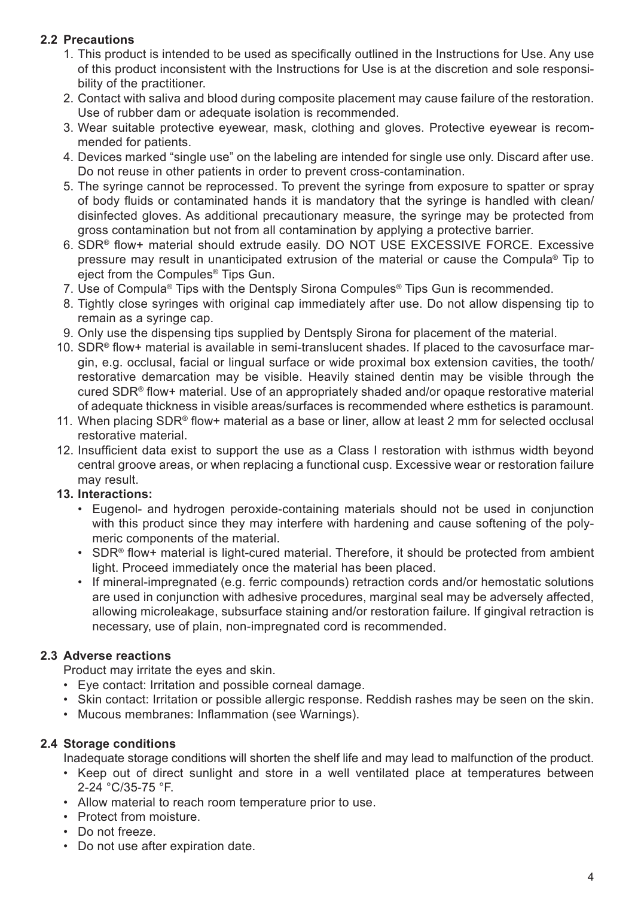### 2.2 Precautions

1. This product is intended to be used as specifically outlined in the Instructions for Use. Any use of this product inconsistent with the Instructions for Use is at the discretion and sole responsibility of the practitioner.
2. Contact with saliva and blood during composite placement may cause failure of the restoration. Use of rubber dam or adequate isolation is recommended.
3. Wear suitable protective eyewear, mask, clothing and gloves. Protective eyewear is recommended for patients.
4. Devices marked "single use" on the labeling are intended for single use only. Discard after use. Do not reuse in other patients in order to prevent cross-contamination.
5. The syringe cannot be reprocessed. To prevent the syringe from exposure to spatter or spray of body fluids or contaminated hands it is mandatory that the syringe is handled with clean/disinfected gloves. As additional precautionary measure, the syringe may be protected from gross contamination but not from all contamination by applying a protective barrier.
6. SDR® flow+ material should extrude easily. DO NOT USE EXCESSIVE FORCE. Excessive pressure may result in unanticipated extrusion of the material or cause the Compula® Tip to eject from the Compules® Tips Gun.
7. Use of Compula® Tips with the Dentsply Sirona Compules® Tips Gun is recommended.
8. Tightly close syringes with original cap immediately after use. Do not allow dispensing tip to remain as a syringe cap.
9. Only use the dispensing tips supplied by Dentsply Sirona for placement of the material.
10. SDR® flow+ material is available in semi-translucent shades. If placed to the cavosurface margin, e.g. occlusal, facial or lingual surface or wide proximal box extension cavities, the tooth/restorative demarcation may be visible. Heavily stained dentin may be visible through the cured SDR® flow+ material. Use of an appropriately shaded and/or opaque restorative material of adequate thickness in visible areas/surfaces is recommended where esthetics is paramount.
11. When placing SDR® flow+ material as a base or liner, allow at least 2 mm for selected occlusal restorative material.
12. Insufficient data exist to support the use as a Class I restoration with isthmus width beyond central groove areas, or when replacing a functional cusp. Excessive wear or restoration failure may result.
13. **Interactions:**
    - Eugenol- and hydrogen peroxide-containing materials should not be used in conjunction with this product since they may interfere with hardening and cause softening of the polymeric components of the material.
    - SDR® flow+ material is light-cured material. Therefore, it should be protected from ambient light. Proceed immediately once the material has been placed.
    - If mineral-impregnated (e.g. ferric compounds) retraction cords and/or hemostatic solutions are used in conjunction with adhesive procedures, marginal seal may be adversely affected, allowing microleakage, subsurface staining and/or restoration failure. If gingival retraction is necessary, use of plain, non-impregnated cord is recommended.

### 2.3 Adverse reactions

Product may irritate the eyes and skin.

- Eye contact: Irritation and possible corneal damage.
- Skin contact: Irritation or possible allergic response. Reddish rashes may be seen on the skin.
- Mucous membranes: Inflammation (see Warnings).

### 2.4 Storage conditions

Inadequate storage conditions will shorten the shelf life and may lead to malfunction of the product.

- Keep out of direct sunlight and store in a well ventilated place at temperatures between 2-24 °C/35-75 °F.
- Allow material to reach room temperature prior to use.
- Protect from moisture.
- Do not freeze.
- Do not use after expiration date.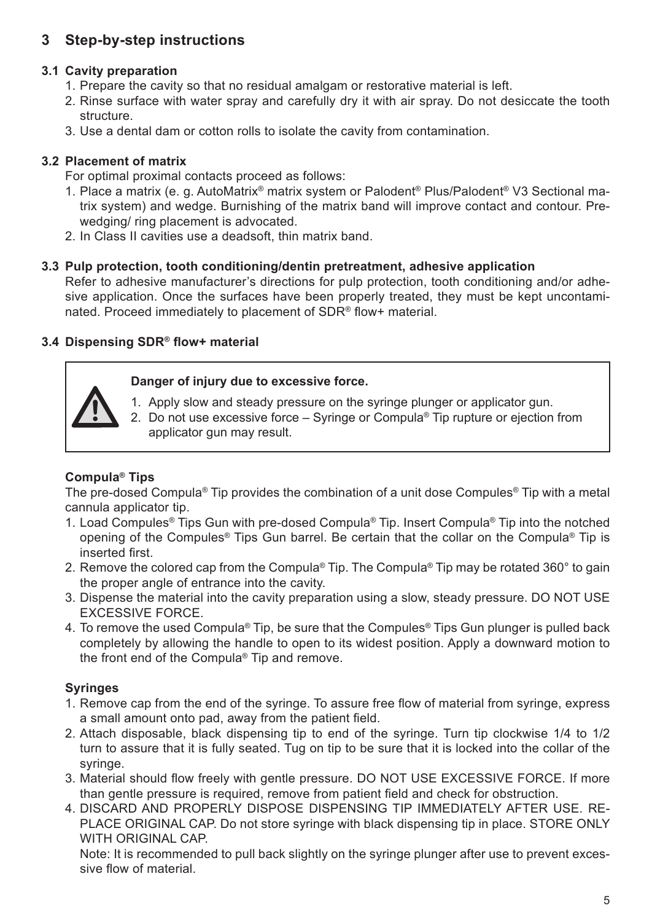## 3 Step-by-step instructions

### 3.1 Cavity preparation

1. Prepare the cavity so that no residual amalgam or restorative material is left.
2. Rinse surface with water spray and carefully dry it with air spray. Do not desiccate the tooth structure.
3. Use a dental dam or cotton rolls to isolate the cavity from contamination.

### 3.2 Placement of matrix

For optimal proximal contacts proceed as follows:

1. Place a matrix (e. g. AutoMatrix® matrix system or Palodent® Plus/Palodent® V3 Sectional matrix system) and wedge. Burnishing of the matrix band will improve contact and contour. Pre-wedging/ ring placement is advocated.
2. In Class II cavities use a deadsoft, thin matrix band.

### 3.3 Pulp protection, tooth conditioning/dentin pretreatment, adhesive application

Refer to adhesive manufacturer's directions for pulp protection, tooth conditioning and/or adhesive application. Once the surfaces have been properly treated, they must be kept uncontaminated. Proceed immediately to placement of SDR® flow+ material.

### 3.4 Dispensing SDR® flow+ material

> **Danger of injury due to excessive force.**
>
> 1. Apply slow and steady pressure on the syringe plunger or applicator gun.
> 2. Do not use excessive force – Syringe or Compula® Tip rupture or ejection from applicator gun may result.

**Compula® Tips**

The pre-dosed Compula® Tip provides the combination of a unit dose Compules® Tip with a metal cannula applicator tip.

1. Load Compules® Tips Gun with pre-dosed Compula® Tip. Insert Compula® Tip into the notched opening of the Compules® Tips Gun barrel. Be certain that the collar on the Compula® Tip is inserted first.
2. Remove the colored cap from the Compula® Tip. The Compula® Tip may be rotated 360° to gain the proper angle of entrance into the cavity.
3. Dispense the material into the cavity preparation using a slow, steady pressure. DO NOT USE EXCESSIVE FORCE.
4. To remove the used Compula® Tip, be sure that the Compules® Tips Gun plunger is pulled back completely by allowing the handle to open to its widest position. Apply a downward motion to the front end of the Compula® Tip and remove.

**Syringes**

1. Remove cap from the end of the syringe. To assure free flow of material from syringe, express a small amount onto pad, away from the patient field.
2. Attach disposable, black dispensing tip to end of the syringe. Turn tip clockwise 1/4 to 1/2 turn to assure that it is fully seated. Tug on tip to be sure that it is locked into the collar of the syringe.
3. Material should flow freely with gentle pressure. DO NOT USE EXCESSIVE FORCE. If more than gentle pressure is required, remove from patient field and check for obstruction.
4. DISCARD AND PROPERLY DISPOSE DISPENSING TIP IMMEDIATELY AFTER USE. REPLACE ORIGINAL CAP. Do not store syringe with black dispensing tip in place. STORE ONLY WITH ORIGINAL CAP.

   Note: It is recommended to pull back slightly on the syringe plunger after use to prevent excessive flow of material.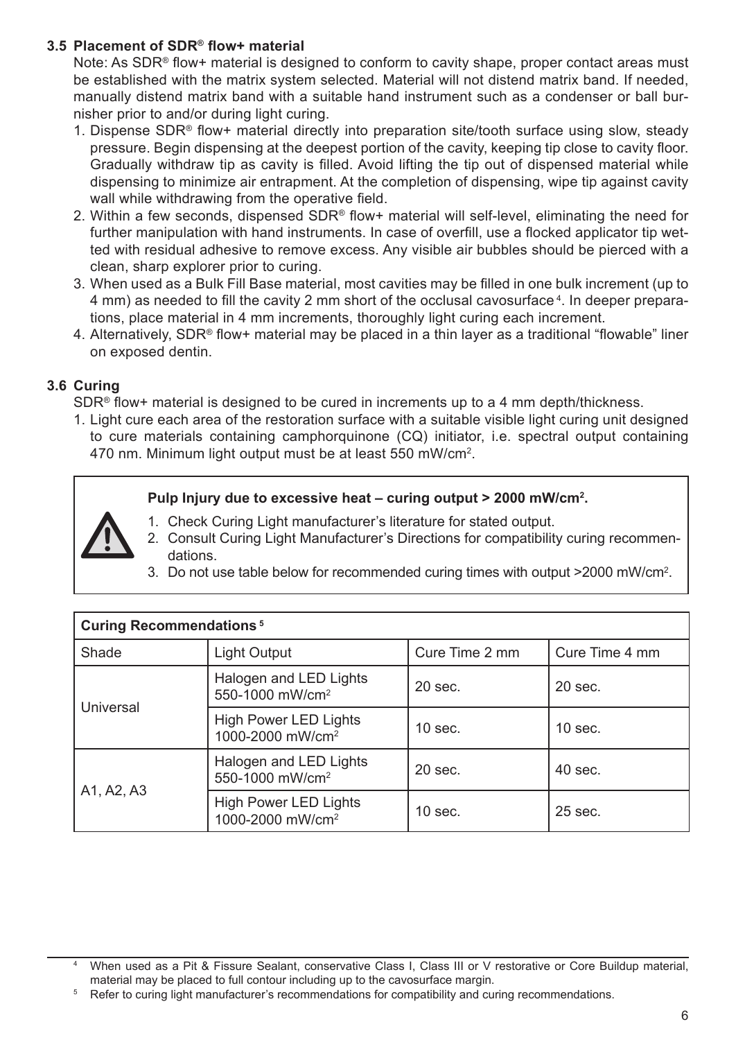### 3.5 Placement of SDR® flow+ material

Note: As SDR® flow+ material is designed to conform to cavity shape, proper contact areas must be established with the matrix system selected. Material will not distend matrix band. If needed, manually distend matrix band with a suitable hand instrument such as a condenser or ball burnisher prior to and/or during light curing.

1. Dispense SDR® flow+ material directly into preparation site/tooth surface using slow, steady pressure. Begin dispensing at the deepest portion of the cavity, keeping tip close to cavity floor. Gradually withdraw tip as cavity is filled. Avoid lifting the tip out of dispensed material while dispensing to minimize air entrapment. At the completion of dispensing, wipe tip against cavity wall while withdrawing from the operative field.
2. Within a few seconds, dispensed SDR® flow+ material will self-level, eliminating the need for further manipulation with hand instruments. In case of overfill, use a flocked applicator tip wetted with residual adhesive to remove excess. Any visible air bubbles should be pierced with a clean, sharp explorer prior to curing.
3. When used as a Bulk Fill Base material, most cavities may be filled in one bulk increment (up to 4 mm) as needed to fill the cavity 2 mm short of the occlusal cavosurface[4]. In deeper preparations, place material in 4 mm increments, thoroughly light curing each increment.
4. Alternatively, SDR® flow+ material may be placed in a thin layer as a traditional "flowable" liner on exposed dentin.

### 3.6 Curing

SDR® flow+ material is designed to be cured in increments up to a 4 mm depth/thickness.

1. Light cure each area of the restoration surface with a suitable visible light curing unit designed to cure materials containing camphorquinone (CQ) initiator, i.e. spectral output containing 470 nm. Minimum light output must be at least 550 mW/cm$^2$.

**Pulp Injury due to excessive heat – curing output > 2000 mW/cm$^2$.**

1. Check Curing Light manufacturer's literature for stated output.
2. Consult Curing Light Manufacturer's Directions for compatibility curing recommendations.
3. Do not use table below for recommended curing times with output >2000 mW/cm$^2$.

| **Curing Recommendations[5]** | | | |
|---|---|---|---|
| Shade | Light Output | Cure Time 2 mm | Cure Time 4 mm |
| Universal | Halogen and LED Lights 550-1000 mW/cm$^2$ | 20 sec. | 20 sec. |
| | High Power LED Lights 1000-2000 mW/cm$^2$ | 10 sec. | 10 sec. |
| A1, A2, A3 | Halogen and LED Lights 550-1000 mW/cm$^2$ | 20 sec. | 40 sec. |
| | High Power LED Lights 1000-2000 mW/cm$^2$ | 10 sec. | 25 sec. |

---

[4] When used as a Pit & Fissure Sealant, conservative Class I, Class III or V restorative or Core Buildup material, material may be placed to full contour including up to the cavosurface margin.

[5] Refer to curing light manufacturer's recommendations for compatibility and curing recommendations.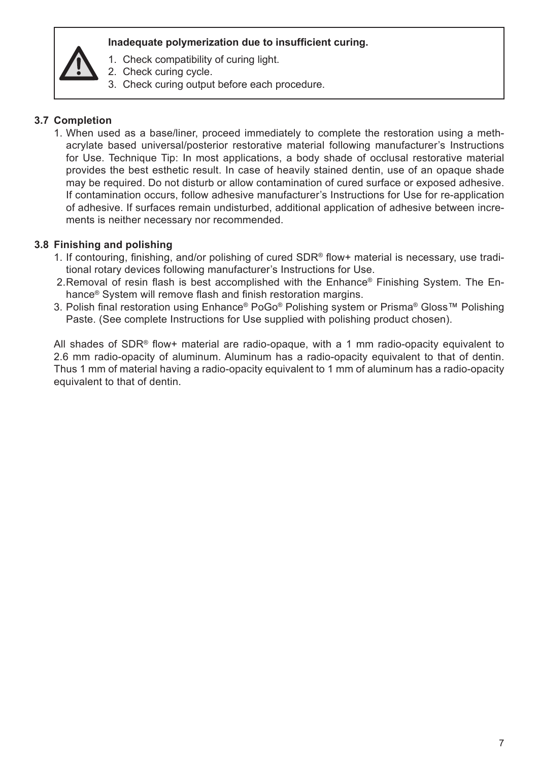**Inadequate polymerization due to insufficient curing.**

1. Check compatibility of curing light.
2. Check curing cycle.
3. Check curing output before each procedure.

### 3.7 Completion

1. When used as a base/liner, proceed immediately to complete the restoration using a methacrylate based universal/posterior restorative material following manufacturer's Instructions for Use. Technique Tip: In most applications, a body shade of occlusal restorative material provides the best esthetic result. In case of heavily stained dentin, use of an opaque shade may be required. Do not disturb or allow contamination of cured surface or exposed adhesive. If contamination occurs, follow adhesive manufacturer's Instructions for Use for re-application of adhesive. If surfaces remain undisturbed, additional application of adhesive between increments is neither necessary nor recommended.

### 3.8 Finishing and polishing

1. If contouring, finishing, and/or polishing of cured SDR® flow+ material is necessary, use traditional rotary devices following manufacturer's Instructions for Use.
2. Removal of resin flash is best accomplished with the Enhance® Finishing System. The Enhance® System will remove flash and finish restoration margins.
3. Polish final restoration using Enhance® PoGo® Polishing system or Prisma® Gloss™ Polishing Paste. (See complete Instructions for Use supplied with polishing product chosen).

All shades of SDR® flow+ material are radio-opaque, with a 1 mm radio-opacity equivalent to 2.6 mm radio-opacity of aluminum. Aluminum has a radio-opacity equivalent to that of dentin. Thus 1 mm of material having a radio-opacity equivalent to 1 mm of aluminum has a radio-opacity equivalent to that of dentin.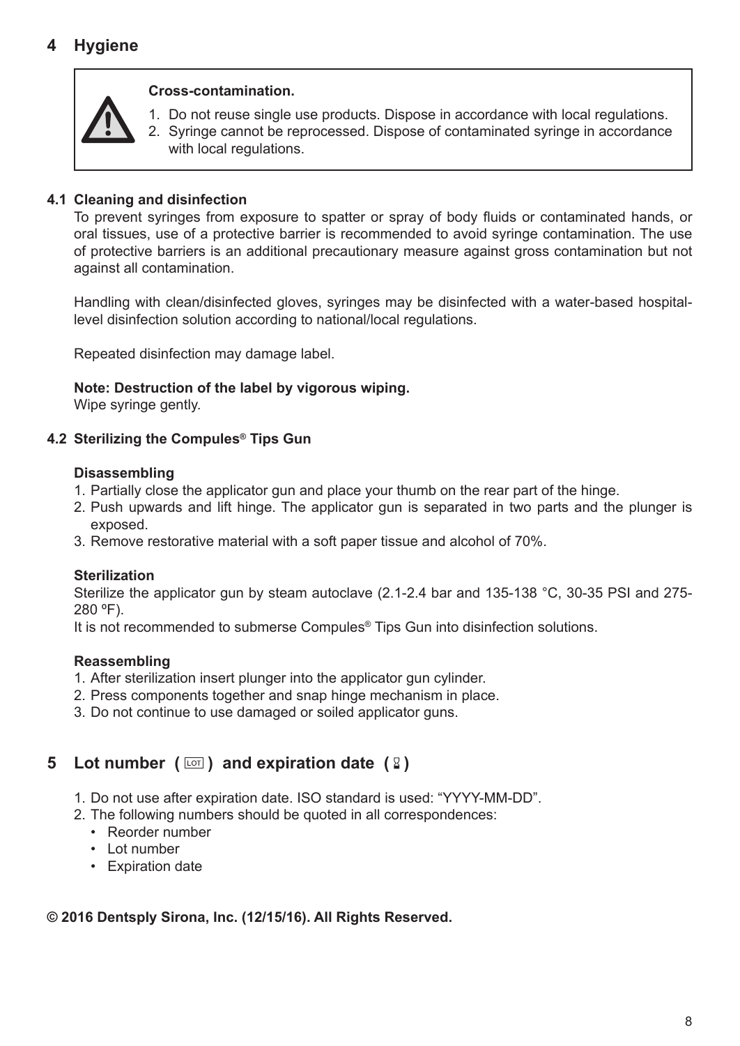# 4 Hygiene

**Cross-contamination.**

1. Do not reuse single use products. Dispose in accordance with local regulations.
2. Syringe cannot be reprocessed. Dispose of contaminated syringe in accordance with local regulations.

## 4.1 Cleaning and disinfection

To prevent syringes from exposure to spatter or spray of body fluids or contaminated hands, or oral tissues, use of a protective barrier is recommended to avoid syringe contamination. The use of protective barriers is an additional precautionary measure against gross contamination but not against all contamination.

Handling with clean/disinfected gloves, syringes may be disinfected with a water-based hospital-level disinfection solution according to national/local regulations.

Repeated disinfection may damage label.

**Note: Destruction of the label by vigorous wiping.**
Wipe syringe gently.

## 4.2 Sterilizing the Compules® Tips Gun

**Disassembling**

1. Partially close the applicator gun and place your thumb on the rear part of the hinge.
2. Push upwards and lift hinge. The applicator gun is separated in two parts and the plunger is exposed.
3. Remove restorative material with a soft paper tissue and alcohol of 70%.

**Sterilization**

Sterilize the applicator gun by steam autoclave (2.1-2.4 bar and 135-138 °C, 30-35 PSI and 275-280 ºF).
It is not recommended to submerse Compules® Tips Gun into disinfection solutions.

**Reassembling**

1. After sterilization insert plunger into the applicator gun cylinder.
2. Press components together and snap hinge mechanism in place.
3. Do not continue to use damaged or soiled applicator guns.

# 5 Lot number ( LOT ) and expiration date ( ⌛ )

1. Do not use after expiration date. ISO standard is used: "YYYY-MM-DD".
2. The following numbers should be quoted in all correspondences:
   - Reorder number
   - Lot number
   - Expiration date

**© 2016 Dentsply Sirona, Inc. (12/15/16). All Rights Reserved.**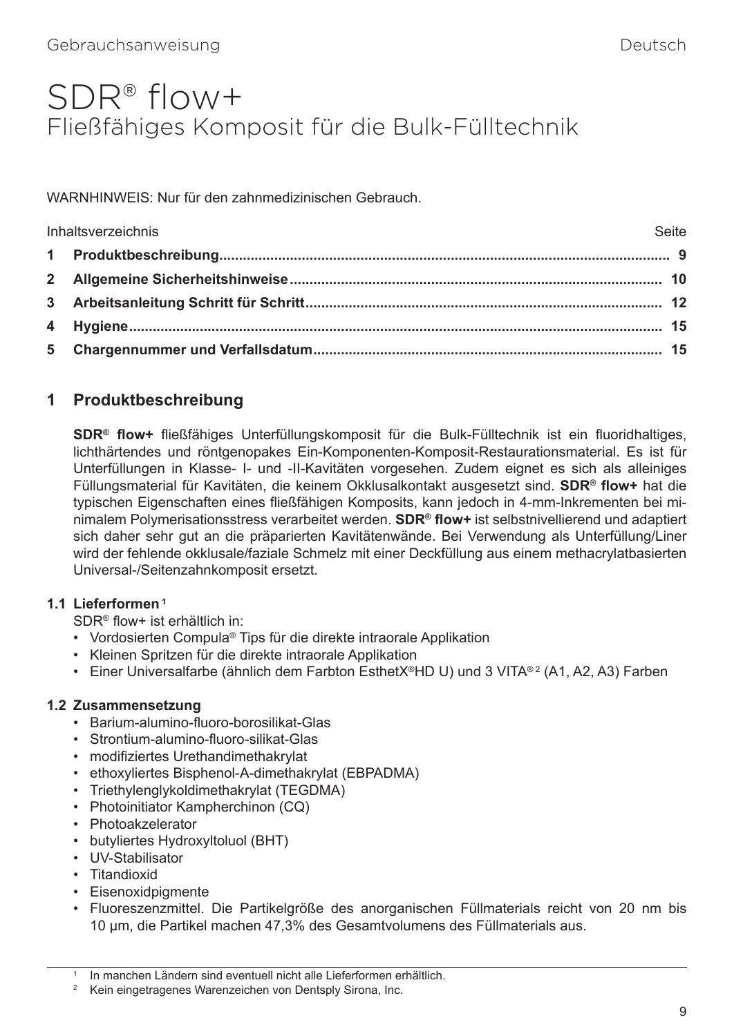Gebrauchsanweisung Deutsch

# SDR® flow+

## Fließfähiges Komposit für die Bulk-Fülltechnik

WARNHINWEIS: Nur für den zahnmedizinischen Gebrauch.

| Inhaltsverzeichnis | Seite |
|---|---|
| **1 Produktbeschreibung** | **9** |
| **2 Allgemeine Sicherheitshinweise** | **10** |
| **3 Arbeitsanleitung Schritt für Schritt** | **12** |
| **4 Hygiene** | **15** |
| **5 Chargennummer und Verfallsdatum** | **15** |

## 1 Produktbeschreibung

**SDR® flow+** fließfähiges Unterfüllungskomposit für die Bulk-Fülltechnik ist ein fluoridhaltiges, lichthärtendes und röntgenopakes Ein-Komponenten-Komposit-Restaurationsmaterial. Es ist für Unterfüllungen in Klasse- I- und -II-Kavitäten vorgesehen. Zudem eignet es sich als alleiniges Füllungsmaterial für Kavitäten, die keinem Okklusalkontakt ausgesetzt sind. **SDR® flow+** hat die typischen Eigenschaften eines fließfähigen Komposits, kann jedoch in 4-mm-Inkrementen bei minimalem Polymerisationsstress verarbeitet werden. **SDR® flow+** ist selbstnivellierend und adaptiert sich daher sehr gut an die präparierten Kavitätenwände. Bei Verwendung als Unterfüllung/Liner wird der fehlende okklusale/faziale Schmelz mit einer Deckfüllung aus einem methacrylatbasierten Universal-/Seitenzahnkomposit ersetzt.

### 1.1 Lieferformen [1]

SDR® flow+ ist erhältlich in:

- Vordosierten Compula® Tips für die direkte intraorale Applikation
- Kleinen Spritzen für die direkte intraorale Applikation
- Einer Universalfarbe (ähnlich dem Farbton EsthetX®HD U) und 3 VITA® [2] (A1, A2, A3) Farben

### 1.2 Zusammensetzung

- Barium-alumino-fluoro-borosilikat-Glas
- Strontium-alumino-fluoro-silikat-Glas
- modifiziertes Urethandimethakrylat
- ethoxyliertes Bisphenol-A-dimethakrylat (EBPADMA)
- Triethylenglykoldimethakrylat (TEGDMA)
- Photoinitiator Kampherchinon (CQ)
- Photoakzelerator
- butyliertes Hydroxyltoluol (BHT)
- UV-Stabilisator
- Titandioxid
- Eisenoxidpigmente
- Fluoreszenzmittel. Die Partikelgröße des anorganischen Füllmaterials reicht von 20 nm bis 10 µm, die Partikel machen 47,3% des Gesamtvolumens des Füllmaterials aus.

---

[1] In manchen Ländern sind eventuell nicht alle Lieferformen erhältlich.

[2] Kein eingetragenes Warenzeichen von Dentsply Sirona, Inc.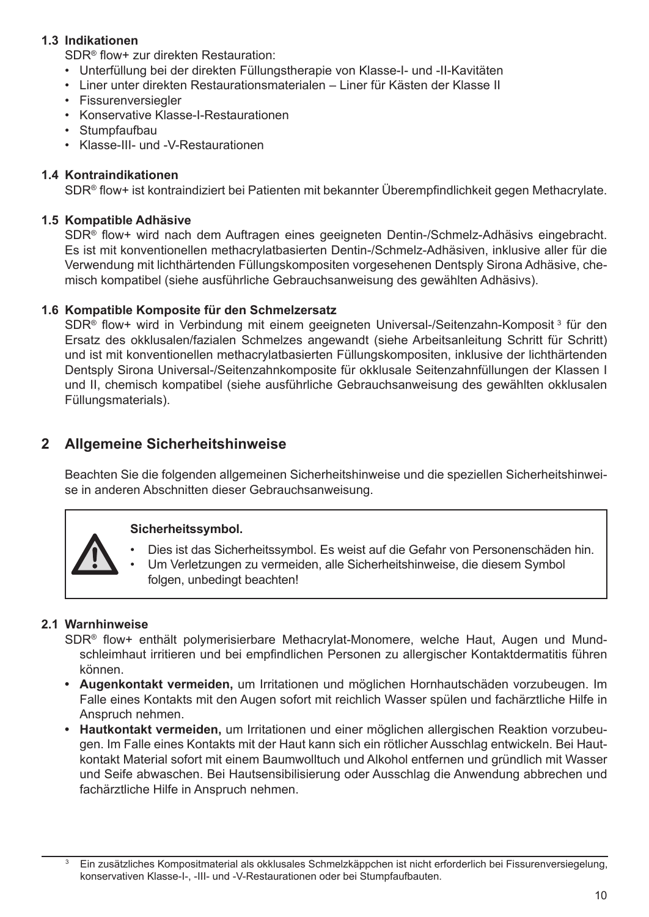### 1.3 Indikationen

SDR® flow+ zur direkten Restauration:

- Unterfüllung bei der direkten Füllungstherapie von Klasse-I- und -II-Kavitäten
- Liner unter direkten Restaurationsmaterialen – Liner für Kästen der Klasse II
- Fissurenversiegler
- Konservative Klasse-I-Restaurationen
- Stumpfaufbau
- Klasse-III- und -V-Restaurationen

### 1.4 Kontraindikationen

SDR® flow+ ist kontraindiziert bei Patienten mit bekannter Überempfindlichkeit gegen Methacrylate.

### 1.5 Kompatible Adhäsive

SDR® flow+ wird nach dem Auftragen eines geeigneten Dentin-/Schmelz-Adhäsivs eingebracht. Es ist mit konventionellen methacrylatbasierten Dentin-/Schmelz-Adhäsiven, inklusive aller für die Verwendung mit lichthärtenden Füllungskompositen vorgesehenen Dentsply Sirona Adhäsive, chemisch kompatibel (siehe ausführliche Gebrauchsanweisung des gewählten Adhäsivs).

### 1.6 Kompatible Komposite für den Schmelzersatz

SDR® flow+ wird in Verbindung mit einem geeigneten Universal-/Seitenzahn-Komposit [3] für den Ersatz des okklusalen/fazialen Schmelzes angewandt (siehe Arbeitsanleitung Schritt für Schritt) und ist mit konventionellen methacrylatbasierten Füllungskompositen, inklusive der lichthärtenden Dentsply Sirona Universal-/Seitenzahnkomposite für okklusale Seitenzahnfüllungen der Klassen I und II, chemisch kompatibel (siehe ausführliche Gebrauchsanweisung des gewählten okklusalen Füllungsmaterials).

## 2 Allgemeine Sicherheitshinweise

Beachten Sie die folgenden allgemeinen Sicherheitshinweise und die speziellen Sicherheitshinweise in anderen Abschnitten dieser Gebrauchsanweisung.

**Sicherheitssymbol.**

- Dies ist das Sicherheitssymbol. Es weist auf die Gefahr von Personenschäden hin.
- Um Verletzungen zu vermeiden, alle Sicherheitshinweise, die diesem Symbol folgen, unbedingt beachten!

### 2.1 Warnhinweise

SDR® flow+ enthält polymerisierbare Methacrylat-Monomere, welche Haut, Augen und Mundschleimhaut irritieren und bei empfindlichen Personen zu allergischer Kontaktdermatitis führen können.

- **Augenkontakt vermeiden,** um Irritationen und möglichen Hornhautschäden vorzubeugen. Im Falle eines Kontakts mit den Augen sofort mit reichlich Wasser spülen und fachärztliche Hilfe in Anspruch nehmen.
- **Hautkontakt vermeiden,** um Irritationen und einer möglichen allergischen Reaktion vorzubeugen. Im Falle eines Kontakts mit der Haut kann sich ein rötlicher Ausschlag entwickeln. Bei Hautkontakt Material sofort mit einem Baumwolltuch und Alkohol entfernen und gründlich mit Wasser und Seife abwaschen. Bei Hautsensibilisierung oder Ausschlag die Anwendung abbrechen und fachärztliche Hilfe in Anspruch nehmen.

---

[3] Ein zusätzliches Kompositmaterial als okklusales Schmelzkäppchen ist nicht erforderlich bei Fissurenversiegelung, konservativen Klasse-I-, -III- und -V-Restaurationen oder bei Stumpfaufbauten.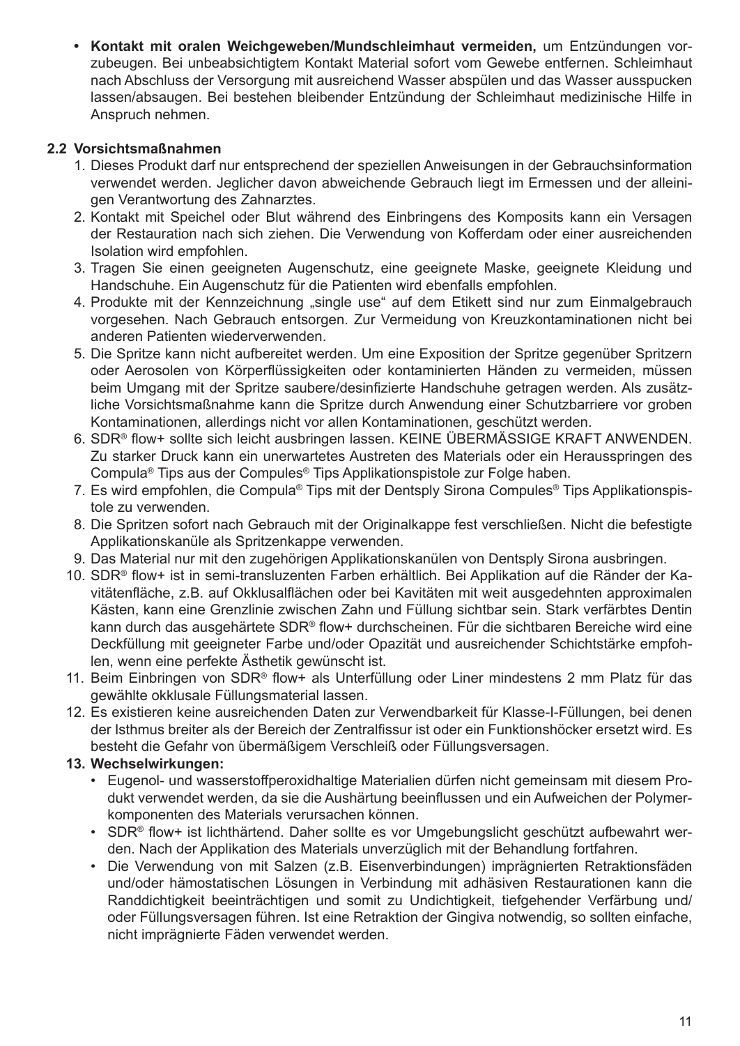- **Kontakt mit oralen Weichgeweben/Mundschleimhaut vermeiden,** um Entzündungen vorzubeugen. Bei unbeabsichtigtem Kontakt Material sofort vom Gewebe entfernen. Schleimhaut nach Abschluss der Versorgung mit ausreichend Wasser abspülen und das Wasser ausspucken lassen/absaugen. Bei bestehen bleibender Entzündung der Schleimhaut medizinische Hilfe in Anspruch nehmen.

### 2.2 Vorsichtsmaßnahmen

1. Dieses Produkt darf nur entsprechend der speziellen Anweisungen in der Gebrauchsinformation verwendet werden. Jeglicher davon abweichende Gebrauch liegt im Ermessen und der alleinigen Verantwortung des Zahnarztes.
2. Kontakt mit Speichel oder Blut während des Einbringens des Komposits kann ein Versagen der Restauration nach sich ziehen. Die Verwendung von Kofferdam oder einer ausreichenden Isolation wird empfohlen.
3. Tragen Sie einen geeigneten Augenschutz, eine geeignete Maske, geeignete Kleidung und Handschuhe. Ein Augenschutz für die Patienten wird ebenfalls empfohlen.
4. Produkte mit der Kennzeichnung „single use" auf dem Etikett sind nur zum Einmalgebrauch vorgesehen. Nach Gebrauch entsorgen. Zur Vermeidung von Kreuzkontaminationen nicht bei anderen Patienten wiederverwenden.
5. Die Spritze kann nicht aufbereitet werden. Um eine Exposition der Spritze gegenüber Spritzern oder Aerosolen von Körperflüssigkeiten oder kontaminierten Händen zu vermeiden, müssen beim Umgang mit der Spritze saubere/desinfizierte Handschuhe getragen werden. Als zusätzliche Vorsichtsmaßnahme kann die Spritze durch Anwendung einer Schutzbarriere vor groben Kontaminationen, allerdings nicht vor allen Kontaminationen, geschützt werden.
6. SDR® flow+ sollte sich leicht ausbringen lassen. KEINE ÜBERMÄSSIGE KRAFT ANWENDEN. Zu starker Druck kann ein unerwartetes Austreten des Materials oder ein Herausspringen des Compula® Tips aus der Compules® Tips Applikationspistole zur Folge haben.
7. Es wird empfohlen, die Compula® Tips mit der Dentsply Sirona Compules® Tips Applikationspistole zu verwenden.
8. Die Spritzen sofort nach Gebrauch mit der Originalkappe fest verschließen. Nicht die befestigte Applikationskanüle als Spritzenkappe verwenden.
9. Das Material nur mit den zugehörigen Applikationskanülen von Dentsply Sirona ausbringen.
10. SDR® flow+ ist in semi-transluzenten Farben erhältlich. Bei Applikation auf die Ränder der Kavitätenfläche, z.B. auf Okklusalflächen oder bei Kavitäten mit weit ausgedehnten approximalen Kästen, kann eine Grenzlinie zwischen Zahn und Füllung sichtbar sein. Stark verfärbtes Dentin kann durch das ausgehärtete SDR® flow+ durchscheinen. Für die sichtbaren Bereiche wird eine Deckfüllung mit geeigneter Farbe und/oder Opazität und ausreichender Schichtstärke empfohlen, wenn eine perfekte Ästhetik gewünscht ist.
11. Beim Einbringen von SDR® flow+ als Unterfüllung oder Liner mindestens 2 mm Platz für das gewählte okklusale Füllungsmaterial lassen.
12. Es existieren keine ausreichenden Daten zur Verwendbarkeit für Klasse-I-Füllungen, bei denen der Isthmus breiter als der Bereich der Zentralfissur ist oder ein Funktionshöcker ersetzt wird. Es besteht die Gefahr von übermäßigem Verschleiß oder Füllungsversagen.
13. **Wechselwirkungen:**
    - Eugenol- und wasserstoffperoxidhaltige Materialien dürfen nicht gemeinsam mit diesem Produkt verwendet werden, da sie die Aushärtung beeinflussen und ein Aufweichen der Polymerkomponenten des Materials verursachen können.
    - SDR® flow+ ist lichthärtend. Daher sollte es vor Umgebungslicht geschützt aufbewahrt werden. Nach der Applikation des Materials unverzüglich mit der Behandlung fortfahren.
    - Die Verwendung von mit Salzen (z.B. Eisenverbindungen) imprägnierten Retraktionsfäden und/oder hämostatischen Lösungen in Verbindung mit adhäsiven Restaurationen kann die Randdichtigkeit beeinträchtigen und somit zu Undichtigkeit, tiefgehender Verfärbung und/oder Füllungsversagen führen. Ist eine Retraktion der Gingiva notwendig, so sollten einfache, nicht imprägnierte Fäden verwendet werden.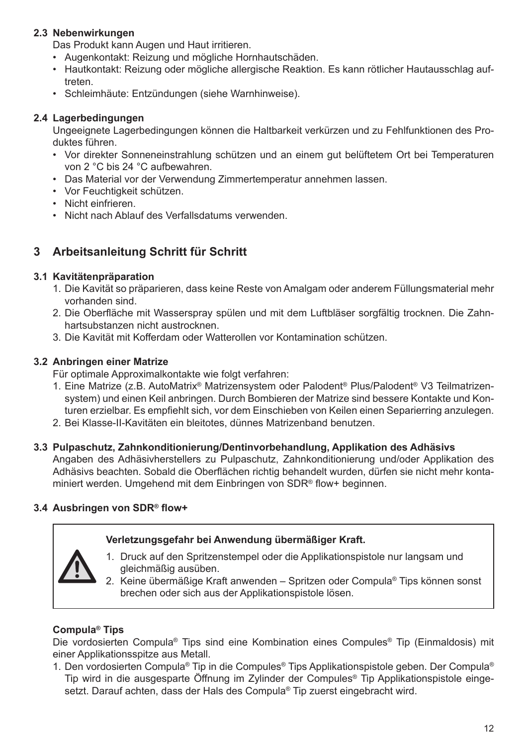### 2.3 Nebenwirkungen

Das Produkt kann Augen und Haut irritieren.

- Augenkontakt: Reizung und mögliche Hornhautschäden.
- Hautkontakt: Reizung oder mögliche allergische Reaktion. Es kann rötlicher Hautausschlag auftreten.
- Schleimhäute: Entzündungen (siehe Warnhinweise).

### 2.4 Lagerbedingungen

Ungeeignete Lagerbedingungen können die Haltbarkeit verkürzen und zu Fehlfunktionen des Produktes führen.

- Vor direkter Sonneneinstrahlung schützen und an einem gut belüftetem Ort bei Temperaturen von 2 °C bis 24 °C aufbewahren.
- Das Material vor der Verwendung Zimmertemperatur annehmen lassen.
- Vor Feuchtigkeit schützen.
- Nicht einfrieren.
- Nicht nach Ablauf des Verfallsdatums verwenden.

## 3 Arbeitsanleitung Schritt für Schritt

### 3.1 Kavitätenpräparation

1. Die Kavität so präparieren, dass keine Reste von Amalgam oder anderem Füllungsmaterial mehr vorhanden sind.
2. Die Oberfläche mit Wasserspray spülen und mit dem Luftbläser sorgfältig trocknen. Die Zahnhartsubstanzen nicht austrocknen.
3. Die Kavität mit Kofferdam oder Watterollen vor Kontamination schützen.

### 3.2 Anbringen einer Matrize

Für optimale Approximalkontakte wie folgt verfahren:

1. Eine Matrize (z.B. AutoMatrix® Matrizensystem oder Palodent® Plus/Palodent® V3 Teilmatrizensystem) und einen Keil anbringen. Durch Bombieren der Matrize sind bessere Kontakte und Konturen erzielbar. Es empfiehlt sich, vor dem Einschieben von Keilen einen Separierring anzulegen.
2. Bei Klasse-II-Kavitäten ein bleitotes, dünnes Matrizenband benutzen.

### 3.3 Pulpaschutz, Zahnkonditionierung/Dentinvorbehandlung, Applikation des Adhäsivs

Angaben des Adhäsivherstellers zu Pulpaschutz, Zahnkonditionierung und/oder Applikation des Adhäsivs beachten. Sobald die Oberflächen richtig behandelt wurden, dürfen sie nicht mehr kontaminiert werden. Umgehend mit dem Einbringen von SDR® flow+ beginnen.

### 3.4 Ausbringen von SDR® flow+

**Verletzungsgefahr bei Anwendung übermäßiger Kraft.**

1. Druck auf den Spritzenstempel oder die Applikationspistole nur langsam und gleichmäßig ausüben.
2. Keine übermäßige Kraft anwenden – Spritzen oder Compula® Tips können sonst brechen oder sich aus der Applikationspistole lösen.

**Compula® Tips**

Die vordosierten Compula® Tips sind eine Kombination eines Compules® Tip (Einmaldosis) mit einer Applikationsspitze aus Metall.

1. Den vordosierten Compula® Tip in die Compules® Tips Applikationspistole geben. Der Compula® Tip wird in die ausgesparte Öffnung im Zylinder der Compules® Tip Applikationspistole eingesetzt. Darauf achten, dass der Hals des Compula® Tip zuerst eingebracht wird.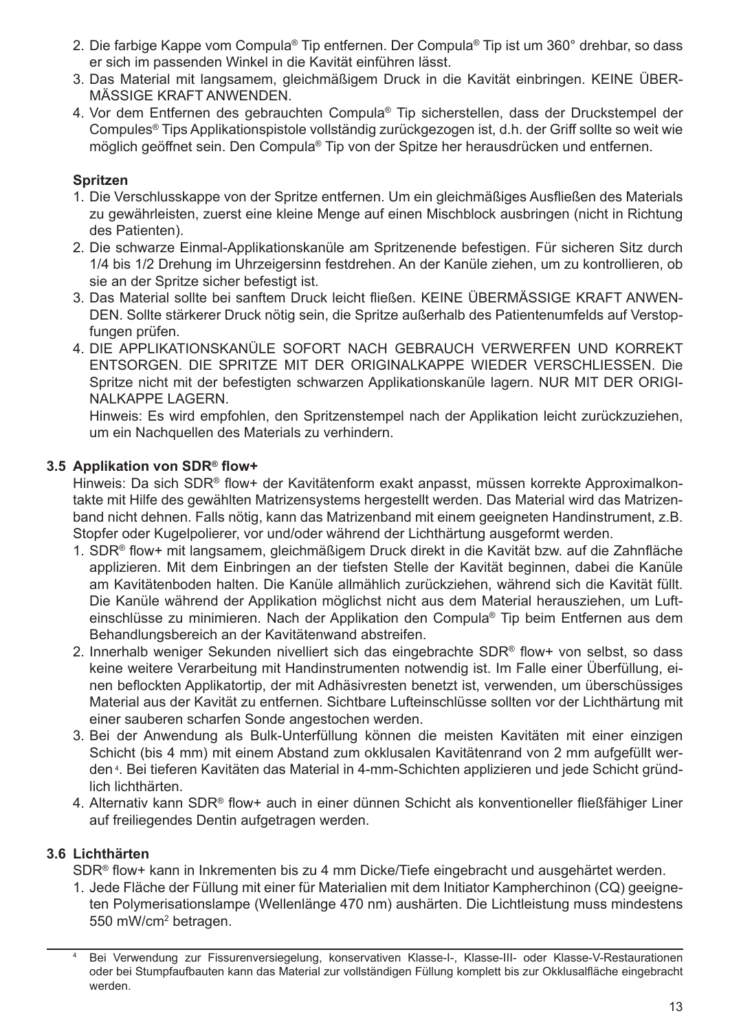2. Die farbige Kappe vom Compula® Tip entfernen. Der Compula® Tip ist um 360° drehbar, so dass er sich im passenden Winkel in die Kavität einführen lässt.
3. Das Material mit langsamem, gleichmäßigem Druck in die Kavität einbringen. KEINE ÜBERMÄSSIGE KRAFT ANWENDEN.
4. Vor dem Entfernen des gebrauchten Compula® Tip sicherstellen, dass der Druckstempel der Compules® Tips Applikationspistole vollständig zurückgezogen ist, d.h. der Griff sollte so weit wie möglich geöffnet sein. Den Compula® Tip von der Spitze her herausdrücken und entfernen.

**Spritzen**

1. Die Verschlusskappe von der Spritze entfernen. Um ein gleichmäßiges Ausfließen des Materials zu gewährleisten, zuerst eine kleine Menge auf einen Mischblock ausbringen (nicht in Richtung des Patienten).
2. Die schwarze Einmal-Applikationskanüle am Spritzenende befestigen. Für sicheren Sitz durch 1/4 bis 1/2 Drehung im Uhrzeigersinn festdrehen. An der Kanüle ziehen, um zu kontrollieren, ob sie an der Spritze sicher befestigt ist.
3. Das Material sollte bei sanftem Druck leicht fließen. KEINE ÜBERMÄSSIGE KRAFT ANWENDEN. Sollte stärkerer Druck nötig sein, die Spritze außerhalb des Patientenumfelds auf Verstopfungen prüfen.
4. DIE APPLIKATIONSKANÜLE SOFORT NACH GEBRAUCH VERWERFEN UND KORREKT ENTSORGEN. DIE SPRITZE MIT DER ORIGINALKAPPE WIEDER VERSCHLIESSEN. Die Spritze nicht mit der befestigten schwarzen Applikationskanüle lagern. NUR MIT DER ORIGINALKAPPE LAGERN.

   Hinweis: Es wird empfohlen, den Spritzenstempel nach der Applikation leicht zurückzuziehen, um ein Nachquellen des Materials zu verhindern.

### 3.5 Applikation von SDR® flow+

Hinweis: Da sich SDR® flow+ der Kavitätenform exakt anpasst, müssen korrekte Approximalkontakte mit Hilfe des gewählten Matrizensystems hergestellt werden. Das Material wird das Matrizenband nicht dehnen. Falls nötig, kann das Matrizenband mit einem geeigneten Handinstrument, z.B. Stopfer oder Kugelpolierer, vor und/oder während der Lichthärtung ausgeformt werden.

1. SDR® flow+ mit langsamem, gleichmäßigem Druck direkt in die Kavität bzw. auf die Zahnfläche applizieren. Mit dem Einbringen an der tiefsten Stelle der Kavität beginnen, dabei die Kanüle am Kavitätenboden halten. Die Kanüle allmählich zurückziehen, während sich die Kavität füllt. Die Kanüle während der Applikation möglichst nicht aus dem Material herausziehen, um Lufteinschlüsse zu minimieren. Nach der Applikation den Compula® Tip beim Entfernen aus dem Behandlungsbereich an der Kavitätenwand abstreifen.
2. Innerhalb weniger Sekunden nivelliert sich das eingebrachte SDR® flow+ von selbst, so dass keine weitere Verarbeitung mit Handinstrumenten notwendig ist. Im Falle einer Überfüllung, einen beflockten Applikatortip, der mit Adhäsivresten benetzt ist, verwenden, um überschüssiges Material aus der Kavität zu entfernen. Sichtbare Lufteinschlüsse sollten vor der Lichthärtung mit einer sauberen scharfen Sonde angestochen werden.
3. Bei der Anwendung als Bulk-Unterfüllung können die meisten Kavitäten mit einer einzigen Schicht (bis 4 mm) mit einem Abstand zum okklusalen Kavitätenrand von 2 mm aufgefüllt werden[4]. Bei tieferen Kavitäten das Material in 4-mm-Schichten applizieren und jede Schicht gründlich lichthärten.
4. Alternativ kann SDR® flow+ auch in einer dünnen Schicht als konventioneller fließfähiger Liner auf freiliegendes Dentin aufgetragen werden.

### 3.6 Lichthärten

SDR® flow+ kann in Inkrementen bis zu 4 mm Dicke/Tiefe eingebracht und ausgehärtet werden.

1. Jede Fläche der Füllung mit einer für Materialien mit dem Initiator Kampherchinon (CQ) geeigneten Polymerisationslampe (Wellenlänge 470 nm) aushärten. Die Lichtleistung muss mindestens 550 mW/cm$^2$ betragen.

---

[4] Bei Verwendung zur Fissurenversiegelung, konservativen Klasse-I-, Klasse-III- oder Klasse-V-Restaurationen oder bei Stumpfaufbauten kann das Material zur vollständigen Füllung komplett bis zur Okklusalfläche eingebracht werden.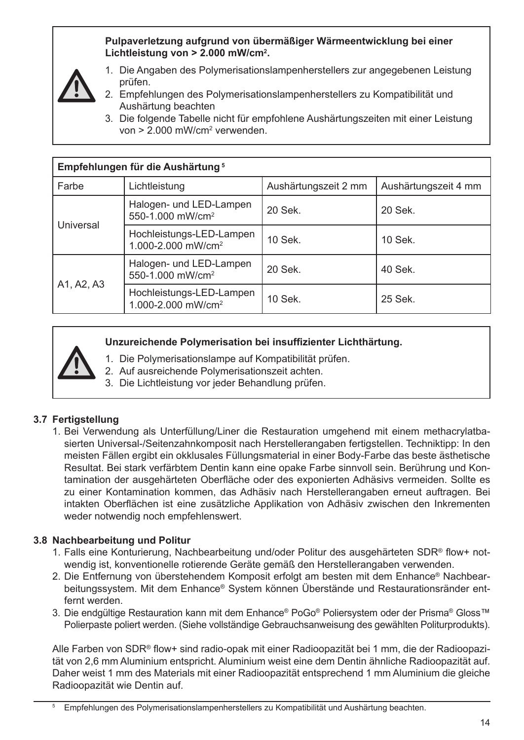**Pulpaverletzung aufgrund von übermäßiger Wärmeentwicklung bei einer Lichtleistung von > 2.000 mW/cm².**

1. Die Angaben des Polymerisationslampenherstellers zur angegebenen Leistung prüfen.
2. Empfehlungen des Polymerisationslampenherstellers zu Kompatibilität und Aushärtung beachten
3. Die folgende Tabelle nicht für empfohlene Aushärtungszeiten mit einer Leistung von > 2.000 mW/cm² verwenden.

| **Empfehlungen für die Aushärtung** [5] | | | |
|---|---|---|---|
| Farbe | Lichtleistung | Aushärtungszeit 2 mm | Aushärtungszeit 4 mm |
| Universal | Halogen- und LED-Lampen 550-1.000 mW/cm² | 20 Sek. | 20 Sek. |
| | Hochleistungs-LED-Lampen 1.000-2.000 mW/cm² | 10 Sek. | 10 Sek. |
| A1, A2, A3 | Halogen- und LED-Lampen 550-1.000 mW/cm² | 20 Sek. | 40 Sek. |
| | Hochleistungs-LED-Lampen 1.000-2.000 mW/cm² | 10 Sek. | 25 Sek. |

**Unzureichende Polymerisation bei insuffizienter Lichthärtung.**

1. Die Polymerisationslampe auf Kompatibilität prüfen.
2. Auf ausreichende Polymerisationszeit achten.
3. Die Lichtleistung vor jeder Behandlung prüfen.

### 3.7 Fertigstellung

1. Bei Verwendung als Unterfüllung/Liner die Restauration umgehend mit einem methacrylatbasierten Universal-/Seitenzahnkomposit nach Herstellerangaben fertigstellen. Technicktipp: In den meisten Fällen ergibt ein okklusales Füllungsmaterial in einer Body-Farbe das beste ästhetische Resultat. Bei stark verfärbtem Dentin kann eine opake Farbe sinnvoll sein. Berührung und Kontamination der ausgehärteten Oberfläche oder des exponierten Adhäsivs vermeiden. Sollte es zu einer Kontamination kommen, das Adhäsiv nach Herstellerangaben erneut auftragen. Bei intakten Oberflächen ist eine zusätzliche Applikation von Adhäsiv zwischen den Inkrementen weder notwendig noch empfehlenswert.

### 3.8 Nachbearbeitung und Politur

1. Falls eine Konturierung, Nachbearbeitung und/oder Politur des ausgehärteten SDR® flow+ notwendig ist, konventionelle rotierende Geräte gemäß den Herstellerangaben verwenden.
2. Die Entfernung von überstehendem Komposit erfolgt am besten mit dem Enhance® Nachbearbeitungssystem. Mit dem Enhance® System können Überstände und Restaurationsränder entfernt werden.
3. Die endgültige Restauration kann mit dem Enhance® PoGo® Poliersystem oder der Prisma® Gloss™ Polierpaste poliert werden. (Siehe vollständige Gebrauchsanweisung des gewählten Politurprodukts).

Alle Farben von SDR® flow+ sind radio-opak mit einer Radioopazität bei 1 mm, die der Radioopazität von 2,6 mm Aluminium entspricht. Aluminium weist eine dem Dentin ähnliche Radioopazität auf. Daher weist 1 mm des Materials mit einer Radioopazität entsprechend 1 mm Aluminium die gleiche Radioopazität wie Dentin auf.

[5] Empfehlungen des Polymerisationslampenherstellers zu Kompatibilität und Aushärtung beachten.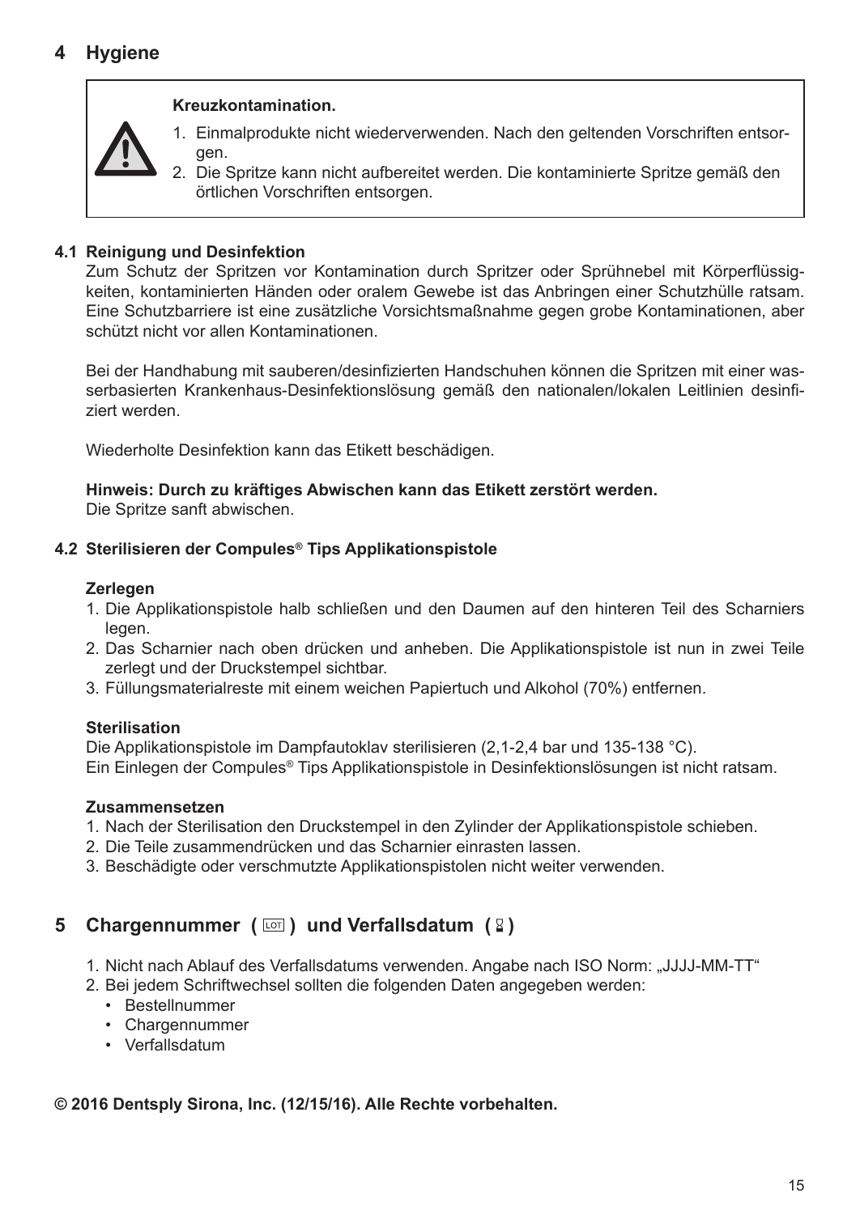## 4 Hygiene

> **Kreuzkontamination.**
>
> 1. Einmalprodukte nicht wiederverwenden. Nach den geltenden Vorschriften entsorgen.
> 2. Die Spritze kann nicht aufbereitet werden. Die kontaminierte Spritze gemäß den örtlichen Vorschriften entsorgen.

### 4.1 Reinigung und Desinfektion

Zum Schutz der Spritzen vor Kontamination durch Spritzer oder Sprühnebel mit Körperflüssigkeiten, kontaminierten Händen oder oralem Gewebe ist das Anbringen einer Schutzhülle ratsam. Eine Schutzbarriere ist eine zusätzliche Vorsichtsmaßnahme gegen grobe Kontaminationen, aber schützt nicht vor allen Kontaminationen.

Bei der Handhabung mit sauberen/desinfizierten Handschuhen können die Spritzen mit einer wasserbasierten Krankenhaus-Desinfektionslösung gemäß den nationalen/lokalen Leitlinien desinfiziert werden.

Wiederholte Desinfektion kann das Etikett beschädigen.

**Hinweis: Durch zu kräftiges Abwischen kann das Etikett zerstört werden.**
Die Spritze sanft abwischen.

### 4.2 Sterilisieren der Compules® Tips Applikationspistole

**Zerlegen**

1. Die Applikationspistole halb schließen und den Daumen auf den hinteren Teil des Scharniers legen.
2. Das Scharnier nach oben drücken und anheben. Die Applikationspistole ist nun in zwei Teile zerlegt und der Druckstempel sichtbar.
3. Füllungsmaterialreste mit einem weichen Papiertuch und Alkohol (70%) entfernen.

**Sterilisation**

Die Applikationspistole im Dampfautoklav sterilisieren (2,1-2,4 bar und 135-138 °C).
Ein Einlegen der Compules® Tips Applikationspistole in Desinfektionslösungen ist nicht ratsam.

**Zusammensetzen**

1. Nach der Sterilisation den Druckstempel in den Zylinder der Applikationspistole schieben.
2. Die Teile zusammendrücken und das Scharnier einrasten lassen.
3. Beschädigte oder verschmutzte Applikationspistolen nicht weiter verwenden.

## 5 Chargennummer ( LOT ) und Verfallsdatum ( ⌛ )

1. Nicht nach Ablauf des Verfallsdatums verwenden. Angabe nach ISO Norm: „JJJJ-MM-TT“
2. Bei jedem Schriftwechsel sollten die folgenden Daten angegeben werden:
   - Bestellnummer
   - Chargennummer
   - Verfallsdatum

**© 2016 Dentsply Sirona, Inc. (12/15/16). Alle Rechte vorbehalten.**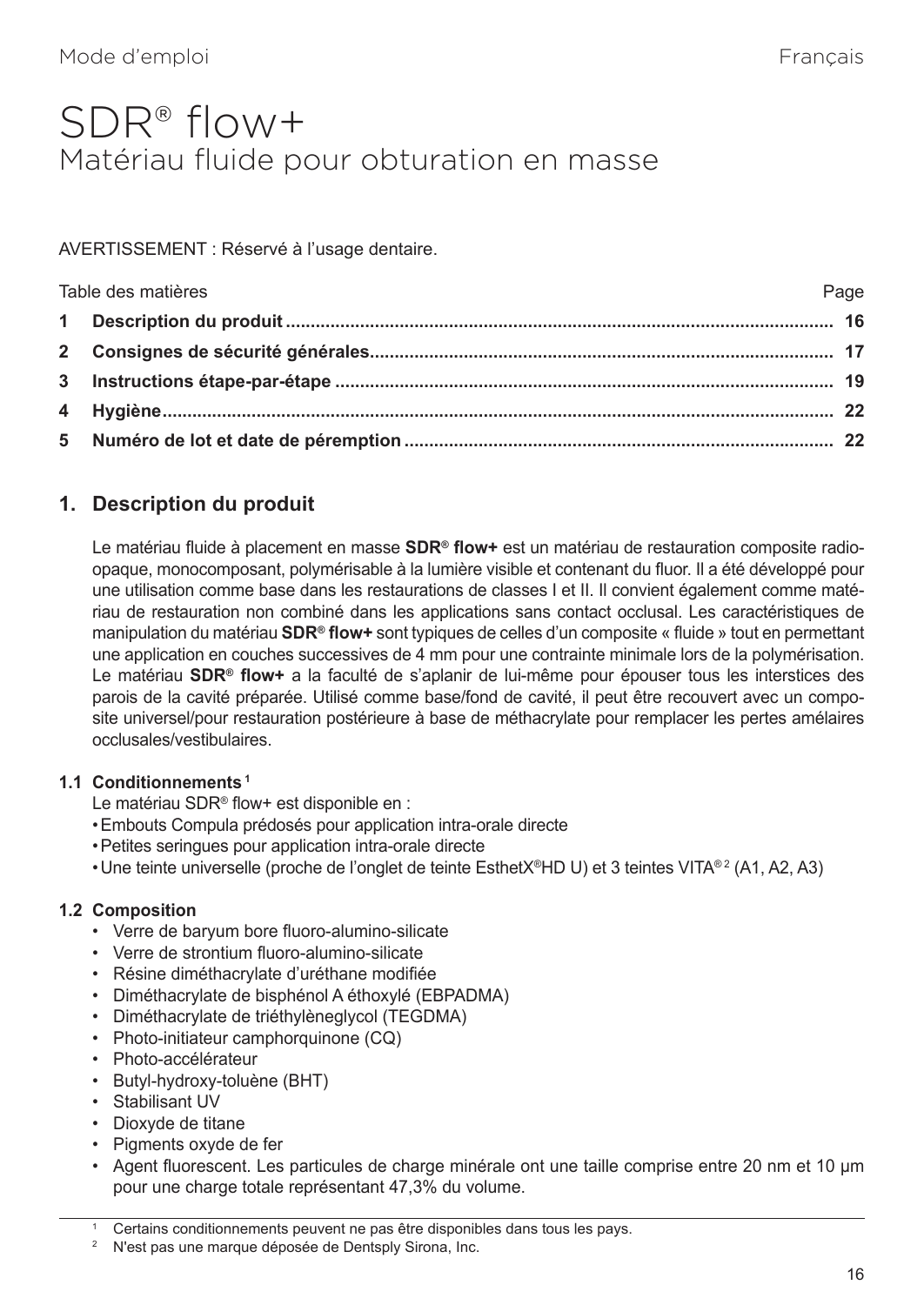Mode d'emploi | Français

# SDR® flow+

## Matériau fluide pour obturation en masse

AVERTISSEMENT : Réservé à l'usage dentaire.

| Table des matières | Page |
|---|---|
| **1 Description du produit** | **16** |
| **2 Consignes de sécurité générales** | **17** |
| **3 Instructions étape-par-étape** | **19** |
| **4 Hygiène** | **22** |
| **5 Numéro de lot et date de péremption** | **22** |

## 1. Description du produit

Le matériau fluide à placement en masse **SDR® flow+** est un matériau de restauration composite radio-opaque, monocomposant, polymérisable à la lumière visible et contenant du fluor. Il a été développé pour une utilisation comme base dans les restaurations de classes I et II. Il convient également comme matériau de restauration non combiné dans les applications sans contact occlusal. Les caractéristiques de manipulation du matériau **SDR® flow+** sont typiques de celles d'un composite « fluide » tout en permettant une application en couches successives de 4 mm pour une contrainte minimale lors de la polymérisation. Le matériau **SDR® flow+** a la faculté de s'aplanir de lui-même pour épouser tous les interstices des parois de la cavité préparée. Utilisé comme base/fond de cavité, il peut être recouvert avec un composite universel/pour restauration postérieure à base de méthacrylate pour remplacer les pertes amélaires occlusales/vestibulaires.

### 1.1 Conditionnements [1]

Le matériau SDR® flow+ est disponible en :

- Embouts Compula prédosés pour application intra-orale directe
- Petites seringues pour application intra-orale directe
- Une teinte universelle (proche de l'onglet de teinte EsthetX®HD U) et 3 teintes VITA® [2] (A1, A2, A3)

### 1.2 Composition

- Verre de baryum bore fluoro-alumino-silicate
- Verre de strontium fluoro-alumino-silicate
- Résine diméthacrylate d'uréthane modifiée
- Diméthacrylate de bisphénol A éthoxylé (EBPADMA)
- Diméthacrylate de triéthylèneglycol (TEGDMA)
- Photo-initiateur camphorquinone (CQ)
- Photo-accélérateur
- Butyl-hydroxy-toluène (BHT)
- Stabilisant UV
- Dioxyde de titane
- Pigments oxyde de fer
- Agent fluorescent. Les particules de charge minérale ont une taille comprise entre 20 nm et 10 µm pour une charge totale représentant 47,3% du volume.

---

[1] Certains conditionnements peuvent ne pas être disponibles dans tous les pays.

[2] N'est pas une marque déposée de Dentsply Sirona, Inc.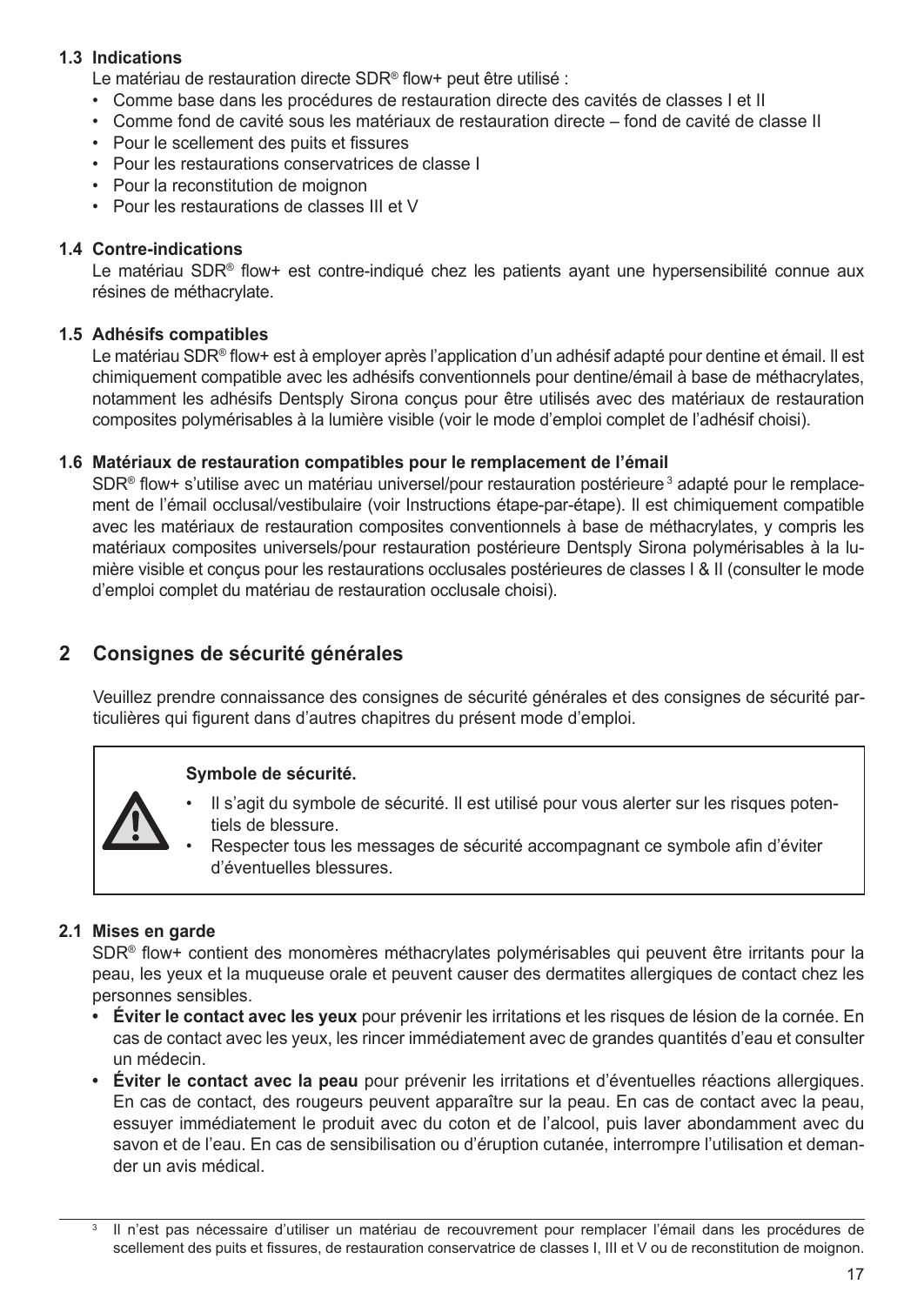### 1.3 Indications

Le matériau de restauration directe SDR® flow+ peut être utilisé :

- Comme base dans les procédures de restauration directe des cavités de classes I et II
- Comme fond de cavité sous les matériaux de restauration directe – fond de cavité de classe II
- Pour le scellement des puits et fissures
- Pour les restaurations conservatrices de classe I
- Pour la reconstitution de moignon
- Pour les restaurations de classes III et V

### 1.4 Contre-indications

Le matériau SDR® flow+ est contre-indiqué chez les patients ayant une hypersensibilité connue aux résines de méthacrylate.

### 1.5 Adhésifs compatibles

Le matériau SDR® flow+ est à employer après l'application d'un adhésif adapté pour dentine et émail. Il est chimiquement compatible avec les adhésifs conventionnels pour dentine/émail à base de méthacrylates, notamment les adhésifs Dentsply Sirona conçus pour être utilisés avec des matériaux de restauration composites polymérisables à la lumière visible (voir le mode d'emploi complet de l'adhésif choisi).

### 1.6 Matériaux de restauration compatibles pour le remplacement de l'émail

SDR® flow+ s'utilise avec un matériau universel/pour restauration postérieure [3] adapté pour le remplacement de l'émail occlusal/vestibulaire (voir Instructions étape-par-étape). Il est chimiquement compatible avec les matériaux de restauration composites conventionnels à base de méthacrylates, y compris les matériaux composites universels/pour restauration postérieure Dentsply Sirona polymérisables à la lumière visible et conçus pour les restaurations occlusales postérieures de classes I & II (consulter le mode d'emploi complet du matériau de restauration occlusale choisi).

## 2 Consignes de sécurité générales

Veuillez prendre connaissance des consignes de sécurité générales et des consignes de sécurité particulières qui figurent dans d'autres chapitres du présent mode d'emploi.

**Symbole de sécurité.**

- Il s'agit du symbole de sécurité. Il est utilisé pour vous alerter sur les risques potentiels de blessure.
- Respecter tous les messages de sécurité accompagnant ce symbole afin d'éviter d'éventuelles blessures.

### 2.1 Mises en garde

SDR® flow+ contient des monomères méthacrylates polymérisables qui peuvent être irritants pour la peau, les yeux et la muqueuse orale et peuvent causer des dermatites allergiques de contact chez les personnes sensibles.

- **Éviter le contact avec les yeux** pour prévenir les irritations et les risques de lésion de la cornée. En cas de contact avec les yeux, les rincer immédiatement avec de grandes quantités d'eau et consulter un médecin.
- **Éviter le contact avec la peau** pour prévenir les irritations et d'éventuelles réactions allergiques. En cas de contact, des rougeurs peuvent apparaître sur la peau. En cas de contact avec la peau, essuyer immédiatement le produit avec du coton et de l'alcool, puis laver abondamment avec du savon et de l'eau. En cas de sensibilisation ou d'éruption cutanée, interrompre l'utilisation et demander un avis médical.

---

[3] Il n'est pas nécessaire d'utiliser un matériau de recouvrement pour remplacer l'émail dans les procédures de scellement des puits et fissures, de restauration conservatrice de classes I, III et V ou de reconstitution de moignon.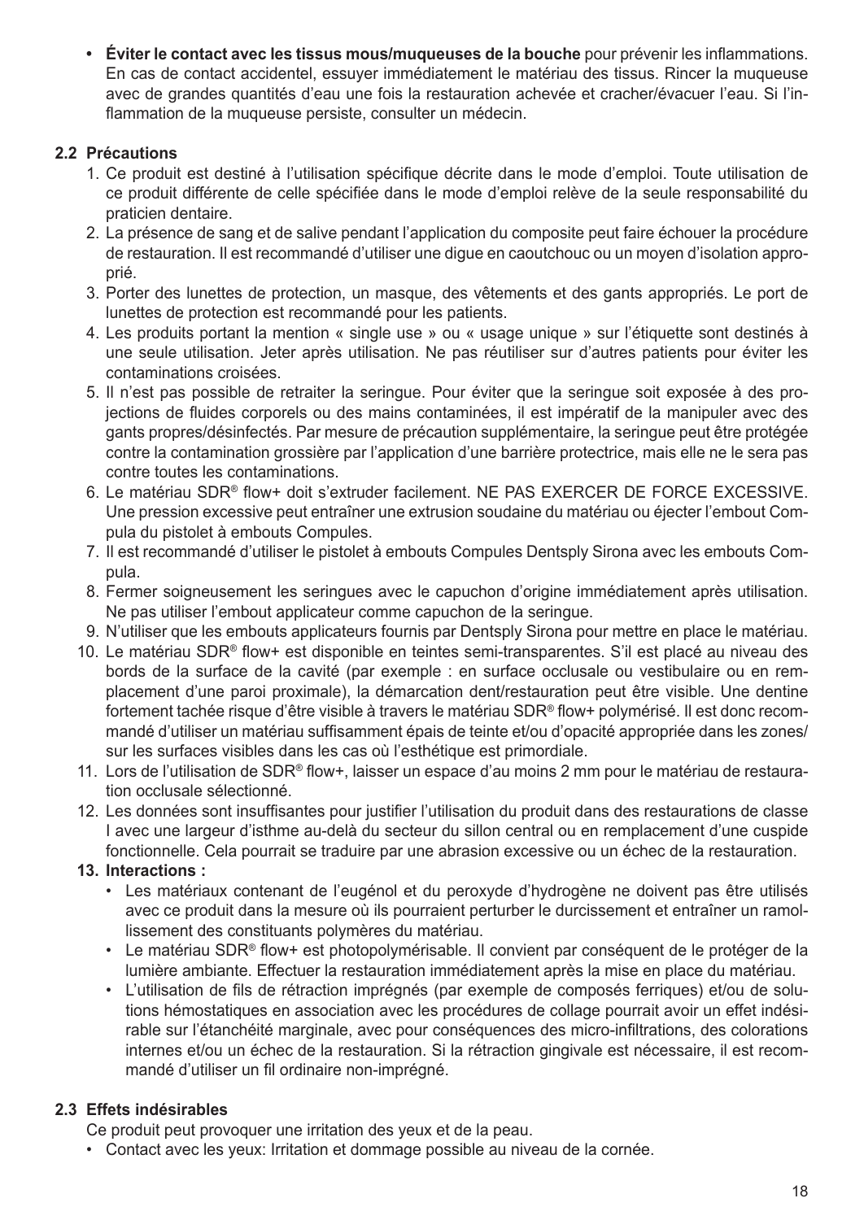- **Éviter le contact avec les tissus mous/muqueuses de la bouche** pour prévenir les inflammations. En cas de contact accidentel, essuyer immédiatement le matériau des tissus. Rincer la muqueuse avec de grandes quantités d'eau une fois la restauration achevée et cracher/évacuer l'eau. Si l'inflammation de la muqueuse persiste, consulter un médecin.

### 2.2 Précautions

1. Ce produit est destiné à l'utilisation spécifique décrite dans le mode d'emploi. Toute utilisation de ce produit différente de celle spécifiée dans le mode d'emploi relève de la seule responsabilité du praticien dentaire.
2. La présence de sang et de salive pendant l'application du composite peut faire échouer la procédure de restauration. Il est recommandé d'utiliser une digue en caoutchouc ou un moyen d'isolation approprié.
3. Porter des lunettes de protection, un masque, des vêtements et des gants appropriés. Le port de lunettes de protection est recommandé pour les patients.
4. Les produits portant la mention « single use » ou « usage unique » sur l'étiquette sont destinés à une seule utilisation. Jeter après utilisation. Ne pas réutiliser sur d'autres patients pour éviter les contaminations croisées.
5. Il n'est pas possible de retraiter la seringue. Pour éviter que la seringue soit exposée à des projections de fluides corporels ou des mains contaminées, il est impératif de la manipuler avec des gants propres/désinfectés. Par mesure de précaution supplémentaire, la seringue peut être protégée contre la contamination grossière par l'application d'une barrière protectrice, mais elle ne le sera pas contre toutes les contaminations.
6. Le matériau SDR® flow+ doit s'extruder facilement. NE PAS EXERCER DE FORCE EXCESSIVE. Une pression excessive peut entraîner une extrusion soudaine du matériau ou éjecter l'embout Compula du pistolet à embouts Compules.
7. Il est recommandé d'utiliser le pistolet à embouts Compules Dentsply Sirona avec les embouts Compula.
8. Fermer soigneusement les seringues avec le capuchon d'origine immédiatement après utilisation. Ne pas utiliser l'embout applicateur comme capuchon de la seringue.
9. N'utiliser que les embouts applicateurs fournis par Dentsply Sirona pour mettre en place le matériau.
10. Le matériau SDR® flow+ est disponible en teintes semi-transparentes. S'il est placé au niveau des bords de la surface de la cavité (par exemple : en surface occlusale ou vestibulaire ou en remplacement d'une paroi proximale), la démarcation dent/restauration peut être visible. Une dentine fortement tachée risque d'être visible à travers le matériau SDR® flow+ polymérisé. Il est donc recommandé d'utiliser un matériau suffisamment épais de teinte et/ou d'opacité appropriée dans les zones/sur les surfaces visibles dans les cas où l'esthétique est primordiale.
11. Lors de l'utilisation de SDR® flow+, laisser un espace d'au moins 2 mm pour le matériau de restauration occlusale sélectionné.
12. Les données sont insuffisantes pour justifier l'utilisation du produit dans des restaurations de classe I avec une largeur d'isthme au-delà du secteur du sillon central ou en remplacement d'une cuspide fonctionnelle. Cela pourrait se traduire par une abrasion excessive ou un échec de la restauration.
13. **Interactions :**
    - Les matériaux contenant de l'eugénol et du peroxyde d'hydrogène ne doivent pas être utilisés avec ce produit dans la mesure où ils pourraient perturber le durcissement et entraîner un ramollissement des constituants polymères du matériau.
    - Le matériau SDR® flow+ est photopolymérisable. Il convient par conséquent de le protéger de la lumière ambiante. Effectuer la restauration immédiatement après la mise en place du matériau.
    - L'utilisation de fils de rétraction imprégnés (par exemple de composés ferriques) et/ou de solutions hémostatiques en association avec les procédures de collage pourrait avoir un effet indésirable sur l'étanchéité marginale, avec pour conséquences des micro-infiltrations, des colorations internes et/ou un échec de la restauration. Si la rétraction gingivale est nécessaire, il est recommandé d'utiliser un fil ordinaire non-imprégné.

### 2.3 Effets indésirables

Ce produit peut provoquer une irritation des yeux et de la peau.

- Contact avec les yeux: Irritation et dommage possible au niveau de la cornée.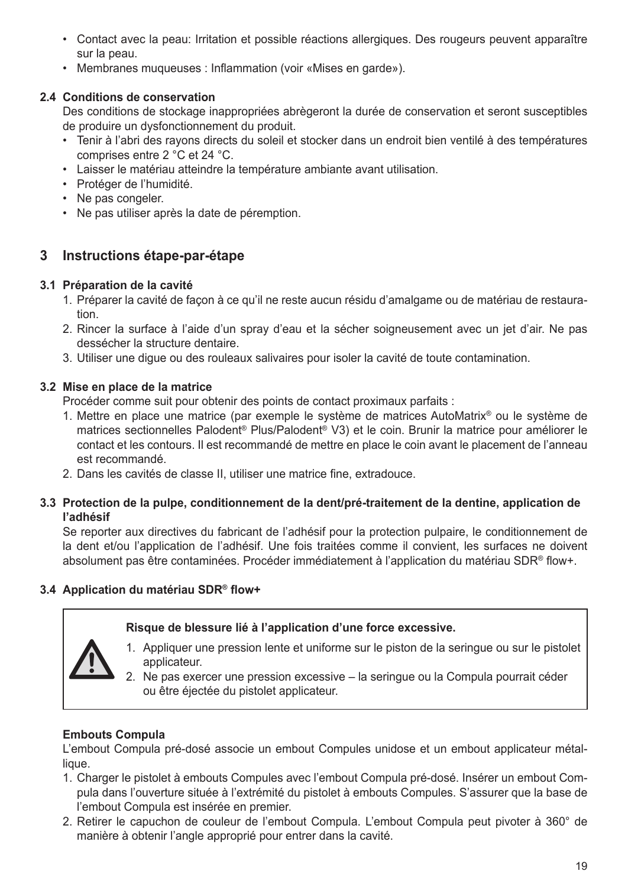- Contact avec la peau: Irritation et possible réactions allergiques. Des rougeurs peuvent apparaître sur la peau.
- Membranes muqueuses : Inflammation (voir «Mises en garde»).

### 2.4 Conditions de conservation

Des conditions de stockage inappropriées abrègeront la durée de conservation et seront susceptibles de produire un dysfonctionnement du produit.

- Tenir à l'abri des rayons directs du soleil et stocker dans un endroit bien ventilé à des températures comprises entre 2 °C et 24 °C.
- Laisser le matériau atteindre la température ambiante avant utilisation.
- Protéger de l'humidité.
- Ne pas congeler.
- Ne pas utiliser après la date de péremption.

## 3 Instructions étape-par-étape

### 3.1 Préparation de la cavité

1. Préparer la cavité de façon à ce qu'il ne reste aucun résidu d'amalgame ou de matériau de restauration.
2. Rincer la surface à l'aide d'un spray d'eau et la sécher soigneusement avec un jet d'air. Ne pas dessécher la structure dentaire.
3. Utiliser une digue ou des rouleaux salivaires pour isoler la cavité de toute contamination.

### 3.2 Mise en place de la matrice

Procéder comme suit pour obtenir des points de contact proximaux parfaits :

1. Mettre en place une matrice (par exemple le système de matrices AutoMatrix® ou le système de matrices sectionnelles Palodent® Plus/Palodent® V3) et le coin. Brunir la matrice pour améliorer le contact et les contours. Il est recommandé de mettre en place le coin avant le placement de l'anneau est recommandé.
2. Dans les cavités de classe II, utiliser une matrice fine, extradouce.

### 3.3 Protection de la pulpe, conditionnement de la dent/pré-traitement de la dentine, application de l'adhésif

Se reporter aux directives du fabricant de l'adhésif pour la protection pulpaire, le conditionnement de la dent et/ou l'application de l'adhésif. Une fois traitées comme il convient, les surfaces ne doivent absolument pas être contaminées. Procéder immédiatement à l'application du matériau SDR® flow+.

### 3.4 Application du matériau SDR® flow+

**Risque de blessure lié à l'application d'une force excessive.**

1. Appliquer une pression lente et uniforme sur le piston de la seringue ou sur le pistolet applicateur.
2. Ne pas exercer une pression excessive – la seringue ou la Compula pourrait céder ou être éjectée du pistolet applicateur.

**Embouts Compula**

L'embout Compula pré-dosé associe un embout Compules unidose et un embout applicateur métallique.

1. Charger le pistolet à embouts Compules avec l'embout Compula pré-dosé. Insérer un embout Compula dans l'ouverture située à l'extrémité du pistolet à embouts Compules. S'assurer que la base de l'embout Compula est insérée en premier.
2. Retirer le capuchon de couleur de l'embout Compula. L'embout Compula peut pivoter à 360° de manière à obtenir l'angle approprié pour entrer dans la cavité.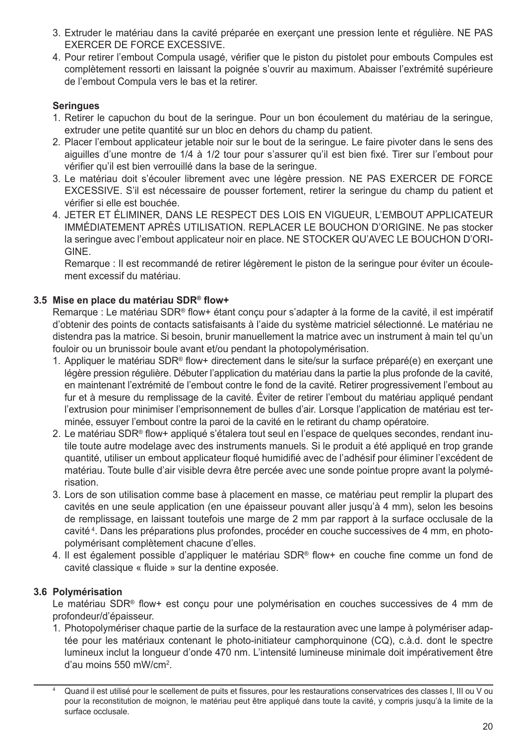3. Extruder le matériau dans la cavité préparée en exerçant une pression lente et régulière. NE PAS EXERCER DE FORCE EXCESSIVE.
4. Pour retirer l'embout Compula usagé, vérifier que le piston du pistolet pour embouts Compules est complètement ressorti en laissant la poignée s'ouvrir au maximum. Abaisser l'extrémité supérieure de l'embout Compula vers le bas et la retirer.

**Seringues**

1. Retirer le capuchon du bout de la seringue. Pour un bon écoulement du matériau de la seringue, extruder une petite quantité sur un bloc en dehors du champ du patient.
2. Placer l'embout applicateur jetable noir sur le bout de la seringue. Le faire pivoter dans le sens des aiguilles d'une montre de 1/4 à 1/2 tour pour s'assurer qu'il est bien fixé. Tirer sur l'embout pour vérifier qu'il est bien verrouillé dans la base de la seringue.
3. Le matériau doit s'écouler librement avec une légère pression. NE PAS EXERCER DE FORCE EXCESSIVE. S'il est nécessaire de pousser fortement, retirer la seringue du champ du patient et vérifier si elle est bouchée.
4. JETER ET ÉLIMINER, DANS LE RESPECT DES LOIS EN VIGUEUR, L'EMBOUT APPLICATEUR IMMÉDIATEMENT APRÈS UTILISATION. REPLACER LE BOUCHON D'ORIGINE. Ne pas stocker la seringue avec l'embout applicateur noir en place. NE STOCKER QU'AVEC LE BOUCHON D'ORIGINE.

   Remarque : Il est recommandé de retirer légèrement le piston de la seringue pour éviter un écoulement excessif du matériau.

### 3.5 Mise en place du matériau SDR® flow+

Remarque : Le matériau SDR® flow+ étant conçu pour s'adapter à la forme de la cavité, il est impératif d'obtenir des points de contacts satisfaisants à l'aide du système matriciel sélectionné. Le matériau ne distendra pas la matrice. Si besoin, brunir manuellement la matrice avec un instrument à main tel qu'un fouloir ou un brunissoir boule avant et/ou pendant la photopolymérisation.

1. Appliquer le matériau SDR® flow+ directement dans le site/sur la surface préparé(e) en exerçant une légère pression régulière. Débuter l'application du matériau dans la partie la plus profonde de la cavité, en maintenant l'extrémité de l'embout contre le fond de la cavité. Retirer progressivement l'embout au fur et à mesure du remplissage de la cavité. Éviter de retirer l'embout du matériau appliqué pendant l'extrusion pour minimiser l'emprisonnement de bulles d'air. Lorsque l'application de matériau est terminée, essuyer l'embout contre la paroi de la cavité en le retirant du champ opératoire.
2. Le matériau SDR® flow+ appliqué s'étalera tout seul en l'espace de quelques secondes, rendant inutile toute autre modelage avec des instruments manuels. Si le produit a été appliqué en trop grande quantité, utiliser un embout applicateur floqué humidifié avec de l'adhésif pour éliminer l'excédent de matériau. Toute bulle d'air visible devra être percée avec une sonde pointue propre avant la polymérisation.
3. Lors de son utilisation comme base à placement en masse, ce matériau peut remplir la plupart des cavités en une seule application (en une épaisseur pouvant aller jusqu'à 4 mm), selon les besoins de remplissage, en laissant toutefois une marge de 2 mm par rapport à la surface occlusale de la cavité[4]. Dans les préparations plus profondes, procéder en couche successives de 4 mm, en photopolymérisant complètement chacune d'elles.
4. Il est également possible d'appliquer le matériau SDR® flow+ en couche fine comme un fond de cavité classique « fluide » sur la dentine exposée.

### 3.6 Polymérisation

Le matériau SDR® flow+ est conçu pour une polymérisation en couches successives de 4 mm de profondeur/d'épaisseur.

1. Photopolymériser chaque partie de la surface de la restauration avec une lampe à polymériser adaptée pour les matériaux contenant le photo-initiateur camphorquinone (CQ), c.à.d. dont le spectre lumineux inclut la longueur d'onde 470 nm. L'intensité lumineuse minimale doit impérativement être d'au moins 550 mW/cm$^2$.

---

[4] Quand il est utilisé pour le scellement de puits et fissures, pour les restaurations conservatrices des classes I, III ou V ou pour la reconstitution de moignon, le matériau peut être appliqué dans toute la cavité, y compris jusqu'à la limite de la surface occlusale.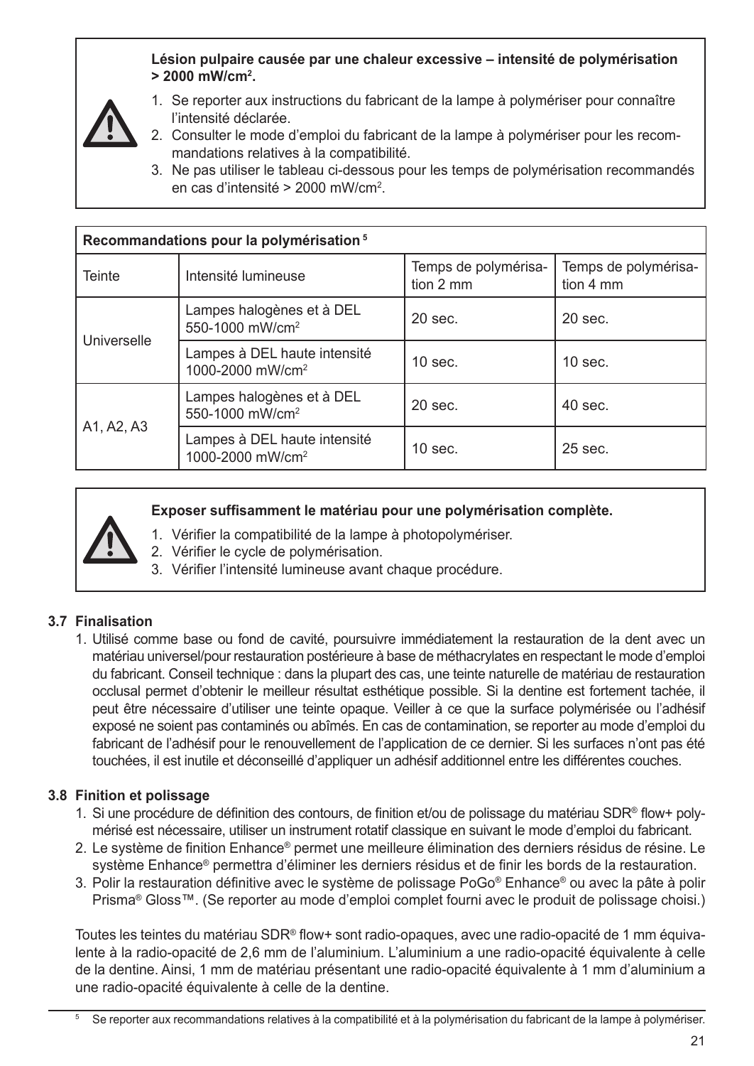**Lésion pulpaire causée par une chaleur excessive – intensité de polymérisation > 2000 mW/cm².**

1. Se reporter aux instructions du fabricant de la lampe à polymériser pour connaître l'intensité déclarée.
2. Consulter le mode d'emploi du fabricant de la lampe à polymériser pour les recommandations relatives à la compatibilité.
3. Ne pas utiliser le tableau ci-dessous pour les temps de polymérisation recommandés en cas d'intensité > 2000 mW/cm².

| Recommandations pour la polymérisation [5] | | | |
|---|---|---|---|
| Teinte | Intensité lumineuse | Temps de polymérisation 2 mm | Temps de polymérisation 4 mm |
| Universelle | Lampes halogènes et à DEL 550-1000 mW/cm² | 20 sec. | 20 sec. |
| | Lampes à DEL haute intensité 1000-2000 mW/cm² | 10 sec. | 10 sec. |
| A1, A2, A3 | Lampes halogènes et à DEL 550-1000 mW/cm² | 20 sec. | 40 sec. |
| | Lampes à DEL haute intensité 1000-2000 mW/cm² | 10 sec. | 25 sec. |

**Exposer suffisamment le matériau pour une polymérisation complète.**

1. Vérifier la compatibilité de la lampe à photopolymériser.
2. Vérifier le cycle de polymérisation.
3. Vérifier l'intensité lumineuse avant chaque procédure.

### 3.7 Finalisation

1. Utilisé comme base ou fond de cavité, poursuivre immédiatement la restauration de la dent avec un matériau universel/pour restauration postérieure à base de méthacrylates en respectant le mode d'emploi du fabricant. Conseil technique : dans la plupart des cas, une teinte naturelle de matériau de restauration occlusal permet d'obtenir le meilleur résultat esthétique possible. Si la dentine est fortement tachée, il peut être nécessaire d'utiliser une teinte opaque. Veiller à ce que la surface polymérisée ou l'adhésif exposé ne soient pas contaminés ou abîmés. En cas de contamination, se reporter au mode d'emploi du fabricant de l'adhésif pour le renouvellement de l'application de ce dernier. Si les surfaces n'ont pas été touchées, il est inutile et déconseillé d'appliquer un adhésif additionnel entre les différentes couches.

### 3.8 Finition et polissage

1. Si une procédure de définition des contours, de finition et/ou de polissage du matériau SDR® flow+ polymérisé est nécessaire, utiliser un instrument rotatif classique en suivant le mode d'emploi du fabricant.
2. Le système de finition Enhance® permet une meilleure élimination des derniers résidus de résine. Le système Enhance® permettra d'éliminer les derniers résidus et de finir les bords de la restauration.
3. Polir la restauration définitive avec le système de polissage PoGo® Enhance® ou avec la pâte à polir Prisma® Gloss™. (Se reporter au mode d'emploi complet fourni avec le produit de polissage choisi.)

Toutes les teintes du matériau SDR® flow+ sont radio-opaques, avec une radio-opacité de 1 mm équivalente à la radio-opacité de 2,6 mm de l'aluminium. L'aluminium a une radio-opacité équivalente à celle de la dentine. Ainsi, 1 mm de matériau présentant une radio-opacité équivalente à 1 mm d'aluminium a une radio-opacité équivalente à celle de la dentine.

[5] Se reporter aux recommandations relatives à la compatibilité et à la polymérisation du fabricant de la lampe à polymériser.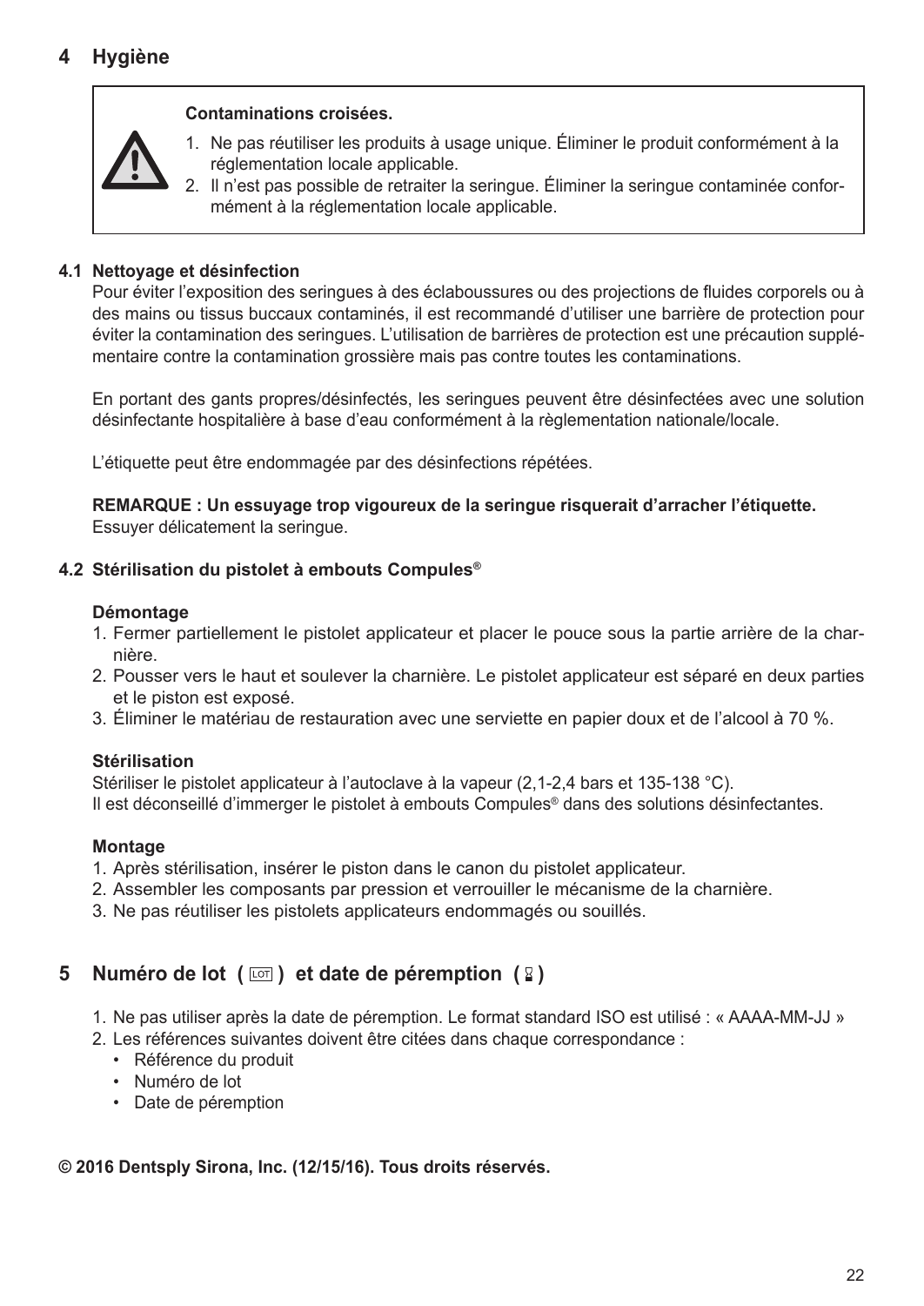## 4 Hygiène

> **Contaminations croisées.**
>
> 1. Ne pas réutiliser les produits à usage unique. Éliminer le produit conformément à la réglementation locale applicable.
> 2. Il n'est pas possible de retraiter la seringue. Éliminer la seringue contaminée conformément à la réglementation locale applicable.

### 4.1 Nettoyage et désinfection

Pour éviter l'exposition des seringues à des éclaboussures ou des projections de fluides corporels ou à des mains ou tissus buccaux contaminés, il est recommandé d'utiliser une barrière de protection pour éviter la contamination des seringues. L'utilisation de barrières de protection est une précaution supplémentaire contre la contamination grossière mais pas contre toutes les contaminations.

En portant des gants propres/désinfectés, les seringues peuvent être désinfectées avec une solution désinfectante hospitalière à base d'eau conformément à la règlementation nationale/locale.

L'étiquette peut être endommagée par des désinfections répétées.

**REMARQUE : Un essuyage trop vigoureux de la seringue risquerait d'arracher l'étiquette.**
Essuyer délicatement la seringue.

### 4.2 Stérilisation du pistolet à embouts Compules®

**Démontage**

1. Fermer partiellement le pistolet applicateur et placer le pouce sous la partie arrière de la charnière.
2. Pousser vers le haut et soulever la charnière. Le pistolet applicateur est séparé en deux parties et le piston est exposé.
3. Éliminer le matériau de restauration avec une serviette en papier doux et de l'alcool à 70 %.

**Stérilisation**

Stériliser le pistolet applicateur à l'autoclave à la vapeur (2,1-2,4 bars et 135-138 °C).
Il est déconseillé d'immerger le pistolet à embouts Compules® dans des solutions désinfectantes.

**Montage**

1. Après stérilisation, insérer le piston dans le canon du pistolet applicateur.
2. Assembler les composants par pression et verrouiller le mécanisme de la charnière.
3. Ne pas réutiliser les pistolets applicateurs endommagés ou souillés.

## 5 Numéro de lot ( LOT ) et date de péremption ( ⌛ )

1. Ne pas utiliser après la date de péremption. Le format standard ISO est utilisé : « AAAA-MM-JJ »
2. Les références suivantes doivent être citées dans chaque correspondance :
   - Référence du produit
   - Numéro de lot
   - Date de péremption

**© 2016 Dentsply Sirona, Inc. (12/15/16). Tous droits réservés.**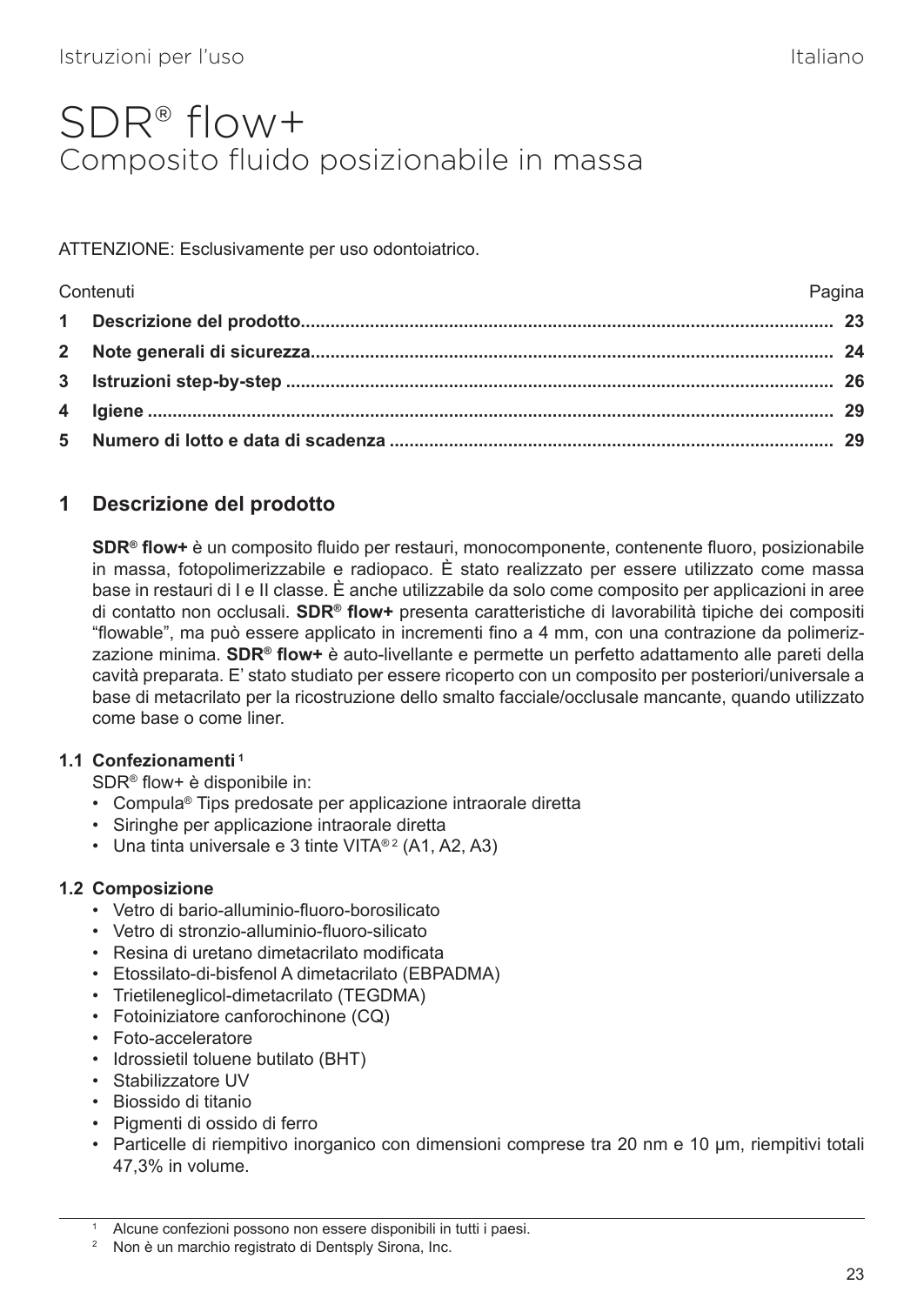Istruzioni per l'uso — Italiano

# SDR® flow+

## Composito fluido posizionabile in massa

ATTENZIONE: Esclusivamente per uso odontoiatrico.

| Contenuti | Pagina |
|---|---|
| **1 Descrizione del prodotto** | **23** |
| **2 Note generali di sicurezza** | **24** |
| **3 Istruzioni step-by-step** | **26** |
| **4 Igiene** | **29** |
| **5 Numero di lotto e data di scadenza** | **29** |

## 1 Descrizione del prodotto

**SDR® flow+** è un composito fluido per restauri, monocomponente, contenente fluoro, posizionabile in massa, fotopolimerizzabile e radiopaco. È stato realizzato per essere utilizzato come massa base in restauri di I e II classe. È anche utilizzabile da solo come composito per applicazioni in aree di contatto non occlusali. **SDR® flow+** presenta caratteristiche di lavorabilità tipiche dei compositi "flowable", ma può essere applicato in incrementi fino a 4 mm, con una contrazione da polimerizzazione minima. **SDR® flow+** è auto-livellante e permette un perfetto adattamento alle pareti della cavità preparata. E' stato studiato per essere ricoperto con un composito per posteriori/universale a base di metacrilato per la ricostruzione dello smalto facciale/occlusale mancante, quando utilizzato come base o come liner.

### 1.1 Confezionamenti [1]

SDR® flow+ è disponibile in:

- Compula® Tips predosate per applicazione intraorale diretta
- Siringhe per applicazione intraorale diretta
- Una tinta universale e 3 tinte VITA® [2] (A1, A2, A3)

### 1.2 Composizione

- Vetro di bario-alluminio-fluoro-borosilicato
- Vetro di stronzio-alluminio-fluoro-silicato
- Resina di uretano dimetacrilato modificata
- Etossilato-di-bisfenol A dimetacrilato (EBPADMA)
- Trietileneglicol-dimetacrilato (TEGDMA)
- Fotoiniziatore canforochinone (CQ)
- Foto-acceleratore
- Idrossietil toluene butilato (BHT)
- Stabilizzatore UV
- Biossido di titanio
- Pigmenti di ossido di ferro
- Particelle di riempitivo inorganico con dimensioni comprese tra 20 nm e 10 µm, riempitivi totali 47,3% in volume.

---

[1] Alcune confezioni possono non essere disponibili in tutti i paesi.

[2] Non è un marchio registrato di Dentsply Sirona, Inc.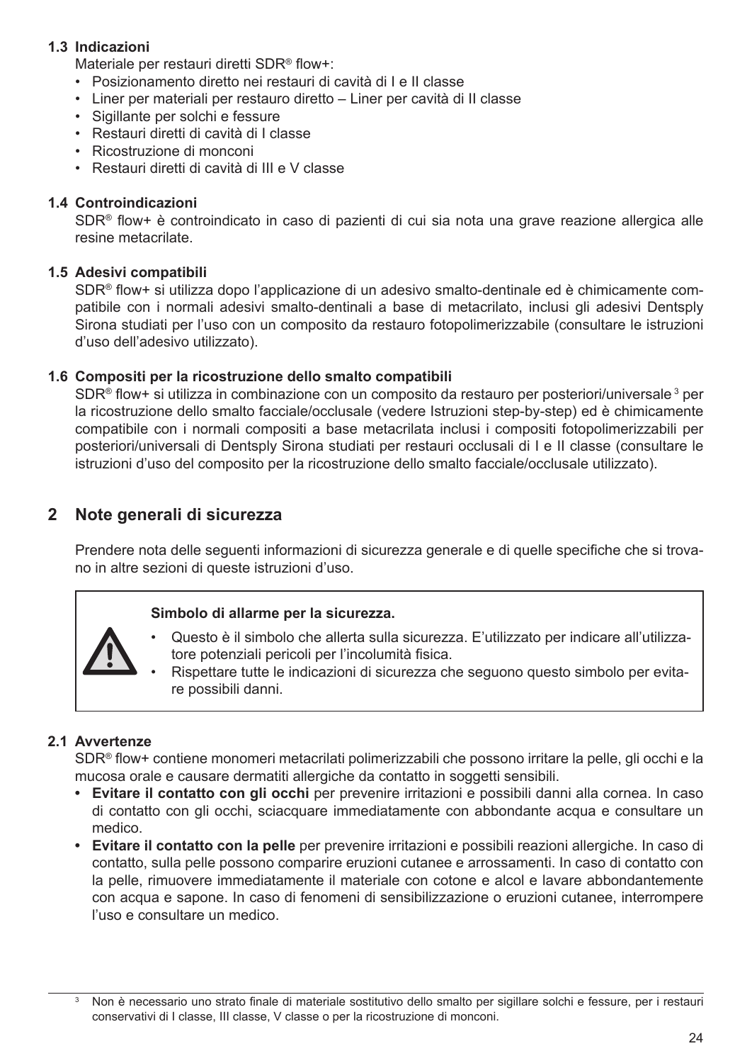### 1.3 Indicazioni

Materiale per restauri diretti SDR® flow+:

- Posizionamento diretto nei restauri di cavità di I e II classe
- Liner per materiali per restauro diretto – Liner per cavità di II classe
- Sigillante per solchi e fessure
- Restauri diretti di cavità di I classe
- Ricostruzione di monconi
- Restauri diretti di cavità di III e V classe

### 1.4 Controindicazioni

SDR® flow+ è controindicato in caso di pazienti di cui sia nota una grave reazione allergica alle resine metacrilate.

### 1.5 Adesivi compatibili

SDR® flow+ si utilizza dopo l'applicazione di un adesivo smalto-dentinale ed è chimicamente compatibile con i normali adesivi smalto-dentinali a base di metacrilato, inclusi gli adesivi Dentsply Sirona studiati per l'uso con un composito da restauro fotopolimerizzabile (consultare le istruzioni d'uso dell'adesivo utilizzato).

### 1.6 Compositi per la ricostruzione dello smalto compatibili

SDR® flow+ si utilizza in combinazione con un composito da restauro per posteriori/universale [3] per la ricostruzione dello smalto facciale/occlusale (vedere Istruzioni step-by-step) ed è chimicamente compatibile con i normali compositi a base metacrilata inclusi i compositi fotopolimerizzabili per posteriori/universali di Dentsply Sirona studiati per restauri occlusali di I e II classe (consultare le istruzioni d'uso del composito per la ricostruzione dello smalto facciale/occlusale utilizzato).

## 2 Note generali di sicurezza

Prendere nota delle seguenti informazioni di sicurezza generale e di quelle specifiche che si trovano in altre sezioni di queste istruzioni d'uso.

**Simbolo di allarme per la sicurezza.**

- Questo è il simbolo che allerta sulla sicurezza. E'utilizzato per indicare all'utilizzatore potenziali pericoli per l'incolumità fisica.
- Rispettare tutte le indicazioni di sicurezza che seguono questo simbolo per evitare possibili danni.

### 2.1 Avvertenze

SDR® flow+ contiene monomeri metacrilati polimerizzabili che possono irritare la pelle, gli occhi e la mucosa orale e causare dermatiti allergiche da contatto in soggetti sensibili.

- **Evitare il contatto con gli occhi** per prevenire irritazioni e possibili danni alla cornea. In caso di contatto con gli occhi, sciacquare immediatamente con abbondante acqua e consultare un medico.
- **Evitare il contatto con la pelle** per prevenire irritazioni e possibili reazioni allergiche. In caso di contatto, sulla pelle possono comparire eruzioni cutanee e arrossamenti. In caso di contatto con la pelle, rimuovere immediatamente il materiale con cotone e alcol e lavare abbondantemente con acqua e sapone. In caso di fenomeni di sensibilizzazione o eruzioni cutanee, interrompere l'uso e consultare un medico.

[3] Non è necessario uno strato finale di materiale sostitutivo dello smalto per sigillare solchi e fessure, per i restauri conservativi di I classe, III classe, V classe o per la ricostruzione di monconi.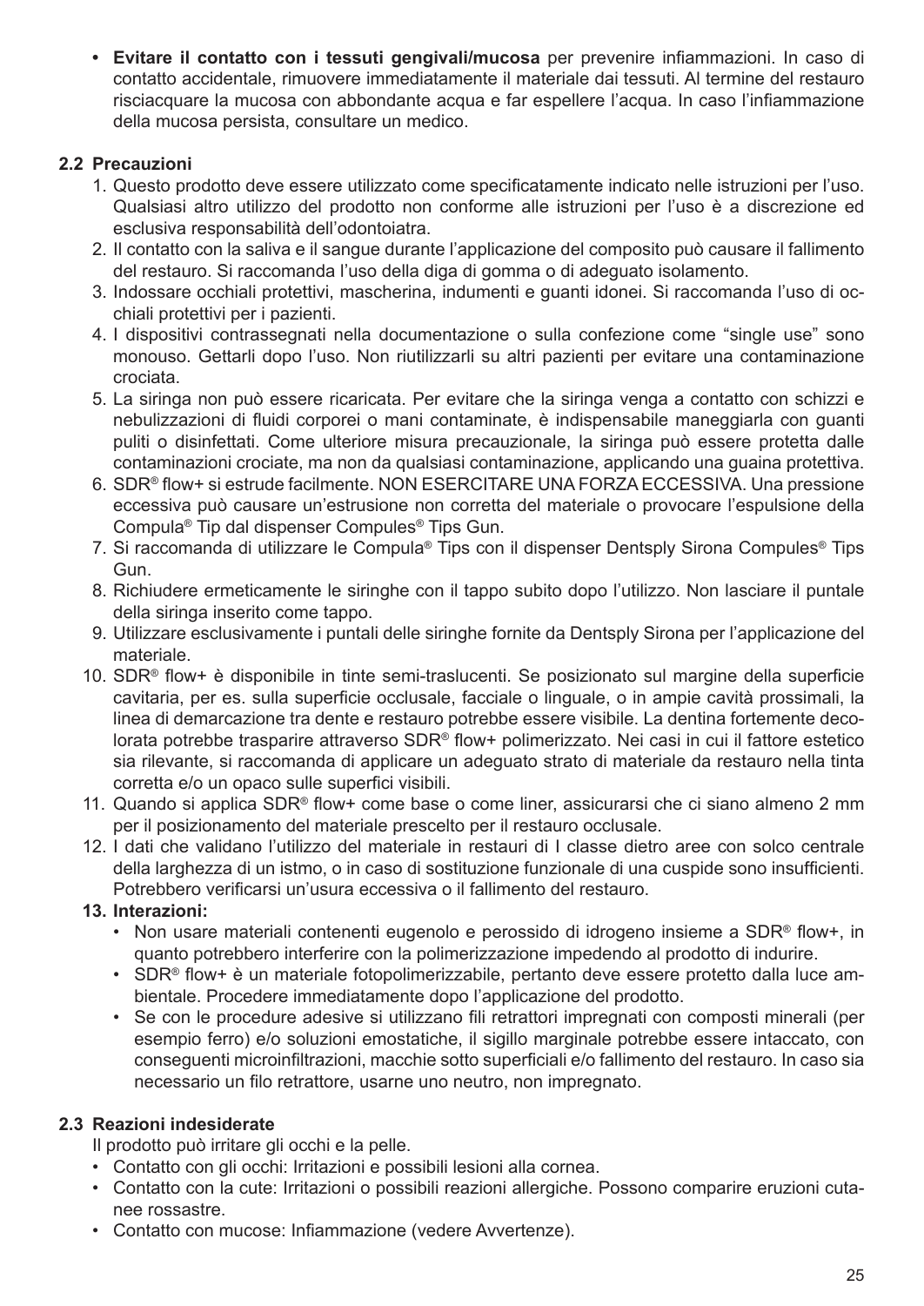- **Evitare il contatto con i tessuti gengivali/mucosa** per prevenire infiammazioni. In caso di contatto accidentale, rimuovere immediatamente il materiale dai tessuti. Al termine del restauro risciacquare la mucosa con abbondante acqua e far espellere l'acqua. In caso l'infiammazione della mucosa persista, consultare un medico.

### 2.2 Precauzioni

1. Questo prodotto deve essere utilizzato come specificatamente indicato nelle istruzioni per l'uso. Qualsiasi altro utilizzo del prodotto non conforme alle istruzioni per l'uso è a discrezione ed esclusiva responsabilità dell'odontoiatra.
2. Il contatto con la saliva e il sangue durante l'applicazione del composito può causare il fallimento del restauro. Si raccomanda l'uso della diga di gomma o di adeguato isolamento.
3. Indossare occhiali protettivi, mascherina, indumenti e guanti idonei. Si raccomanda l'uso di occhiali protettivi per i pazienti.
4. I dispositivi contrassegnati nella documentazione o sulla confezione come "single use" sono monouso. Gettarli dopo l'uso. Non riutilizzarli su altri pazienti per evitare una contaminazione crociata.
5. La siringa non può essere ricaricata. Per evitare che la siringa venga a contatto con schizzi e nebulizzazioni di fluidi corporei o mani contaminate, è indispensabile maneggiarla con guanti puliti o disinfettati. Come ulteriore misura precauzionale, la siringa può essere protetta dalle contaminazioni crociate, ma non da qualsiasi contaminazione, applicando una guaina protettiva.
6. SDR® flow+ si estrude facilmente. NON ESERCITARE UNA FORZA ECCESSIVA. Una pressione eccessiva può causare un'estrusione non corretta del materiale o provocare l'espulsione della Compula® Tip dal dispenser Compules® Tips Gun.
7. Si raccomanda di utilizzare le Compula® Tips con il dispenser Dentsply Sirona Compules® Tips Gun.
8. Richiudere ermeticamente le siringhe con il tappo subito dopo l'utilizzo. Non lasciare il puntale della siringa inserito come tappo.
9. Utilizzare esclusivamente i puntali delle siringhe fornite da Dentsply Sirona per l'applicazione del materiale.
10. SDR® flow+ è disponibile in tinte semi-traslucenti. Se posizionato sul margine della superficie cavitaria, per es. sulla superficie occlusale, facciale o linguale, o in ampie cavità prossimali, la linea di demarcazione tra dente e restauro potrebbe essere visibile. La dentina fortemente decolorata potrebbe trasparire attraverso SDR® flow+ polimerizzato. Nei casi in cui il fattore estetico sia rilevante, si raccomanda di applicare un adeguato strato di materiale da restauro nella tinta corretta e/o un opaco sulle superfici visibili.
11. Quando si applica SDR® flow+ come base o come liner, assicurarsi che ci siano almeno 2 mm per il posizionamento del materiale prescelto per il restauro occlusale.
12. I dati che validano l'utilizzo del materiale in restauri di I classe dietro aree con solco centrale della larghezza di un istmo, o in caso di sostituzione funzionale di una cuspide sono insufficienti. Potrebbero verificarsi un'usura eccessiva o il fallimento del restauro.
13. **Interazioni:**
    - Non usare materiali contenenti eugenolo e perossido di idrogeno insieme a SDR® flow+, in quanto potrebbero interferire con la polimerizzazione impedendo al prodotto di indurire.
    - SDR® flow+ è un materiale fotopolimerizzabile, pertanto deve essere protetto dalla luce ambientale. Procedere immediatamente dopo l'applicazione del prodotto.
    - Se con le procedure adesive si utilizzano fili retrattori impregnati con composti minerali (per esempio ferro) e/o soluzioni emostatiche, il sigillo marginale potrebbe essere intaccato, con conseguenti microinfiltrazioni, macchie sotto superficiali e/o fallimento del restauro. In caso sia necessario un filo retrattore, usarne uno neutro, non impregnato.

### 2.3 Reazioni indesiderate

Il prodotto può irritare gli occhi e la pelle.

- Contatto con gli occhi: Irritazioni e possibili lesioni alla cornea.
- Contatto con la cute: Irritazioni o possibili reazioni allergiche. Possono comparire eruzioni cutanee rossastre.
- Contatto con mucose: Infiammazione (vedere Avvertenze).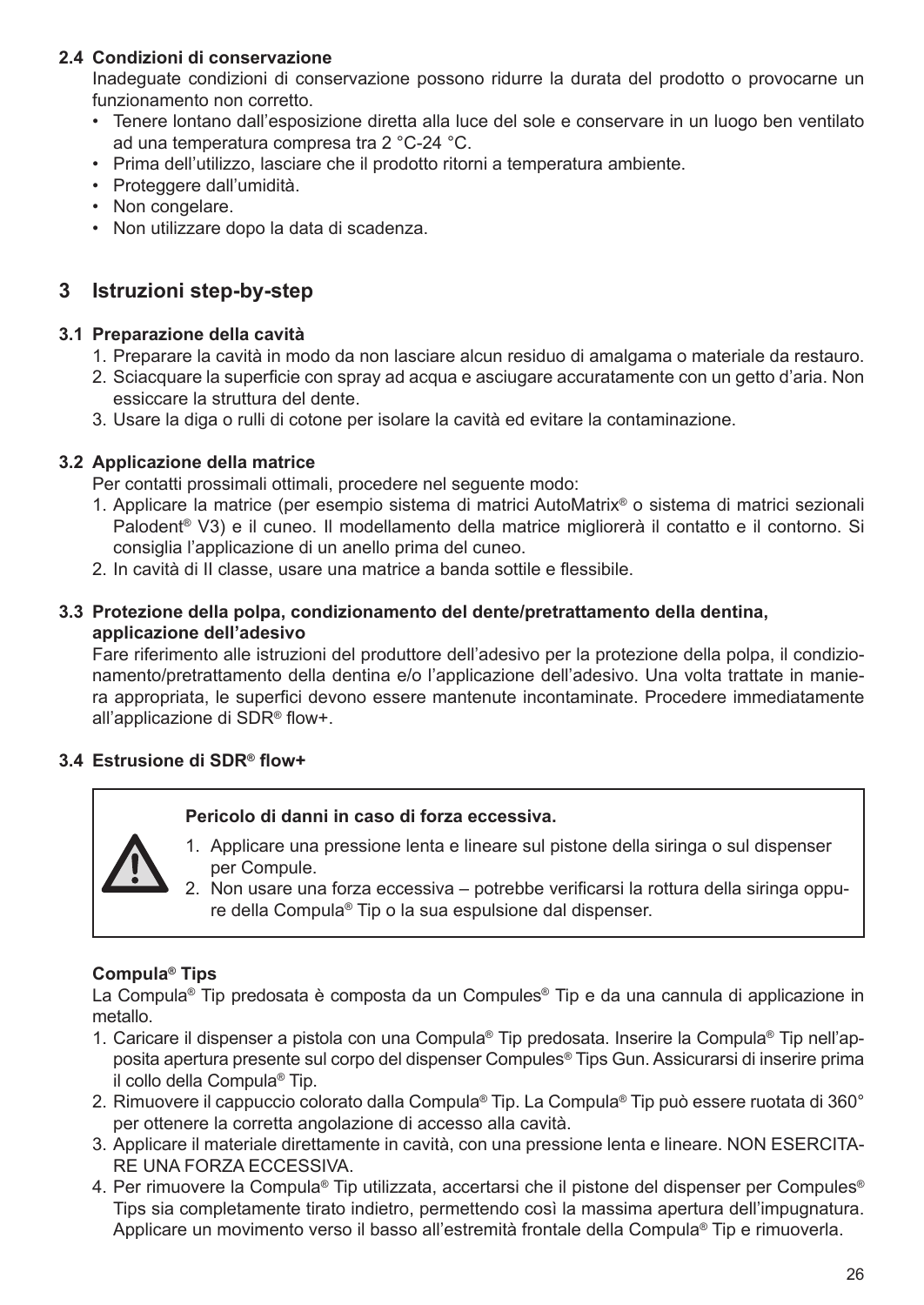### 2.4 Condizioni di conservazione

Inadeguate condizioni di conservazione possono ridurre la durata del prodotto o provocarne un funzionamento non corretto.

- Tenere lontano dall'esposizione diretta alla luce del sole e conservare in un luogo ben ventilato ad una temperatura compresa tra 2 °C-24 °C.
- Prima dell'utilizzo, lasciare che il prodotto ritorni a temperatura ambiente.
- Proteggere dall'umidità.
- Non congelare.
- Non utilizzare dopo la data di scadenza.

## 3 Istruzioni step-by-step

### 3.1 Preparazione della cavità

1. Preparare la cavità in modo da non lasciare alcun residuo di amalgama o materiale da restauro.
2. Sciacquare la superficie con spray ad acqua e asciugare accuratamente con un getto d'aria. Non essiccare la struttura del dente.
3. Usare la diga o rulli di cotone per isolare la cavità ed evitare la contaminazione.

### 3.2 Applicazione della matrice

Per contatti prossimali ottimali, procedere nel seguente modo:

1. Applicare la matrice (per esempio sistema di matrici AutoMatrix® o sistema di matrici sezionali Palodent® V3) e il cuneo. Il modellamento della matrice migliorerà il contatto e il contorno. Si consiglia l'applicazione di un anello prima del cuneo.
2. In cavità di II classe, usare una matrice a banda sottile e flessibile.

### 3.3 Protezione della polpa, condizionamento del dente/pretrattamento della dentina, applicazione dell'adesivo

Fare riferimento alle istruzioni del produttore dell'adesivo per la protezione della polpa, il condizionamento/pretrattamento della dentina e/o l'applicazione dell'adesivo. Una volta trattate in maniera appropriata, le superfici devono essere mantenute incontaminate. Procedere immediatamente all'applicazione di SDR® flow+.

### 3.4 Estrusione di SDR® flow+

> **Pericolo di danni in caso di forza eccessiva.**
>
> 1. Applicare una pressione lenta e lineare sul pistone della siringa o sul dispenser per Compule.
> 2. Non usare una forza eccessiva – potrebbe verificarsi la rottura della siringa oppure della Compula® Tip o la sua espulsione dal dispenser.

**Compula® Tips**

La Compula® Tip predosata è composta da un Compules® Tip e da una cannula di applicazione in metallo.

1. Caricare il dispenser a pistola con una Compula® Tip predosata. Inserire la Compula® Tip nell'apposita apertura presente sul corpo del dispenser Compules® Tips Gun. Assicurarsi di inserire prima il collo della Compula® Tip.
2. Rimuovere il cappuccio colorato dalla Compula® Tip. La Compula® Tip può essere ruotata di 360° per ottenere la corretta angolazione di accesso alla cavità.
3. Applicare il materiale direttamente in cavità, con una pressione lenta e lineare. NON ESERCITARE UNA FORZA ECCESSIVA.
4. Per rimuovere la Compula® Tip utilizzata, accertarsi che il pistone del dispenser per Compules® Tips sia completamente tirato indietro, permettendo così la massima apertura dell'impugnatura. Applicare un movimento verso il basso all'estremità frontale della Compula® Tip e rimuoverla.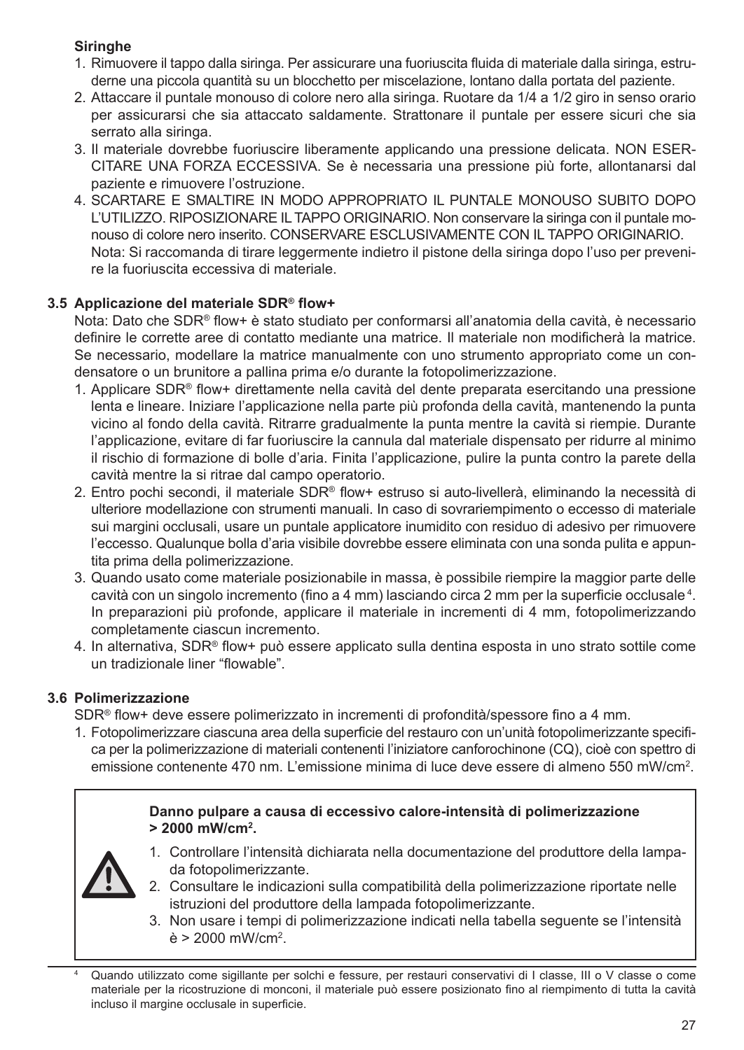**Siringhe**

1. Rimuovere il tappo dalla siringa. Per assicurare una fuoriuscita fluida di materiale dalla siringa, estruderne una piccola quantità su un blocchetto per miscelazione, lontano dalla portata del paziente.
2. Attaccare il puntale monouso di colore nero alla siringa. Ruotare da 1/4 a 1/2 giro in senso orario per assicurarsi che sia attaccato saldamente. Strattonare il puntale per essere sicuri che sia serrato alla siringa.
3. Il materiale dovrebbe fuoriuscire liberamente applicando una pressione delicata. NON ESERCITARE UNA FORZA ECCESSIVA. Se è necessaria una pressione più forte, allontanarsi dal paziente e rimuovere l'ostruzione.
4. SCARTARE E SMALTIRE IN MODO APPROPRIATO IL PUNTALE MONOUSO SUBITO DOPO L'UTILIZZO. RIPOSIZIONARE IL TAPPO ORIGINARIO. Non conservare la siringa con il puntale monouso di colore nero inserito. CONSERVARE ESCLUSIVAMENTE CON IL TAPPO ORIGINARIO.
   Nota: Si raccomanda di tirare leggermente indietro il pistone della siringa dopo l'uso per prevenire la fuoriuscita eccessiva di materiale.

### 3.5 Applicazione del materiale SDR® flow+

Nota: Dato che SDR® flow+ è stato studiato per conformarsi all'anatomia della cavità, è necessario definire le corrette aree di contatto mediante una matrice. Il materiale non modificherà la matrice. Se necessario, modellare la matrice manualmente con uno strumento appropriato come un condensatore o un brunitore a pallina prima e/o durante la fotopolimerizzazione.

1. Applicare SDR® flow+ direttamente nella cavità del dente preparata esercitando una pressione lenta e lineare. Iniziare l'applicazione nella parte più profonda della cavità, mantenendo la punta vicino al fondo della cavità. Ritrarre gradualmente la punta mentre la cavità si riempie. Durante l'applicazione, evitare di far fuoriuscire la cannula dal materiale dispensato per ridurre al minimo il rischio di formazione di bolle d'aria. Finita l'applicazione, pulire la punta contro la parete della cavità mentre la si ritrae dal campo operatorio.
2. Entro pochi secondi, il materiale SDR® flow+ estruso si auto-livellerà, eliminando la necessità di ulteriore modellazione con strumenti manuali. In caso di sovrariempimento o eccesso di materiale sui margini occlusali, usare un puntale applicatore inumidito con residuo di adesivo per rimuovere l'eccesso. Qualunque bolla d'aria visibile dovrebbe essere eliminata con una sonda pulita e appuntita prima della polimerizzazione.
3. Quando usato come materiale posizionabile in massa, è possibile riempire la maggior parte delle cavità con un singolo incremento (fino a 4 mm) lasciando circa 2 mm per la superficie occlusale[4]. In preparazioni più profonde, applicare il materiale in incrementi di 4 mm, fotopolimerizzando completamente ciascun incremento.
4. In alternativa, SDR® flow+ può essere applicato sulla dentina esposta in uno strato sottile come un tradizionale liner "flowable".

### 3.6 Polimerizzazione

SDR® flow+ deve essere polimerizzato in incrementi di profondità/spessore fino a 4 mm.

1. Fotopolimerizzare ciascuna area della superficie del restauro con un'unità fotopolimerizzante specifica per la polimerizzazione di materiali contenenti l'iniziatore canforochinone (CQ), cioè con spettro di emissione contenente 470 nm. L'emissione minima di luce deve essere di almeno 550 mW/cm².

> ⚠ **Danno pulpare a causa di eccessivo calore-intensità di polimerizzazione > 2000 mW/cm².**
>
> 1. Controllare l'intensità dichiarata nella documentazione del produttore della lampada fotopolimerizzante.
> 2. Consultare le indicazioni sulla compatibilità della polimerizzazione riportate nelle istruzioni del produttore della lampada fotopolimerizzante.
> 3. Non usare i tempi di polimerizzazione indicati nella tabella seguente se l'intensità è > 2000 mW/cm².

[4] Quando utilizzato come sigillante per solchi e fessure, per restauri conservativi di I classe, III o V classe o come materiale per la ricostruzione di monconi, il materiale può essere posizionato fino al riempimento di tutta la cavità incluso il margine occlusale in superficie.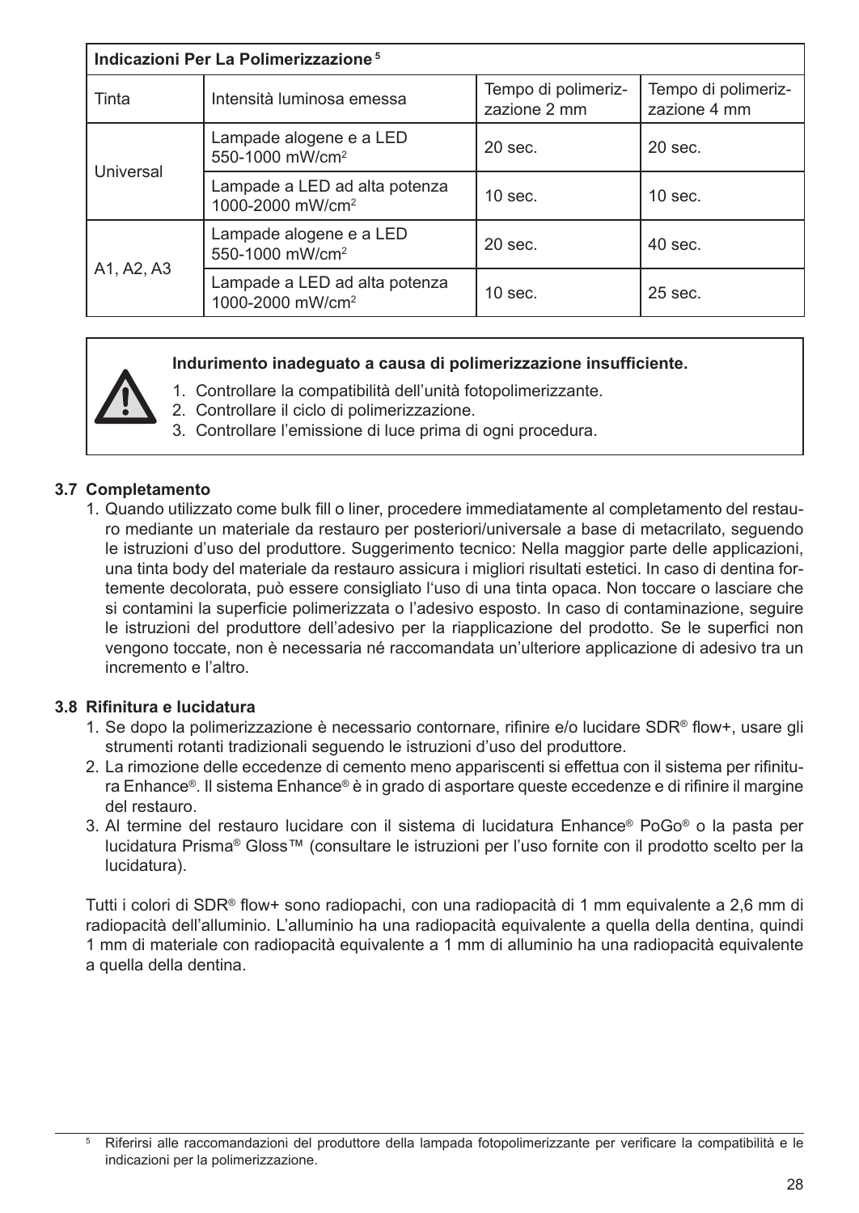| Indicazioni Per La Polimerizzazione [5] | | | |
|---|---|---|---|
| Tinta | Intensità luminosa emessa | Tempo di polimerizzazione 2 mm | Tempo di polimerizzazione 4 mm |
| Universal | Lampade alogene e a LED 550-1000 mW/cm² | 20 sec. | 20 sec. |
| | Lampade a LED ad alta potenza 1000-2000 mW/cm² | 10 sec. | 10 sec. |
| A1, A2, A3 | Lampade alogene e a LED 550-1000 mW/cm² | 20 sec. | 40 sec. |
| | Lampade a LED ad alta potenza 1000-2000 mW/cm² | 10 sec. | 25 sec. |

**Indurimento inadeguato a causa di polimerizzazione insufficiente.**

1. Controllare la compatibilità dell'unità fotopolimerizzante.
2. Controllare il ciclo di polimerizzazione.
3. Controllare l'emissione di luce prima di ogni procedura.

### 3.7 Completamento

1. Quando utilizzato come bulk fill o liner, procedere immediatamente al completamento del restauro mediante un materiale da restauro per posteriori/universale a base di metacrilato, seguendo le istruzioni d'uso del produttore. Suggerimento tecnico: Nella maggior parte delle applicazioni, una tinta body del materiale da restauro assicura i migliori risultati estetici. In caso di dentina fortemente decolorata, può essere consigliato l'uso di una tinta opaca. Non toccare o lasciare che si contamini la superficie polimerizzata o l'adesivo esposto. In caso di contaminazione, seguire le istruzioni del produttore dell'adesivo per la riapplicazione del prodotto. Se le superfici non vengono toccate, non è necessaria né raccomandata un'ulteriore applicazione di adesivo tra un incremento e l'altro.

### 3.8 Rifinitura e lucidatura

1. Se dopo la polimerizzazione è necessario contornare, rifinire e/o lucidare SDR® flow+, usare gli strumenti rotanti tradizionali seguendo le istruzioni d'uso del produttore.
2. La rimozione delle eccedenze di cemento meno appariscenti si effettua con il sistema per rifinitura Enhance®. Il sistema Enhance® è in grado di asportare queste eccedenze e di rifinire il margine del restauro.
3. Al termine del restauro lucidare con il sistema di lucidatura Enhance® PoGo® o la pasta per lucidatura Prisma® Gloss™ (consultare le istruzioni per l'uso fornite con il prodotto scelto per la lucidatura).

Tutti i colori di SDR® flow+ sono radiopachi, con una radiopacità di 1 mm equivalente a 2,6 mm di radiopacità dell'alluminio. L'alluminio ha una radiopacità equivalente a quella della dentina, quindi 1 mm di materiale con radiopacità equivalente a 1 mm di alluminio ha una radiopacità equivalente a quella della dentina.

[5] Riferirsi alle raccomandazioni del produttore della lampada fotopolimerizzante per verificare la compatibilità e le indicazioni per la polimerizzazione.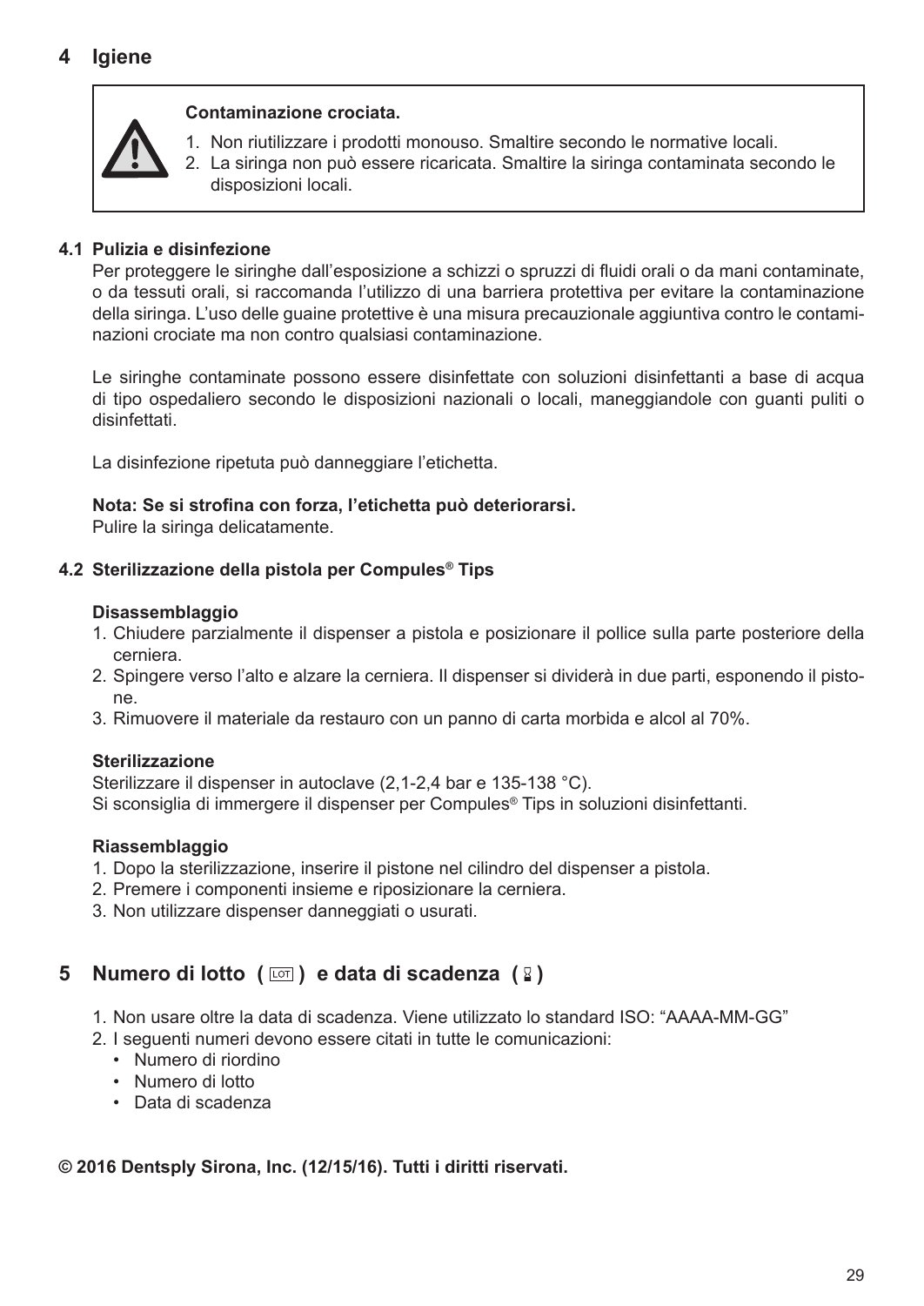# 4 Igiene

**Contaminazione crociata.**

1. Non riutilizzare i prodotti monouso. Smaltire secondo le normative locali.
2. La siringa non può essere ricaricata. Smaltire la siringa contaminata secondo le disposizioni locali.

## 4.1 Pulizia e disinfezione

Per proteggere le siringhe dall'esposizione a schizzi o spruzzi di fluidi orali o da mani contaminate, o da tessuti orali, si raccomanda l'utilizzo di una barriera protettiva per evitare la contaminazione della siringa. L'uso delle guaine protettive è una misura precauzionale aggiuntiva contro le contaminazioni crociate ma non contro qualsiasi contaminazione.

Le siringhe contaminate possono essere disinfettate con soluzioni disinfettanti a base di acqua di tipo ospedaliero secondo le disposizioni nazionali o locali, maneggiandole con guanti puliti o disinfettati.

La disinfezione ripetuta può danneggiare l'etichetta.

**Nota: Se si strofina con forza, l'etichetta può deteriorarsi.**
Pulire la siringa delicatamente.

## 4.2 Sterilizzazione della pistola per Compules® Tips

**Disassemblaggio**

1. Chiudere parzialmente il dispenser a pistola e posizionare il pollice sulla parte posteriore della cerniera.
2. Spingere verso l'alto e alzare la cerniera. Il dispenser si dividerà in due parti, esponendo il pistone.
3. Rimuovere il materiale da restauro con un panno di carta morbida e alcol al 70%.

**Sterilizzazione**

Sterilizzare il dispenser in autoclave (2,1-2,4 bar e 135-138 °C).
Si sconsiglia di immergere il dispenser per Compules® Tips in soluzioni disinfettanti.

**Riassemblaggio**

1. Dopo la sterilizzazione, inserire il pistone nel cilindro del dispenser a pistola.
2. Premere i componenti insieme e riposizionare la cerniera.
3. Non utilizzare dispenser danneggiati o usurati.

# 5 Numero di lotto ( LOT ) e data di scadenza ( ⌛ )

1. Non usare oltre la data di scadenza. Viene utilizzato lo standard ISO: "AAAA-MM-GG"
2. I seguenti numeri devono essere citati in tutte le comunicazioni:
   - Numero di riordino
   - Numero di lotto
   - Data di scadenza

**© 2016 Dentsply Sirona, Inc. (12/15/16). Tutti i diritti riservati.**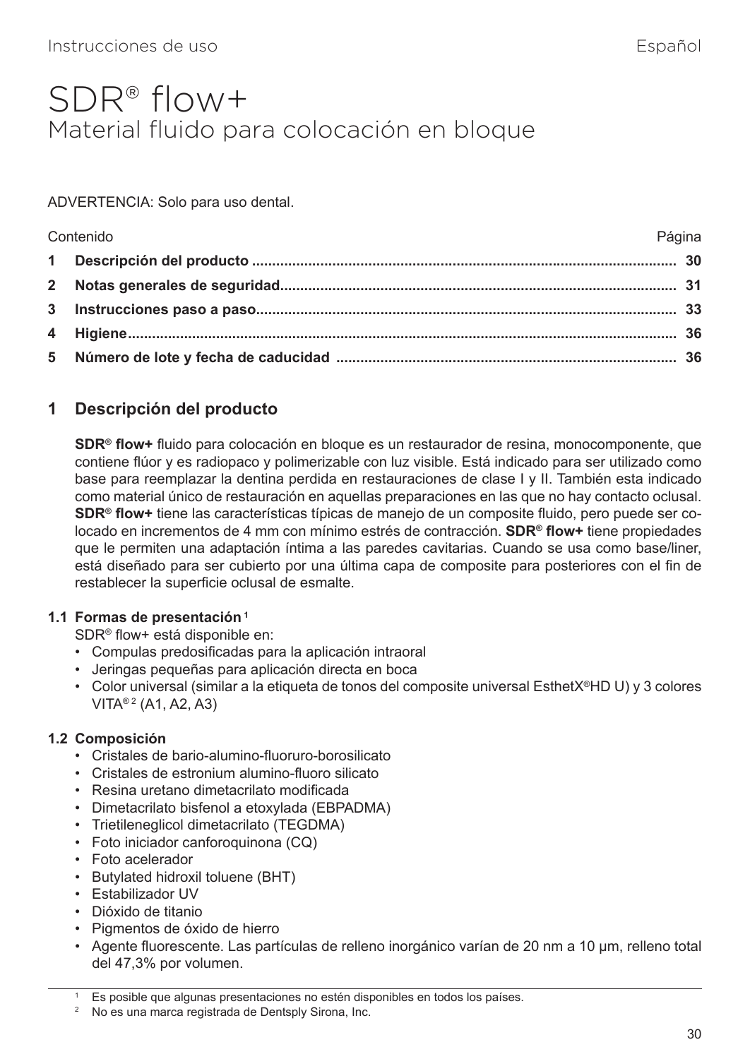# SDR® flow+

## Material fluido para colocación en bloque

ADVERTENCIA: Solo para uso dental.

| Contenido | Página |
|---|---|
| **1 Descripción del producto** | **30** |
| **2 Notas generales de seguridad** | **31** |
| **3 Instrucciones paso a paso** | **33** |
| **4 Higiene** | **36** |
| **5 Número de lote y fecha de caducidad** | **36** |

## 1 Descripción del producto

**SDR® flow+** fluido para colocación en bloque es un restaurador de resina, monocomponente, que contiene flúor y es radiopaco y polimerizable con luz visible. Está indicado para ser utilizado como base para reemplazar la dentina perdida en restauraciones de clase I y II. También esta indicado como material único de restauración en aquellas preparaciones en las que no hay contacto oclusal. **SDR® flow+** tiene las características típicas de manejo de un composite fluido, pero puede ser colocado en incrementos de 4 mm con mínimo estrés de contracción. **SDR® flow+** tiene propiedades que le permiten una adaptación íntima a las paredes cavitarias. Cuando se usa como base/liner, está diseñado para ser cubierto por una última capa de composite para posteriores con el fin de restablecer la superficie oclusal de esmalte.

### 1.1 Formas de presentación [1]

SDR® flow+ está disponible en:

- Compulas predosificadas para la aplicación intraoral
- Jeringas pequeñas para aplicación directa en boca
- Color universal (similar a la etiqueta de tonos del composite universal EsthetX®HD U) y 3 colores VITA® [2] (A1, A2, A3)

### 1.2 Composición

- Cristales de bario-alumino-fluoruro-borosilicato
- Cristales de estronium alumino-fluoro silicato
- Resina uretano dimetacrilato modificada
- Dimetacrilato bisfenol a etoxylada (EBPADMA)
- Trietileneglicol dimetacrilato (TEGDMA)
- Foto iniciador canforoquinona (CQ)
- Foto acelerador
- Butylated hidroxil toluene (BHT)
- Estabilizador UV
- Dióxido de titanio
- Pigmentos de óxido de hierro
- Agente fluorescente. Las partículas de relleno inorgánico varían de 20 nm a 10 µm, relleno total del 47,3% por volumen.

---

[1] Es posible que algunas presentaciones no estén disponibles en todos los países.

[2] No es una marca registrada de Dentsply Sirona, Inc.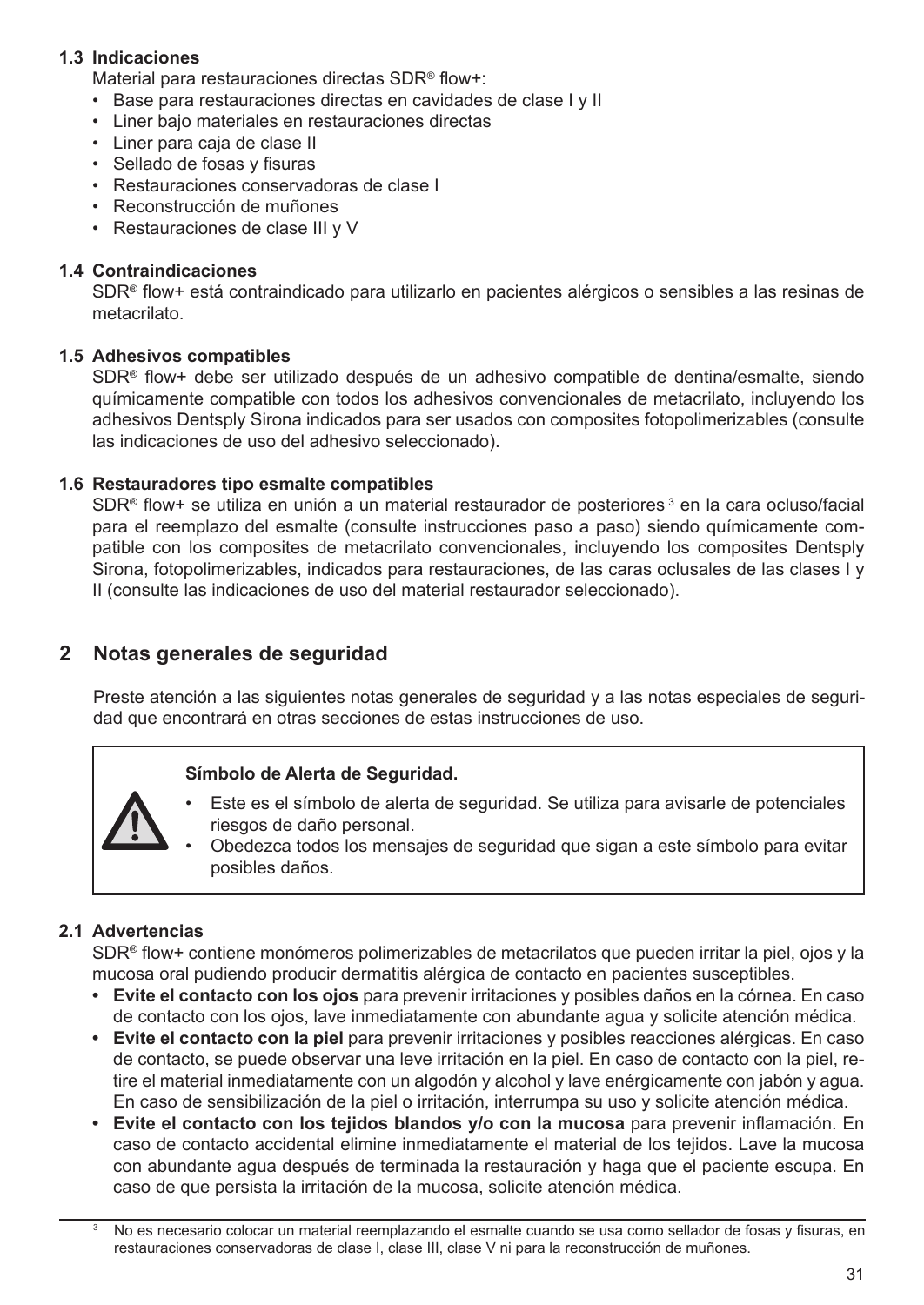### 1.3 Indicaciones

Material para restauraciones directas SDR® flow+:

- Base para restauraciones directas en cavidades de clase I y II
- Liner bajo materiales en restauraciones directas
- Liner para caja de clase II
- Sellado de fosas y fisuras
- Restauraciones conservadoras de clase I
- Reconstrucción de muñones
- Restauraciones de clase III y V

### 1.4 Contraindicaciones

SDR® flow+ está contraindicado para utilizarlo en pacientes alérgicos o sensibles a las resinas de metacrilato.

### 1.5 Adhesivos compatibles

SDR® flow+ debe ser utilizado después de un adhesivo compatible de dentina/esmalte, siendo químicamente compatible con todos los adhesivos convencionales de metacrilato, incluyendo los adhesivos Dentsply Sirona indicados para ser usados con composites fotopolimerizables (consulte las indicaciones de uso del adhesivo seleccionado).

### 1.6 Restauradores tipo esmalte compatibles

SDR® flow+ se utiliza en unión a un material restaurador de posteriores [3] en la cara ocluso/facial para el reemplazo del esmalte (consulte instrucciones paso a paso) siendo químicamente compatible con los composites de metacrilato convencionales, incluyendo los composites Dentsply Sirona, fotopolimerizables, indicados para restauraciones, de las caras oclusales de las clases I y II (consulte las indicaciones de uso del material restaurador seleccionado).

## 2 Notas generales de seguridad

Preste atención a las siguientes notas generales de seguridad y a las notas especiales de seguridad que encontrará en otras secciones de estas instrucciones de uso.

> **Símbolo de Alerta de Seguridad.**
>
> - Este es el símbolo de alerta de seguridad. Se utiliza para avisarle de potenciales riesgos de daño personal.
> - Obedezca todos los mensajes de seguridad que sigan a este símbolo para evitar posibles daños.

### 2.1 Advertencias

SDR® flow+ contiene monómeros polimerizables de metacrilatos que pueden irritar la piel, ojos y la mucosa oral pudiendo producir dermatitis alérgica de contacto en pacientes susceptibles.

- **Evite el contacto con los ojos** para prevenir irritaciones y posibles daños en la córnea. En caso de contacto con los ojos, lave inmediatamente con abundante agua y solicite atención médica.
- **Evite el contacto con la piel** para prevenir irritaciones y posibles reacciones alérgicas. En caso de contacto, se puede observar una leve irritación en la piel. En caso de contacto con la piel, retire el material inmediatamente con un algodón y alcohol y lave enérgicamente con jabón y agua. En caso de sensibilización de la piel o irritación, interrumpa su uso y solicite atención médica.
- **Evite el contacto con los tejidos blandos y/o con la mucosa** para prevenir inflamación. En caso de contacto accidental elimine inmediatamente el material de los tejidos. Lave la mucosa con abundante agua después de terminada la restauración y haga que el paciente escupa. En caso de que persista la irritación de la mucosa, solicite atención médica.

[3] No es necesario colocar un material reemplazando el esmalte cuando se usa como sellador de fosas y fisuras, en restauraciones conservadoras de clase I, clase III, clase V ni para la reconstrucción de muñones.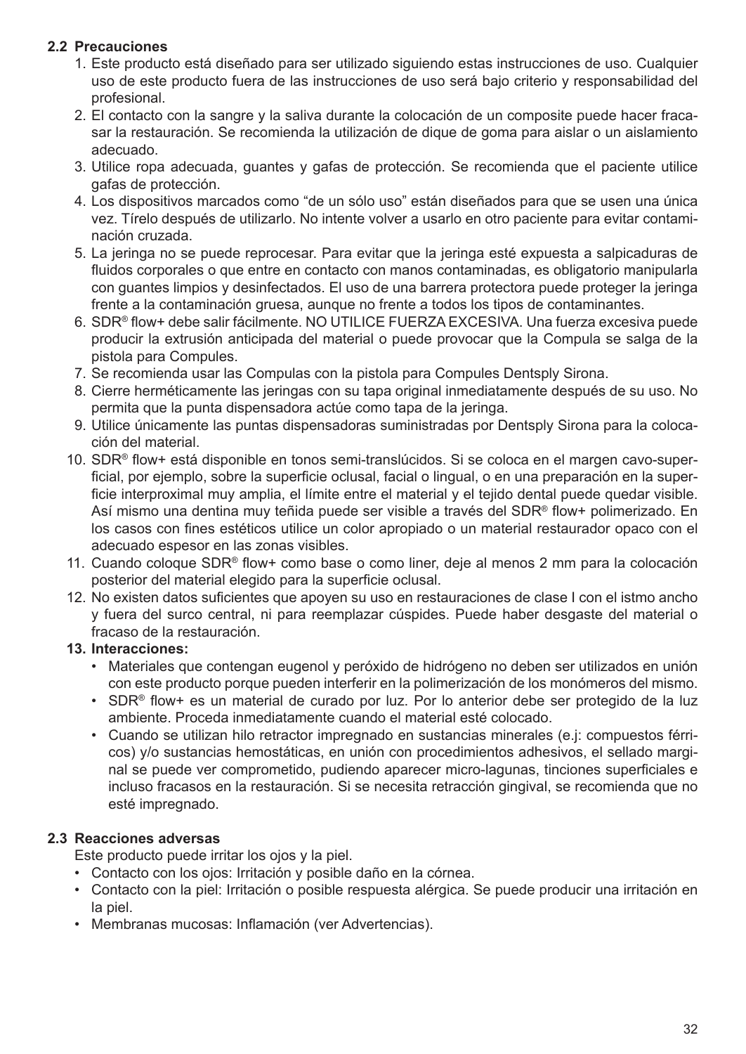### 2.2 Precauciones

1. Este producto está diseñado para ser utilizado siguiendo estas instrucciones de uso. Cualquier uso de este producto fuera de las instrucciones de uso será bajo criterio y responsabilidad del profesional.
2. El contacto con la sangre y la saliva durante la colocación de un composite puede hacer fracasar la restauración. Se recomienda la utilización de dique de goma para aislar o un aislamiento adecuado.
3. Utilice ropa adecuada, guantes y gafas de protección. Se recomienda que el paciente utilice gafas de protección.
4. Los dispositivos marcados como "de un sólo uso" están diseñados para que se usen una única vez. Tírelo después de utilizarlo. No intente volver a usarlo en otro paciente para evitar contaminación cruzada.
5. La jeringa no se puede reprocesar. Para evitar que la jeringa esté expuesta a salpicaduras de fluidos corporales o que entre en contacto con manos contaminadas, es obligatorio manipularla con guantes limpios y desinfectados. El uso de una barrera protectora puede proteger la jeringa frente a la contaminación gruesa, aunque no frente a todos los tipos de contaminantes.
6. SDR® flow+ debe salir fácilmente. NO UTILICE FUERZA EXCESIVA. Una fuerza excesiva puede producir la extrusión anticipada del material o puede provocar que la Compula se salga de la pistola para Compules.
7. Se recomienda usar las Compulas con la pistola para Compules Dentsply Sirona.
8. Cierre herméticamente las jeringas con su tapa original inmediatamente después de su uso. No permita que la punta dispensadora actúe como tapa de la jeringa.
9. Utilice únicamente las puntas dispensadoras suministradas por Dentsply Sirona para la colocación del material.
10. SDR® flow+ está disponible en tonos semi-translúcidos. Si se coloca en el margen cavo-superficial, por ejemplo, sobre la superficie oclusal, facial o lingual, o en una preparación en la superficie interproximal muy amplia, el límite entre el material y el tejido dental puede quedar visible. Así mismo una dentina muy teñida puede ser visible a través del SDR® flow+ polimerizado. En los casos con fines estéticos utilice un color apropiado o un material restaurador opaco con el adecuado espesor en las zonas visibles.
11. Cuando coloque SDR® flow+ como base o como liner, deje al menos 2 mm para la colocación posterior del material elegido para la superficie oclusal.
12. No existen datos suficientes que apoyen su uso en restauraciones de clase I con el istmo ancho y fuera del surco central, ni para reemplazar cúspides. Puede haber desgaste del material o fracaso de la restauración.
13. **Interacciones:**
    - Materiales que contengan eugenol y peróxido de hidrógeno no deben ser utilizados en unión con este producto porque pueden interferir en la polimerización de los monómeros del mismo.
    - SDR® flow+ es un material de curado por luz. Por lo anterior debe ser protegido de la luz ambiente. Proceda inmediatamente cuando el material esté colocado.
    - Cuando se utilizan hilo retractor impregnado en sustancias minerales (e.j: compuestos férricos) y/o sustancias hemostáticas, en unión con procedimientos adhesivos, el sellado marginal se puede ver comprometido, pudiendo aparecer micro-lagunas, tinciones superficiales e incluso fracasos en la restauración. Si se necesita retracción gingival, se recomienda que no esté impregnado.

### 2.3 Reacciones adversas

Este producto puede irritar los ojos y la piel.

- Contacto con los ojos: Irritación y posible daño en la córnea.
- Contacto con la piel: Irritación o posible respuesta alérgica. Se puede producir una irritación en la piel.
- Membranas mucosas: Inflamación (ver Advertencias).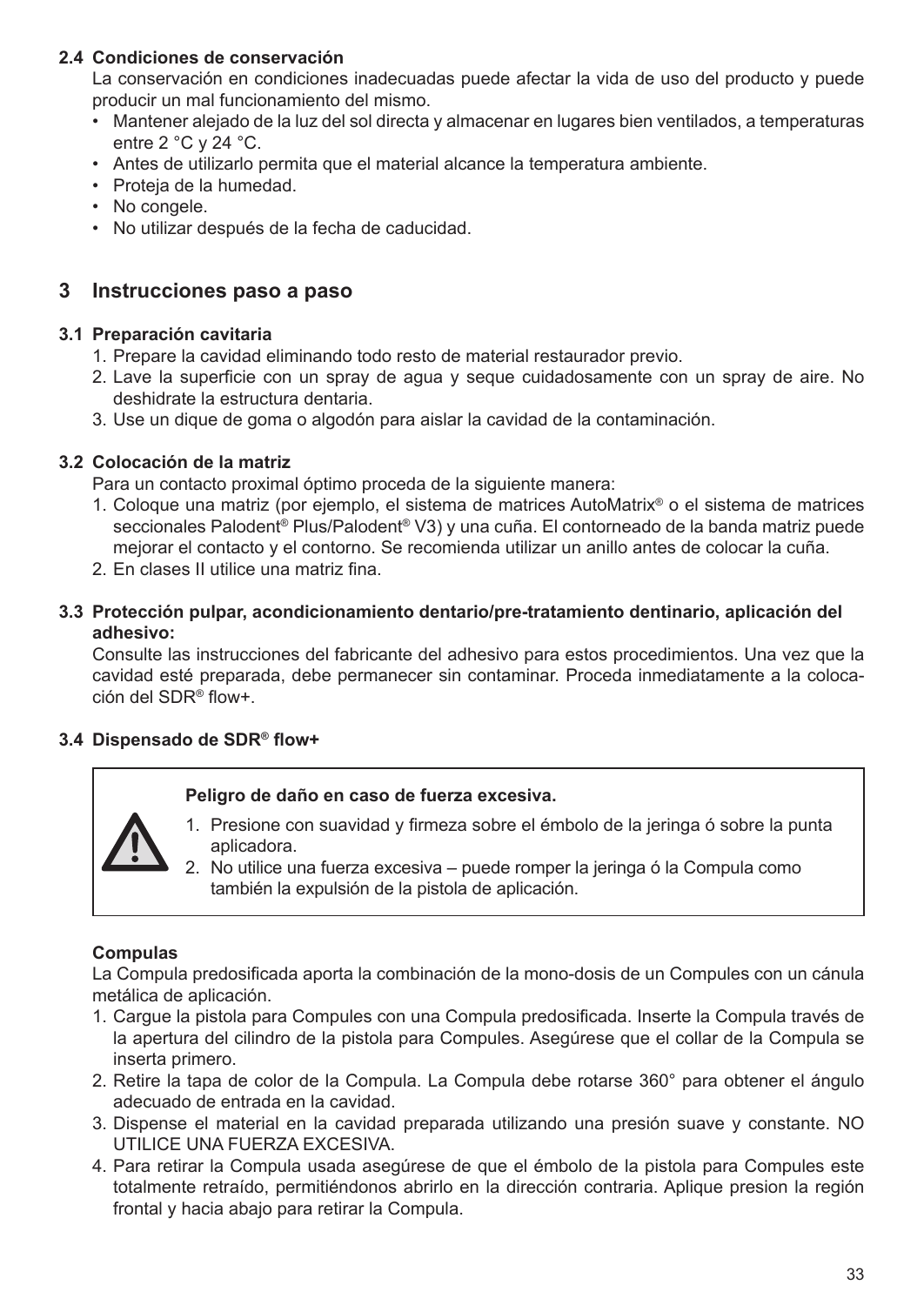### 2.4 Condiciones de conservación

La conservación en condiciones inadecuadas puede afectar la vida de uso del producto y puede producir un mal funcionamiento del mismo.

- Mantener alejado de la luz del sol directa y almacenar en lugares bien ventilados, a temperaturas entre 2 °C y 24 °C.
- Antes de utilizarlo permita que el material alcance la temperatura ambiente.
- Proteja de la humedad.
- No congele.
- No utilizar después de la fecha de caducidad.

## 3 Instrucciones paso a paso

### 3.1 Preparación cavitaria

1. Prepare la cavidad eliminando todo resto de material restaurador previo.
2. Lave la superficie con un spray de agua y seque cuidadosamente con un spray de aire. No deshidrate la estructura dentaria.
3. Use un dique de goma o algodón para aislar la cavidad de la contaminación.

### 3.2 Colocación de la matriz

Para un contacto proximal óptimo proceda de la siguiente manera:

1. Coloque una matriz (por ejemplo, el sistema de matrices AutoMatrix® o el sistema de matrices seccionales Palodent® Plus/Palodent® V3) y una cuña. El contorneado de la banda matriz puede mejorar el contacto y el contorno. Se recomienda utilizar un anillo antes de colocar la cuña.
2. En clases II utilice una matriz fina.

### 3.3 Protección pulpar, acondicionamiento dentario/pre-tratamiento dentinario, aplicación del adhesivo:

Consulte las instrucciones del fabricante del adhesivo para estos procedimientos. Una vez que la cavidad esté preparada, debe permanecer sin contaminar. Proceda inmediatamente a la colocación del SDR® flow+.

### 3.4 Dispensado de SDR® flow+

**Peligro de daño en caso de fuerza excesiva.**

1. Presione con suavidad y firmeza sobre el émbolo de la jeringa ó sobre la punta aplicadora.
2. No utilice una fuerza excesiva – puede romper la jeringa ó la Compula como también la expulsión de la pistola de aplicación.

**Compulas**

La Compula predosificada aporta la combinación de la mono-dosis de un Compules con un cánula metálica de aplicación.

1. Cargue la pistola para Compules con una Compula predosificada. Inserte la Compula través de la apertura del cilindro de la pistola para Compules. Asegúrese que el collar de la Compula se inserta primero.
2. Retire la tapa de color de la Compula. La Compula debe rotarse 360° para obtener el ángulo adecuado de entrada en la cavidad.
3. Dispense el material en la cavidad preparada utilizando una presión suave y constante. NO UTILICE UNA FUERZA EXCESIVA.
4. Para retirar la Compula usada asegúrese de que el émbolo de la pistola para Compules este totalmente retraído, permitiéndonos abrirlo en la dirección contraria. Aplique presion la región frontal y hacia abajo para retirar la Compula.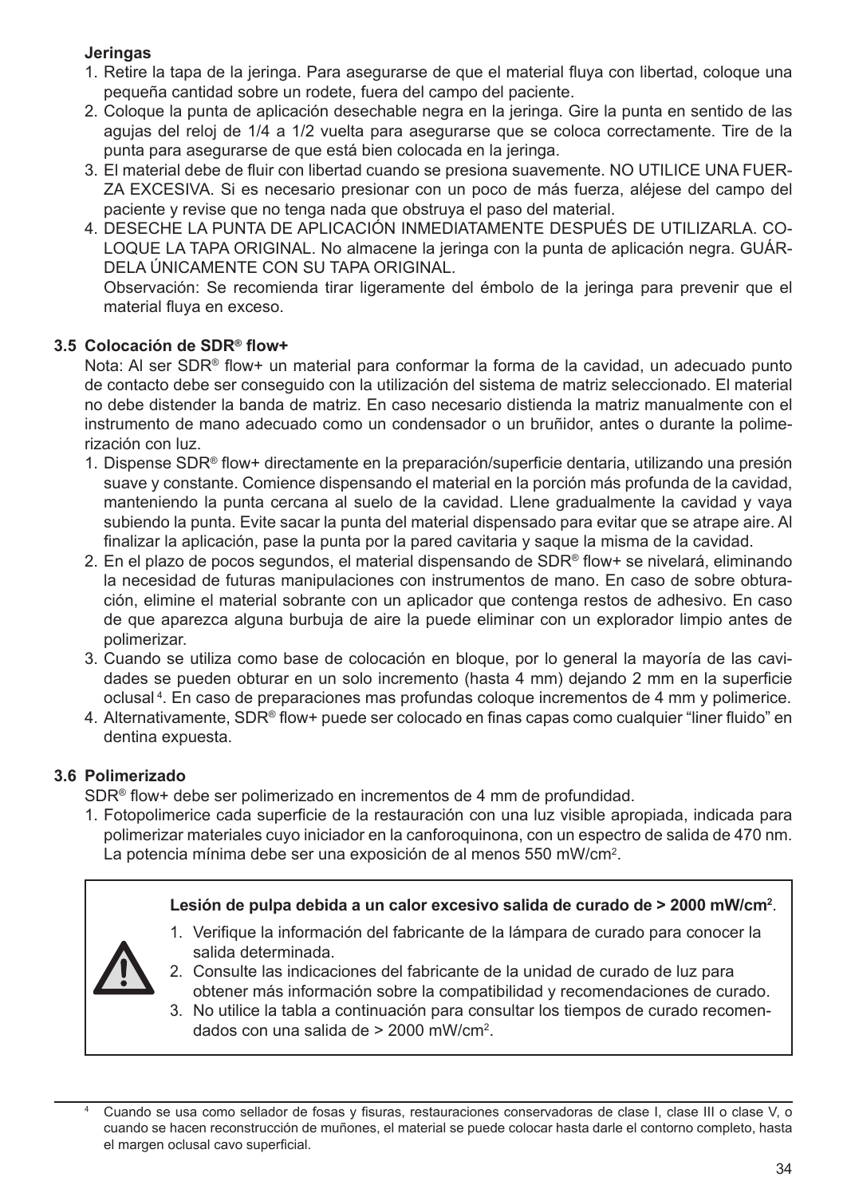**Jeringas**

1. Retire la tapa de la jeringa. Para asegurarse de que el material fluya con libertad, coloque una pequeña cantidad sobre un rodete, fuera del campo del paciente.
2. Coloque la punta de aplicación desechable negra en la jeringa. Gire la punta en sentido de las agujas del reloj de 1/4 a 1/2 vuelta para asegurarse que se coloca correctamente. Tire de la punta para asegurarse de que está bien colocada en la jeringa.
3. El material debe de fluir con libertad cuando se presiona suavemente. NO UTILICE UNA FUERZA EXCESIVA. Si es necesario presionar con un poco de más fuerza, aléjese del campo del paciente y revise que no tenga nada que obstruya el paso del material.
4. DESECHE LA PUNTA DE APLICACIÓN INMEDIATAMENTE DESPUÉS DE UTILIZARLA. COLOQUE LA TAPA ORIGINAL. No almacene la jeringa con la punta de aplicación negra. GUÁRDELA ÚNICAMENTE CON SU TAPA ORIGINAL.
   Observación: Se recomienda tirar ligeramente del émbolo de la jeringa para prevenir que el material fluya en exceso.

### 3.5 Colocación de SDR® flow+

Nota: Al ser SDR® flow+ un material para conformar la forma de la cavidad, un adecuado punto de contacto debe ser conseguido con la utilización del sistema de matriz seleccionado. El material no debe distender la banda de matriz. En caso necesario distienda la matriz manualmente con el instrumento de mano adecuado como un condensador o un bruñidor, antes o durante la polimerización con luz.

1. Dispense SDR® flow+ directamente en la preparación/superficie dentaria, utilizando una presión suave y constante. Comience dispensando el material en la porción más profunda de la cavidad, manteniendo la punta cercana al suelo de la cavidad. Llene gradualmente la cavidad y vaya subiendo la punta. Evite sacar la punta del material dispensado para evitar que se atrape aire. Al finalizar la aplicación, pase la punta por la pared cavitaria y saque la misma de la cavidad.
2. En el plazo de pocos segundos, el material dispensando de SDR® flow+ se nivelará, eliminando la necesidad de futuras manipulaciones con instrumentos de mano. En caso de sobre obturación, elimine el material sobrante con un aplicador que contenga restos de adhesivo. En caso de que aparezca alguna burbuja de aire la puede eliminar con un explorador limpio antes de polimerizar.
3. Cuando se utiliza como base de colocación en bloque, por lo general la mayoría de las cavidades se pueden obturar en un solo incremento (hasta 4 mm) dejando 2 mm en la superficie oclusal [4]. En caso de preparaciones mas profundas coloque incrementos de 4 mm y polimerice.
4. Alternativamente, SDR® flow+ puede ser colocado en finas capas como cualquier “liner fluido” en dentina expuesta.

### 3.6 Polimerizado

SDR® flow+ debe ser polimerizado en incrementos de 4 mm de profundidad.

1. Fotopolimerice cada superficie de la restauración con una luz visible apropiada, indicada para polimerizar materiales cuyo iniciador en la canforoquinona, con un espectro de salida de 470 nm. La potencia mínima debe ser una exposición de al menos 550 mW/cm².

> ⚠ **Lesión de pulpa debida a un calor excesivo salida de curado de > 2000 mW/cm²**.
>
> 1. Verifique la información del fabricante de la lámpara de curado para conocer la salida determinada.
> 2. Consulte las indicaciones del fabricante de la unidad de curado de luz para obtener más información sobre la compatibilidad y recomendaciones de curado.
> 3. No utilice la tabla a continuación para consultar los tiempos de curado recomendados con una salida de > 2000 mW/cm².

---

[4] Cuando se usa como sellador de fosas y fisuras, restauraciones conservadoras de clase I, clase III o clase V, o cuando se hacen reconstrucción de muñones, el material se puede colocar hasta darle el contorno completo, hasta el margen oclusal cavo superficial.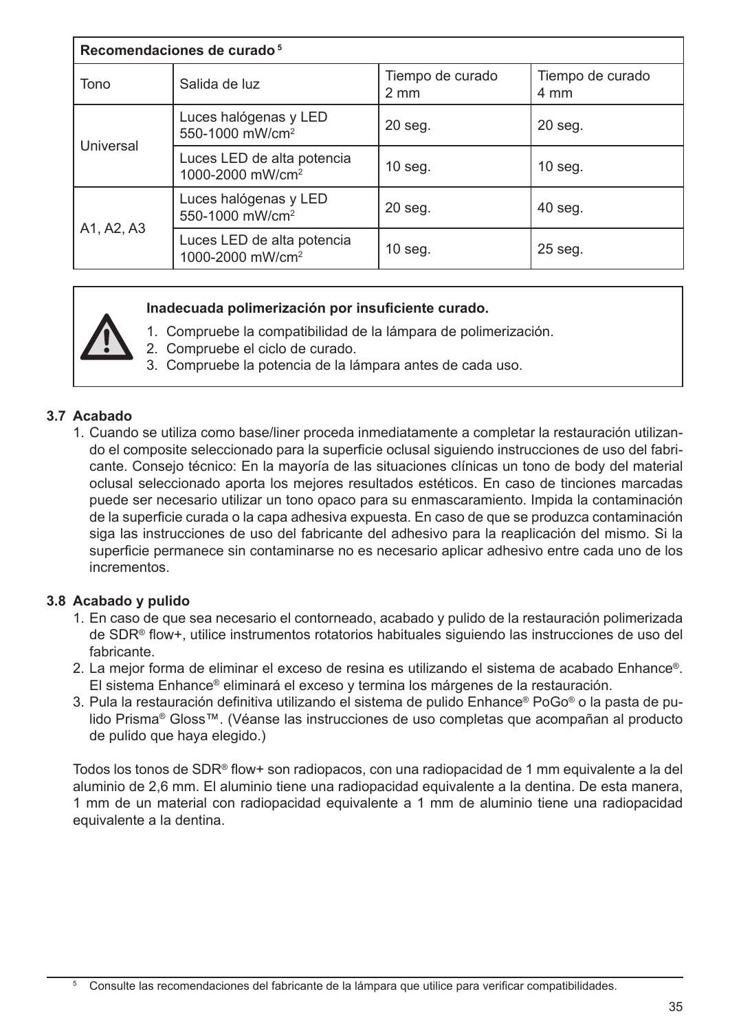| Recomendaciones de curado [5] | | | |
|---|---|---|---|
| Tono | Salida de luz | Tiempo de curado 2 mm | Tiempo de curado 4 mm |
| Universal | Luces halógenas y LED 550-1000 mW/cm² | 20 seg. | 20 seg. |
| | Luces LED de alta potencia 1000-2000 mW/cm² | 10 seg. | 10 seg. |
| A1, A2, A3 | Luces halógenas y LED 550-1000 mW/cm² | 20 seg. | 40 seg. |
| | Luces LED de alta potencia 1000-2000 mW/cm² | 10 seg. | 25 seg. |

**Inadecuada polimerización por insuficiente curado.**

1. Compruebe la compatibilidad de la lámpara de polimerización.
2. Compruebe el ciclo de curado.
3. Compruebe la potencia de la lámpara antes de cada uso.

### 3.7 Acabado

1. Cuando se utiliza como base/liner proceda inmediatamente a completar la restauración utilizando el composite seleccionado para la superficie oclusal siguiendo instrucciones de uso del fabricante. Consejo técnico: En la mayoría de las situaciones clínicas un tono de body del material oclusal seleccionado aporta los mejores resultados estéticos. En caso de tinciones marcadas puede ser necesario utilizar un tono opaco para su enmascaramiento. Impida la contaminación de la superficie curada o la capa adhesiva expuesta. En caso de que se produzca contaminación siga las instrucciones de uso del fabricante del adhesivo para la reaplicación del mismo. Si la superficie permanece sin contaminarse no es necesario aplicar adhesivo entre cada uno de los incrementos.

### 3.8 Acabado y pulido

1. En caso de que sea necesario el contorneado, acabado y pulido de la restauración polimerizada de SDR® flow+, utilice instrumentos rotatorios habituales siguiendo las instrucciones de uso del fabricante.
2. La mejor forma de eliminar el exceso de resina es utilizando el sistema de acabado Enhance®. El sistema Enhance® eliminará el exceso y termina los márgenes de la restauración.
3. Pula la restauración definitiva utilizando el sistema de pulido Enhance® PoGo® o la pasta de pulido Prisma® Gloss™. (Véanse las instrucciones de uso completas que acompañan al producto de pulido que haya elegido.)

Todos los tonos de SDR® flow+ son radiopacos, con una radiopacidad de 1 mm equivalente a la del aluminio de 2,6 mm. El aluminio tiene una radiopacidad equivalente a la dentina. De esta manera, 1 mm de un material con radiopacidad equivalente a 1 mm de aluminio tiene una radiopacidad equivalente a la dentina.

[5] Consulte las recomendaciones del fabricante de la lámpara que utilice para verificar compatibilidades.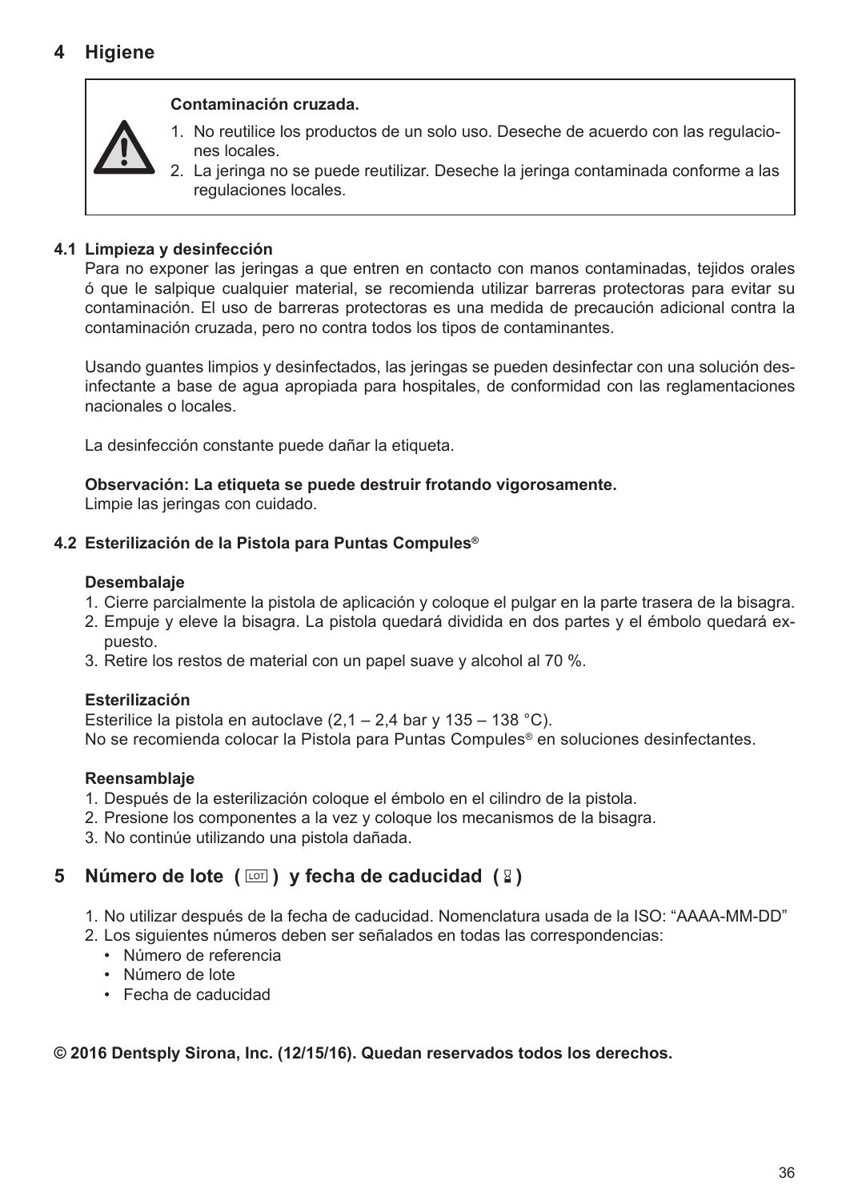# 4 Higiene

> **Contaminación cruzada.**
>
> 1. No reutilice los productos de un solo uso. Deseche de acuerdo con las regulaciones locales.
> 2. La jeringa no se puede reutilizar. Deseche la jeringa contaminada conforme a las regulaciones locales.

## 4.1 Limpieza y desinfección

Para no exponer las jeringas a que entren en contacto con manos contaminadas, tejidos orales ó que le salpique cualquier material, se recomienda utilizar barreras protectoras para evitar su contaminación. El uso de barreras protectoras es una medida de precaución adicional contra la contaminación cruzada, pero no contra todos los tipos de contaminantes.

Usando guantes limpios y desinfectados, las jeringas se pueden desinfectar con una solución desinfectante a base de agua apropiada para hospitales, de conformidad con las reglamentaciones nacionales o locales.

La desinfección constante puede dañar la etiqueta.

**Observación: La etiqueta se puede destruir frotando vigorosamente.**
Limpie las jeringas con cuidado.

## 4.2 Esterilización de la Pistola para Puntas Compules®

**Desembalaje**

1. Cierre parcialmente la pistola de aplicación y coloque el pulgar en la parte trasera de la bisagra.
2. Empuje y eleve la bisagra. La pistola quedará dividida en dos partes y el émbolo quedará expuesto.
3. Retire los restos de material con un papel suave y alcohol al 70 %.

**Esterilización**

Esterilice la pistola en autoclave (2,1 – 2,4 bar y 135 – 138 °C).
No se recomienda colocar la Pistola para Puntas Compules® en soluciones desinfectantes.

**Reensamblaje**

1. Después de la esterilización coloque el émbolo en el cilindro de la pistola.
2. Presione los componentes a la vez y coloque los mecanismos de la bisagra.
3. No continúe utilizando una pistola dañada.

# 5 Número de lote ( LOT ) y fecha de caducidad ( ⌛ )

1. No utilizar después de la fecha de caducidad. Nomenclatura usada de la ISO: “AAAA-MM-DD”
2. Los siguientes números deben ser señalados en todas las correspondencias:
   - Número de referencia
   - Número de lote
   - Fecha de caducidad

**© 2016 Dentsply Sirona, Inc. (12/15/16). Quedan reservados todos los derechos.**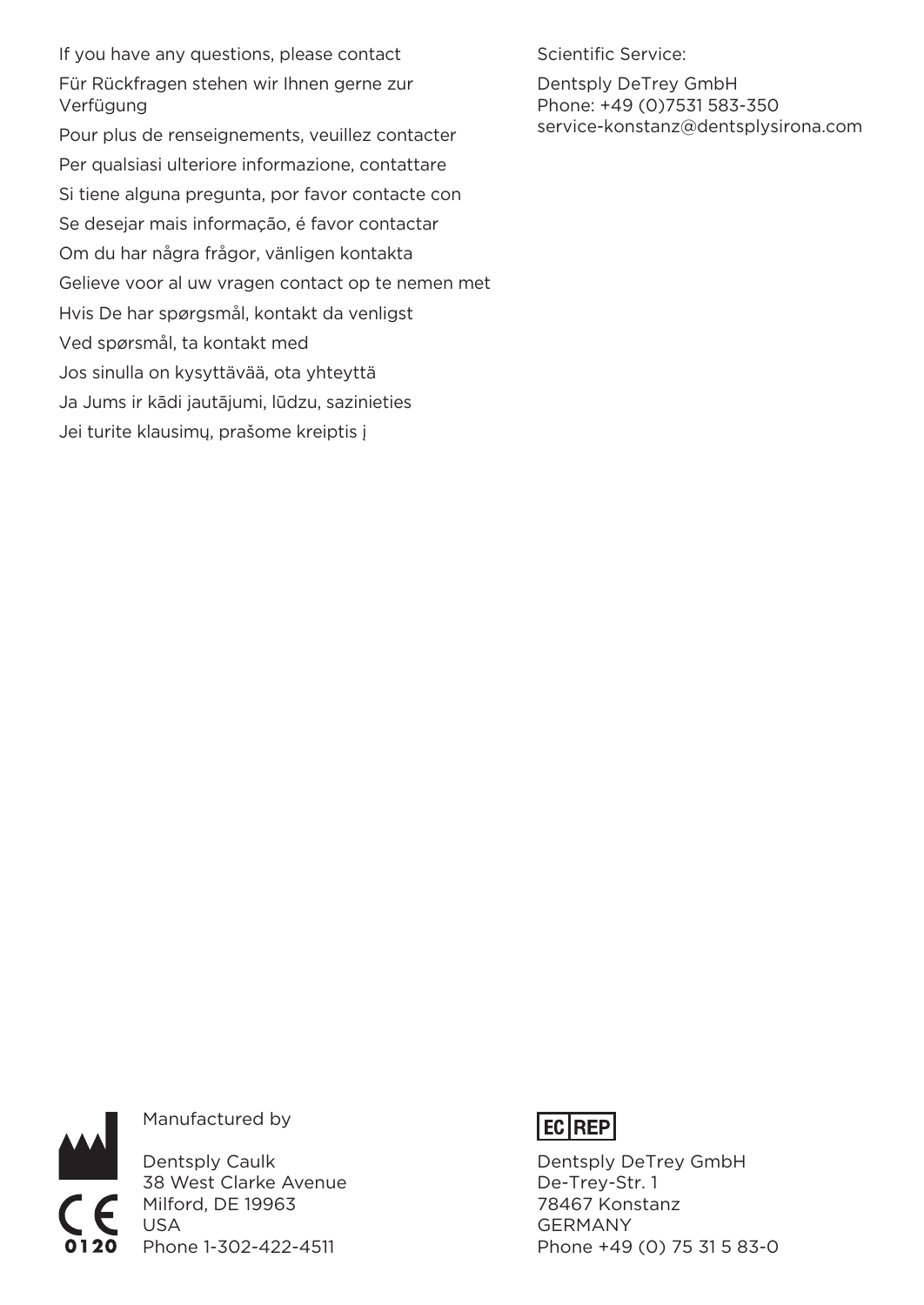If you have any questions, please contact

Für Rückfragen stehen wir Ihnen gerne zur Verfügung

Pour plus de renseignements, veuillez contacter

Per qualsiasi ulteriore informazione, contattare

Si tiene alguna pregunta, por favor contacte con

Se desejar mais informação, é favor contactar

Om du har några frågor, vänligen kontakta

Gelieve voor al uw vragen contact op te nemen met

Hvis De har spørgsmål, kontakt da venligst

Ved spørsmål, ta kontakt med

Jos sinulla on kysyttävää, ota yhteyttä

Ja Jums ir kādi jautājumi, lūdzu, sazinieties

Jei turite klausimų, prašome kreiptis į

Scientific Service:

Dentsply DeTrey GmbH
Phone: +49 (0)7531 583-350
service-konstanz@dentsplysirona.com

Manufactured by

Dentsply Caulk
38 West Clarke Avenue
Milford, DE 19963
USA
Phone 1-302-422-4511

CE 0120

EC REP

Dentsply DeTrey GmbH
De-Trey-Str. 1
78467 Konstanz
GERMANY
Phone +49 (0) 75 31 5 83-0